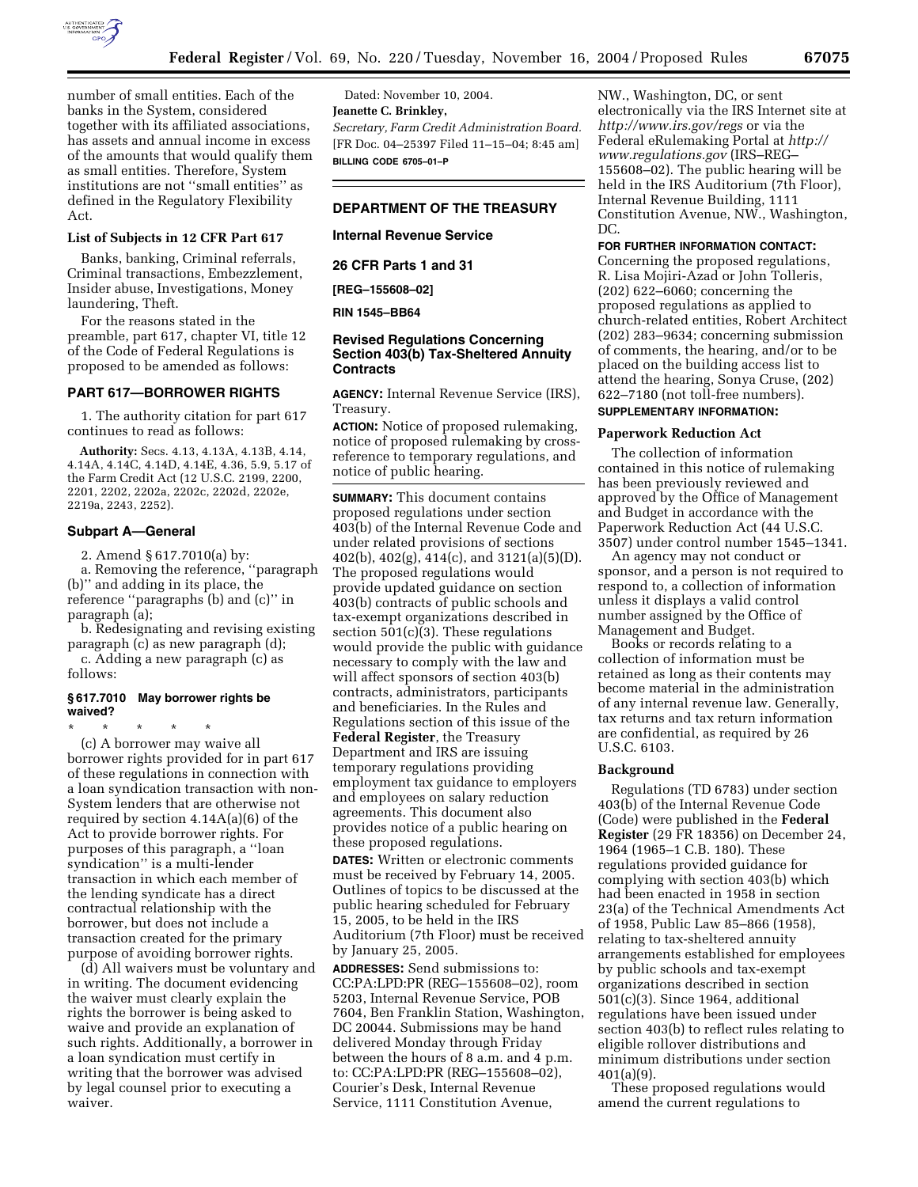number of small entities. Each of the banks in the System, considered together with its affiliated associations, has assets and annual income in excess of the amounts that would qualify them as small entities. Therefore, System institutions are not ''small entities'' as defined in the Regulatory Flexibility Act.

### List of Subjects in 12 CFR Part 617

Banks, banking, Criminal referrals, Criminal transactions, Embezzlement, Insider abuse, Investigations, Money laundering, Theft.

For the reasons stated in the preamble, part 617, chapter VI, title 12 of the Code of Federal Regulations is proposed to be amended as follows:

## PART 617—BORROWER RIGHTS

1. The authority citation for part 617 continues to read as follows:

**Authority:** Secs. 4.13, 4.13A, 4.13B, 4.14, 4.14A, 4.14C, 4.14D, 4.14E, 4.36, 5.9, 5.17 of the Farm Credit Act (12 U.S.C. 2199, 2200, 2201, 2202, 2202a, 2202c, 2202d, 2202e, 2219a, 2243, 2252).

### Subpart A—General

2. Amend § 617.7010(a) by:

a. Removing the reference, ''paragraph (b)'' and adding in its place, the reference ''paragraphs (b) and (c)'' in paragraph (a);

b. Redesignating and revising existing paragraph (c) as new paragraph (d);

c. Adding a new paragraph (c) as follows:

#### § 617.7010 May borrower rights be waived?

\* \* \* \* \*

(c) A borrower may waive all borrower rights provided for in part 617 of these regulations in connection with a loan syndication transaction with non-System lenders that are otherwise not required by section 4.14A(a)(6) of the Act to provide borrower rights. For purposes of this paragraph, a ''loan syndication'' is a multi-lender transaction in which each member of the lending syndicate has a direct contractual relationship with the borrower, but does not include a transaction created for the primary purpose of avoiding borrower rights.

(d) All waivers must be voluntary and in writing. The document evidencing the waiver must clearly explain the rights the borrower is being asked to waive and provide an explanation of such rights. Additionally, a borrower in a loan syndication must certify in writing that the borrower was advised by legal counsel prior to executing a waiver.

Dated: November 10, 2004.

**Jeanette C. Brinkley,**

*Secretary, Farm Credit Administration Board.*

[FR Doc. 04–25397 Filed 11–15–04; 8:45 am]

**BILLING CODE 6705–01–P**

---

## DEPARTMENT OF THE TREASURY

### Internal Revenue Service

### 26 CFR Parts 1 and 31

**[REG–155608–02]**

**RIN 1545–BB64**

### Revised Regulations Concerning Section 403(b) Tax-Sheltered Annuity Contracts

**AGENCY:** Internal Revenue Service (IRS), Treasury.

**ACTION:** Notice of proposed rulemaking, notice of proposed rulemaking by cross-reference to temporary regulations, and notice of public hearing.

**SUMMARY:** This document contains proposed regulations under section 403(b) of the Internal Revenue Code and under related provisions of sections 402(b), 402(g), 414(c), and 3121(a)(5)(D). The proposed regulations would provide updated guidance on section 403(b) contracts of public schools and tax-exempt organizations described in section 501(c)(3). These regulations would provide the public with guidance necessary to comply with the law and will affect sponsors of section 403(b) contracts, administrators, participants and beneficiaries. In the Rules and Regulations section of this issue of the **Federal Register**, the Treasury Department and IRS are issuing temporary regulations providing employment tax guidance to employers and employees on salary reduction agreements. This document also provides notice of a public hearing on these proposed regulations.

**DATES:** Written or electronic comments must be received by February 14, 2005. Outlines of topics to be discussed at the public hearing scheduled for February 15, 2005, to be held in the IRS Auditorium (7th Floor) must be received by January 25, 2005.

**ADDRESSES:** Send submissions to: CC:PA:LPD:PR (REG–155608–02), room 5203, Internal Revenue Service, POB 7604, Ben Franklin Station, Washington, DC 20044. Submissions may be hand delivered Monday through Friday between the hours of 8 a.m. and 4 p.m. to: CC:PA:LPD:PR (REG–155608–02), Courier's Desk, Internal Revenue Service, 1111 Constitution Avenue, NW., Washington, DC, or sent electronically via the IRS Internet site at *http://www.irs.gov/regs* or via the Federal eRulemaking Portal at *http://www.regulations.gov* (IRS–REG–155608–02). The public hearing will be held in the IRS Auditorium (7th Floor), Internal Revenue Building, 1111 Constitution Avenue, NW., Washington, DC.

**FOR FURTHER INFORMATION CONTACT:** Concerning the proposed regulations, R. Lisa Mojiri-Azad or John Tolleris, (202) 622–6060; concerning the proposed regulations as applied to church-related entities, Robert Architect (202) 283–9634; concerning submission of comments, the hearing, and/or to be placed on the building access list to attend the hearing, Sonya Cruse, (202) 622–7180 (not toll-free numbers).

**SUPPLEMENTARY INFORMATION:**

### Paperwork Reduction Act

The collection of information contained in this notice of rulemaking has been previously reviewed and approved by the Office of Management and Budget in accordance with the Paperwork Reduction Act (44 U.S.C. 3507) under control number 1545–1341.

An agency may not conduct or sponsor, and a person is not required to respond to, a collection of information unless it displays a valid control number assigned by the Office of Management and Budget.

Books or records relating to a collection of information must be retained as long as their contents may become material in the administration of any internal revenue law. Generally, tax returns and tax return information are confidential, as required by 26 U.S.C. 6103.

### Background

Regulations (TD 6783) under section 403(b) of the Internal Revenue Code (Code) were published in the **Federal Register** (29 FR 18356) on December 24, 1964 (1965–1 C.B. 180). These regulations provided guidance for complying with section 403(b) which had been enacted in 1958 in section 23(a) of the Technical Amendments Act of 1958, Public Law 85–866 (1958), relating to tax-sheltered annuity arrangements established for employees by public schools and tax-exempt organizations described in section 501(c)(3). Since 1964, additional regulations have been issued under section 403(b) to reflect rules relating to eligible rollover distributions and minimum distributions under section 401(a)(9).

These proposed regulations would amend the current regulations to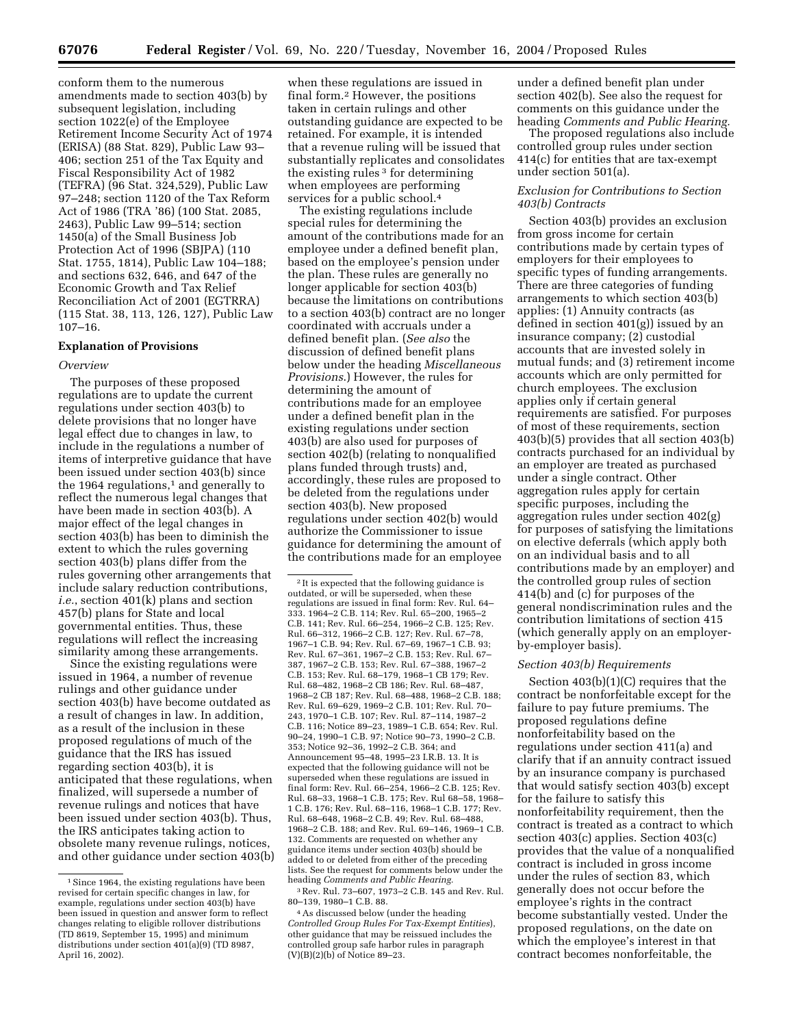conform them to the numerous amendments made to section 403(b) by subsequent legislation, including section 1022(e) of the Employee Retirement Income Security Act of 1974 (ERISA) (88 Stat. 829), Public Law 93–406; section 251 of the Tax Equity and Fiscal Responsibility Act of 1982 (TEFRA) (96 Stat. 324,529), Public Law 97–248; section 1120 of the Tax Reform Act of 1986 (TRA '86) (100 Stat. 2085, 2463), Public Law 99–514; section 1450(a) of the Small Business Job Protection Act of 1996 (SBJPA) (110 Stat. 1755, 1814), Public Law 104–188; and sections 632, 646, and 647 of the Economic Growth and Tax Relief Reconciliation Act of 2001 (EGTRRA) (115 Stat. 38, 113, 126, 127), Public Law 107–16.

## Explanation of Provisions

### *Overview*

The purposes of these proposed regulations are to update the current regulations under section 403(b) to delete provisions that no longer have legal effect due to changes in law, to include in the regulations a number of items of interpretive guidance that have been issued under section 403(b) since the 1964 regulations,[1] and generally to reflect the numerous legal changes that have been made in section 403(b). A major effect of the legal changes in section 403(b) has been to diminish the extent to which the rules governing section 403(b) plans differ from the rules governing other arrangements that include salary reduction contributions, *i.e.*, section 401(k) plans and section 457(b) plans for State and local governmental entities. Thus, these regulations will reflect the increasing similarity among these arrangements.

Since the existing regulations were issued in 1964, a number of revenue rulings and other guidance under section 403(b) have become outdated as a result of changes in law. In addition, as a result of the inclusion in these proposed regulations of much of the guidance that the IRS has issued regarding section 403(b), it is anticipated that these regulations, when finalized, will supersede a number of revenue rulings and notices that have been issued under section 403(b). Thus, the IRS anticipates taking action to obsolete many revenue rulings, notices, and other guidance under section 403(b) when these regulations are issued in final form.[2] However, the positions taken in certain rulings and other outstanding guidance are expected to be retained. For example, it is intended that a revenue ruling will be issued that substantially replicates and consolidates the existing rules[3] for determining when employees are performing services for a public school.[4]

The existing regulations include special rules for determining the amount of the contributions made for an employee under a defined benefit plan, based on the employee's pension under the plan. These rules are generally no longer applicable for section 403(b) because the limitations on contributions to a section 403(b) contract are no longer coordinated with accruals under a defined benefit plan. (*See also* the discussion of defined benefit plans below under the heading *Miscellaneous Provisions*.) However, the rules for determining the amount of contributions made for an employee under a defined benefit plan in the existing regulations under section 403(b) are also used for purposes of section 402(b) (relating to nonqualified plans funded through trusts) and, accordingly, these rules are proposed to be deleted from the regulations under section 403(b). New proposed regulations under section 402(b) would authorize the Commissioner to issue guidance for determining the amount of the contributions made for an employee under a defined benefit plan under section 402(b). See also the request for comments on this guidance under the heading *Comments and Public Hearing.*

The proposed regulations also include controlled group rules under section 414(c) for entities that are tax-exempt under section 501(a).

### *Exclusion for Contributions to Section 403(b) Contracts*

Section 403(b) provides an exclusion from gross income for certain contributions made by certain types of employers for their employees to specific types of funding arrangements. There are three categories of funding arrangements to which section 403(b) applies: (1) Annuity contracts (as defined in section 401(g)) issued by an insurance company; (2) custodial accounts that are invested solely in mutual funds; and (3) retirement income accounts which are only permitted for church employees. The exclusion applies only if certain general requirements are satisfied. For purposes of most of these requirements, section 403(b)(5) provides that all section 403(b) contracts purchased for an individual by an employer are treated as purchased under a single contract. Other aggregation rules apply for certain specific purposes, including the aggregation rules under section 402(g) for purposes of satisfying the limitations on elective deferrals (which apply both on an individual basis and to all contributions made by an employer) and the controlled group rules of section 414(b) and (c) for purposes of the general nondiscrimination rules and the contribution limitations of section 415 (which generally apply on an employer-by-employer basis).

### *Section 403(b) Requirements*

Section 403(b)(1)(C) requires that the contract be nonforfeitable except for the failure to pay future premiums. The proposed regulations define nonforfeitability based on the regulations under section 411(a) and clarify that if an annuity contract issued by an insurance company is purchased that would satisfy section 403(b) except for the failure to satisfy this nonforfeitability requirement, then the contract is treated as a contract to which section 403(c) applies. Section 403(c) provides that the value of a nonqualified contract is included in gross income under the rules of section 83, which generally does not occur before the employee's rights in the contract become substantially vested. Under the proposed regulations, on the date on which the employee's interest in that contract becomes nonforfeitable, the

---

[1] Since 1964, the existing regulations have been revised for certain specific changes in law, for example, regulations under section 403(b) have been issued in question and answer form to reflect changes relating to eligible rollover distributions (TD 8619, September 15, 1995) and minimum distributions under section 401(a)(9) (TD 8987, April 16, 2002).

[2] It is expected that the following guidance is outdated, or will be superseded, when these regulations are issued in final form: Rev. Rul. 64–333. 1964–2 C.B. 114; Rev. Rul. 65–200, 1965–2 C.B. 141; Rev. Rul. 66–254, 1966–2 C.B. 125; Rev. Rul. 66–312, 1966–2 C.B. 127; Rev. Rul. 67–78, 1967–1 C.B. 94; Rev. Rul. 67–69, 1967–1 C.B. 93; Rev. Rul. 67–361, 1967–2 C.B. 153; Rev. Rul. 67–387, 1967–2 C.B. 153; Rev. Rul. 67–388, 1967–2 C.B. 153; Rev. Rul. 68–179, 1968–1 CB 179; Rev. Rul. 68–482, 1968–2 CB 186; Rev. Rul. 68–487, 1968–2 CB 187; Rev. Rul. 68–488, 1968–2 C.B. 188; Rev. Rul. 69–629, 1969–2 C.B. 101; Rev. Rul. 70–243, 1970–1 C.B. 107; Rev. Rul. 87–114, 1987–2 C.B. 116; Notice 89–23, 1989–1 C.B. 654; Rev. Rul. 90–24, 1990–1 C.B. 97; Notice 90–73, 1990–2 C.B. 353; Notice 92–36, 1992–2 C.B. 364; and Announcement 95–48, 1995–23 I.R.B. 13. It is expected that the following guidance will not be superseded when these regulations are issued in final form: Rev. Rul. 66–254, 1966–2 C.B. 125; Rev. Rul. 68–33, 1968–1 C.B. 175; Rev. Rul 68–58, 1968–1 C.B. 176; Rev. Rul. 68–116, 1968–1 C.B. 177; Rev. Rul. 68–648, 1968–2 C.B. 49; Rev. Rul. 68–488, 1968–2 C.B. 188; and Rev. Rul. 69–146, 1969–1 C.B. 132. Comments are requested on whether any guidance items under section 403(b) should be added to or deleted from either of the preceding lists. See the request for comments below under the heading *Comments and Public Hearing*.

[3] Rev. Rul. 73–607, 1973–2 C.B. 145 and Rev. Rul. 80–139, 1980–1 C.B. 88.

[4] As discussed below (under the heading *Controlled Group Rules For Tax-Exempt Entities*), other guidance that may be reissued includes the controlled group safe harbor rules in paragraph (V)(B)(2)(b) of Notice 89–23.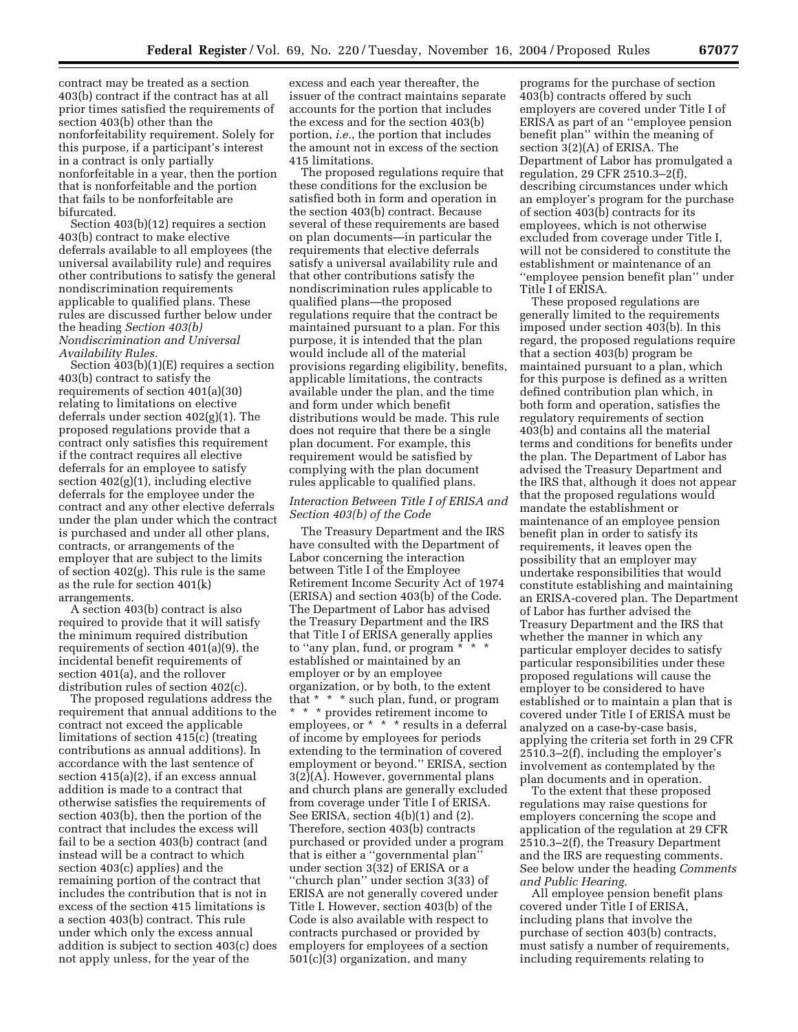contract may be treated as a section 403(b) contract if the contract has at all prior times satisfied the requirements of section 403(b) other than the nonforfeitability requirement. Solely for this purpose, if a participant's interest in a contract is only partially nonforfeitable in a year, then the portion that is nonforfeitable and the portion that fails to be nonforfeitable are bifurcated.

Section 403(b)(12) requires a section 403(b) contract to make elective deferrals available to all employees (the universal availability rule) and requires other contributions to satisfy the general nondiscrimination requirements applicable to qualified plans. These rules are discussed further below under the heading *Section 403(b) Nondiscrimination and Universal Availability Rules.*

Section 403(b)(1)(E) requires a section 403(b) contract to satisfy the requirements of section 401(a)(30) relating to limitations on elective deferrals under section 402(g)(1). The proposed regulations provide that a contract only satisfies this requirement if the contract requires all elective deferrals for an employee to satisfy section 402(g)(1), including elective deferrals for the employee under the contract and any other elective deferrals under the plan under which the contract is purchased and under all other plans, contracts, or arrangements of the employer that are subject to the limits of section 402(g). This rule is the same as the rule for section 401(k) arrangements.

A section 403(b) contract is also required to provide that it will satisfy the minimum required distribution requirements of section 401(a)(9), the incidental benefit requirements of section 401(a), and the rollover distribution rules of section 402(c).

The proposed regulations address the requirement that annual additions to the contract not exceed the applicable limitations of section 415(c) (treating contributions as annual additions). In accordance with the last sentence of section 415(a)(2), if an excess annual addition is made to a contract that otherwise satisfies the requirements of section 403(b), then the portion of the contract that includes the excess will fail to be a section 403(b) contract (and instead will be a contract to which section 403(c) applies) and the remaining portion of the contract that includes the contribution that is not in excess of the section 415 limitations is a section 403(b) contract. This rule under which only the excess annual addition is subject to section 403(c) does not apply unless, for the year of the excess and each year thereafter, the issuer of the contract maintains separate accounts for the portion that includes the excess and for the section 403(b) portion, *i.e.*, the portion that includes the amount not in excess of the section 415 limitations.

The proposed regulations require that these conditions for the exclusion be satisfied both in form and operation in the section 403(b) contract. Because several of these requirements are based on plan documents—in particular the requirements that elective deferrals satisfy a universal availability rule and that other contributions satisfy the nondiscrimination rules applicable to qualified plans—the proposed regulations require that the contract be maintained pursuant to a plan. For this purpose, it is intended that the plan would include all of the material provisions regarding eligibility, benefits, applicable limitations, the contracts available under the plan, and the time and form under which benefit distributions would be made. This rule does not require that there be a single plan document. For example, this requirement would be satisfied by complying with the plan document rules applicable to qualified plans.

*Interaction Between Title I of ERISA and Section 403(b) of the Code*

The Treasury Department and the IRS have consulted with the Department of Labor concerning the interaction between Title I of the Employee Retirement Income Security Act of 1974 (ERISA) and section 403(b) of the Code. The Department of Labor has advised the Treasury Department and the IRS that Title I of ERISA generally applies to ''any plan, fund, or program * * * established or maintained by an employer or by an employee organization, or by both, to the extent that * * * such plan, fund, or program * * * provides retirement income to employees, or * * * results in a deferral of income by employees for periods extending to the termination of covered employment or beyond.'' ERISA, section 3(2)(A). However, governmental plans and church plans are generally excluded from coverage under Title I of ERISA. See ERISA, section 4(b)(1) and (2). Therefore, section 403(b) contracts purchased or provided under a program that is either a ''governmental plan'' under section 3(32) of ERISA or a ''church plan'' under section 3(33) of ERISA are not generally covered under Title I. However, section 403(b) of the Code is also available with respect to contracts purchased or provided by employers for employees of a section 501(c)(3) organization, and many programs for the purchase of section 403(b) contracts offered by such employers are covered under Title I of ERISA as part of an ''employee pension benefit plan'' within the meaning of section 3(2)(A) of ERISA. The Department of Labor has promulgated a regulation, 29 CFR 2510.3–2(f), describing circumstances under which an employer's program for the purchase of section 403(b) contracts for its employees, which is not otherwise excluded from coverage under Title I, will not be considered to constitute the establishment or maintenance of an ''employee pension benefit plan'' under Title I of ERISA.

These proposed regulations are generally limited to the requirements imposed under section 403(b). In this regard, the proposed regulations require that a section 403(b) program be maintained pursuant to a plan, which for this purpose is defined as a written defined contribution plan which, in both form and operation, satisfies the regulatory requirements of section 403(b) and contains all the material terms and conditions for benefits under the plan. The Department of Labor has advised the Treasury Department and the IRS that, although it does not appear that the proposed regulations would mandate the establishment or maintenance of an employee pension benefit plan in order to satisfy its requirements, it leaves open the possibility that an employer may undertake responsibilities that would constitute establishing and maintaining an ERISA-covered plan. The Department of Labor has further advised the Treasury Department and the IRS that whether the manner in which any particular employer decides to satisfy particular responsibilities under these proposed regulations will cause the employer to be considered to have established or to maintain a plan that is covered under Title I of ERISA must be analyzed on a case-by-case basis, applying the criteria set forth in 29 CFR 2510.3–2(f), including the employer's involvement as contemplated by the plan documents and in operation.

To the extent that these proposed regulations may raise questions for employers concerning the scope and application of the regulation at 29 CFR 2510.3–2(f), the Treasury Department and the IRS are requesting comments. See below under the heading *Comments and Public Hearing.*

All employee pension benefit plans covered under Title I of ERISA, including plans that involve the purchase of section 403(b) contracts, must satisfy a number of requirements, including requirements relating to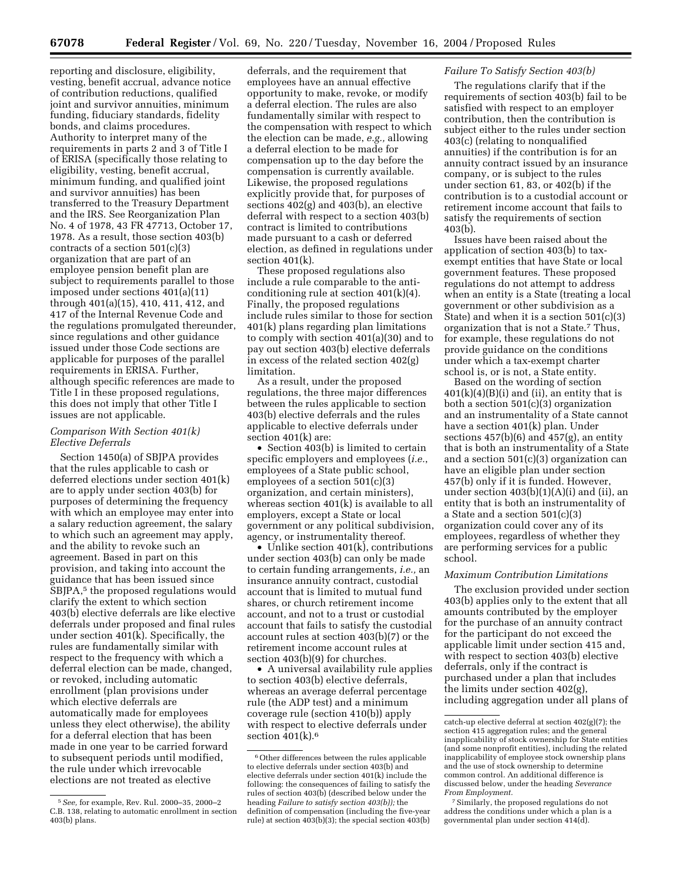reporting and disclosure, eligibility, vesting, benefit accrual, advance notice of contribution reductions, qualified joint and survivor annuities, minimum funding, fiduciary standards, fidelity bonds, and claims procedures. Authority to interpret many of the requirements in parts 2 and 3 of Title I of ERISA (specifically those relating to eligibility, vesting, benefit accrual, minimum funding, and qualified joint and survivor annuities) has been transferred to the Treasury Department and the IRS. See Reorganization Plan No. 4 of 1978, 43 FR 47713, October 17, 1978. As a result, those section 403(b) contracts of a section 501(c)(3) organization that are part of an employee pension benefit plan are subject to requirements parallel to those imposed under sections 401(a)(11) through 401(a)(15), 410, 411, 412, and 417 of the Internal Revenue Code and the regulations promulgated thereunder, since regulations and other guidance issued under those Code sections are applicable for purposes of the parallel requirements in ERISA. Further, although specific references are made to Title I in these proposed regulations, this does not imply that other Title I issues are not applicable.

*Comparison With Section 401(k) Elective Deferrals*

Section 1450(a) of SBJPA provides that the rules applicable to cash or deferred elections under section 401(k) are to apply under section 403(b) for purposes of determining the frequency with which an employee may enter into a salary reduction agreement, the salary to which such an agreement may apply, and the ability to revoke such an agreement. Based in part on this provision, and taking into account the guidance that has been issued since SBJPA,[5] the proposed regulations would clarify the extent to which section 403(b) elective deferrals are like elective deferrals under proposed and final rules under section 401(k). Specifically, the rules are fundamentally similar with respect to the frequency with which a deferral election can be made, changed, or revoked, including automatic enrollment (plan provisions under which elective deferrals are automatically made for employees unless they elect otherwise), the ability for a deferral election that has been made in one year to be carried forward to subsequent periods until modified, the rule under which irrevocable elections are not treated as elective deferrals, and the requirement that employees have an annual effective opportunity to make, revoke, or modify a deferral election. The rules are also fundamentally similar with respect to the compensation with respect to which the election can be made, *e.g.,* allowing a deferral election to be made for compensation up to the day before the compensation is currently available. Likewise, the proposed regulations explicitly provide that, for purposes of sections 402(g) and 403(b), an elective deferral with respect to a section 403(b) contract is limited to contributions made pursuant to a cash or deferred election, as defined in regulations under section 401(k).

These proposed regulations also include a rule comparable to the anti-conditioning rule at section 401(k)(4). Finally, the proposed regulations include rules similar to those for section 401(k) plans regarding plan limitations to comply with section 401(a)(30) and to pay out section 403(b) elective deferrals in excess of the related section 402(g) limitation.

As a result, under the proposed regulations, the three major differences between the rules applicable to section 403(b) elective deferrals and the rules applicable to elective deferrals under section 401(k) are:

- Section 403(b) is limited to certain specific employers and employees (*i.e.*, employees of a State public school, employees of a section 501(c)(3) organization, and certain ministers), whereas section 401(k) is available to all employers, except a State or local government or any political subdivision, agency, or instrumentality thereof.
- Unlike section 401(k), contributions under section 403(b) can only be made to certain funding arrangements, *i.e.,* an insurance annuity contract, custodial account that is limited to mutual fund shares, or church retirement income account, and not to a trust or custodial account that fails to satisfy the custodial account rules at section 403(b)(7) or the retirement income account rules at section 403(b)(9) for churches.
- A universal availability rule applies to section 403(b) elective deferrals, whereas an average deferral percentage rule (the ADP test) and a minimum coverage rule (section 410(b)) apply with respect to elective deferrals under section 401(k).[6]

*Failure To Satisfy Section 403(b)*

The regulations clarify that if the requirements of section 403(b) fail to be satisfied with respect to an employer contribution, then the contribution is subject either to the rules under section 403(c) (relating to nonqualified annuities) if the contribution is for an annuity contract issued by an insurance company, or is subject to the rules under section 61, 83, or 402(b) if the contribution is to a custodial account or retirement income account that fails to satisfy the requirements of section 403(b).

Issues have been raised about the application of section 403(b) to tax-exempt entities that have State or local government features. These proposed regulations do not attempt to address when an entity is a State (treating a local government or other subdivision as a State) and when it is a section 501(c)(3) organization that is not a State.[7] Thus, for example, these regulations do not provide guidance on the conditions under which a tax-exempt charter school is, or is not, a State entity.

Based on the wording of section 401(k)(4)(B)(i) and (ii), an entity that is both a section 501(c)(3) organization and an instrumentality of a State cannot have a section 401(k) plan. Under sections 457(b)(6) and 457(g), an entity that is both an instrumentality of a State and a section 501(c)(3) organization can have an eligible plan under section 457(b) only if it is funded. However, under section 403(b)(1)(A)(i) and (ii), an entity that is both an instrumentality of a State and a section 501(c)(3) organization could cover any of its employees, regardless of whether they are performing services for a public school.

*Maximum Contribution Limitations*

The exclusion provided under section 403(b) applies only to the extent that all amounts contributed by the employer for the purchase of an annuity contract for the participant do not exceed the applicable limit under section 415 and, with respect to section 403(b) elective deferrals, only if the contract is purchased under a plan that includes the limits under section 402(g), including aggregation under all plans of

---

[5] *See,* for example, Rev. Rul. 2000–35, 2000–2 C.B. 138, relating to automatic enrollment in section 403(b) plans.

[6] Other differences between the rules applicable to elective deferrals under section 403(b) and elective deferrals under section 401(k) include the following: the consequences of failing to satisfy the rules of section 403(b) (described below under the heading *Failure to satisfy section 403(b));* the definition of compensation (including the five-year rule) at section 403(b)(3); the special section 403(b) catch-up elective deferral at section 402(g)(7); the section 415 aggregation rules; and the general inapplicability of stock ownership for State entities (and some nonprofit entities), including the related inapplicability of employee stock ownership plans and the use of stock ownership to determine common control. An additional difference is discussed below, under the heading *Severance From Employment.*

[7] Similarly, the proposed regulations do not address the conditions under which a plan is a governmental plan under section 414(d).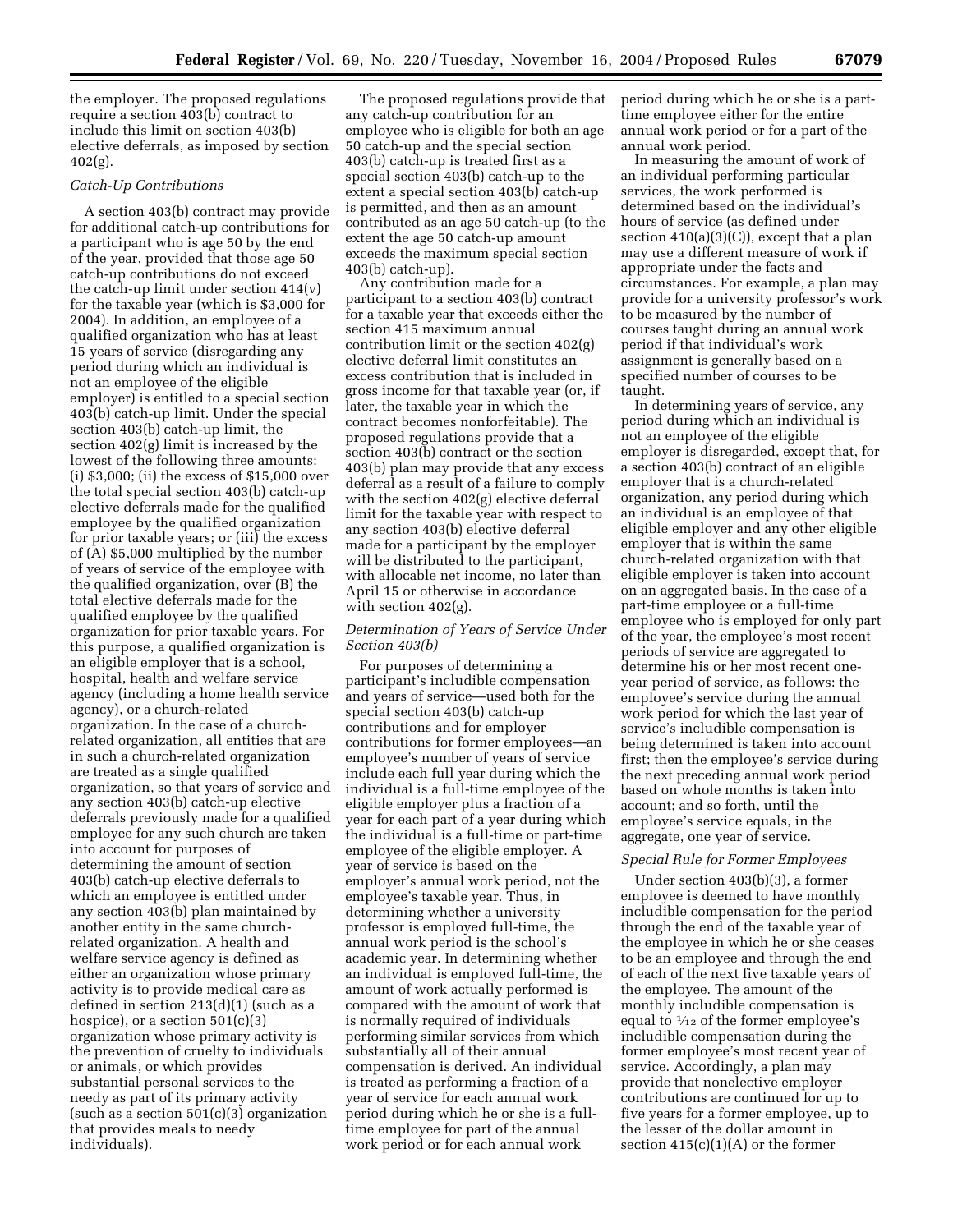the employer. The proposed regulations require a section 403(b) contract to include this limit on section 403(b) elective deferrals, as imposed by section 402(g).

### *Catch-Up Contributions*

A section 403(b) contract may provide for additional catch-up contributions for a participant who is age 50 by the end of the year, provided that those age 50 catch-up contributions do not exceed the catch-up limit under section 414(v) for the taxable year (which is $3,000 for 2004). In addition, an employee of a qualified organization who has at least 15 years of service (disregarding any period during which an individual is not an employee of the eligible employer) is entitled to a special section 403(b) catch-up limit. Under the special section 403(b) catch-up limit, the section 402(g) limit is increased by the lowest of the following three amounts: (i) $3,000; (ii) the excess of $15,000 over the total special section 403(b) catch-up elective deferrals made for the qualified employee by the qualified organization for prior taxable years; or (iii) the excess of (A) $5,000 multiplied by the number of years of service of the employee with the qualified organization, over (B) the total elective deferrals made for the qualified employee by the qualified organization for prior taxable years. For this purpose, a qualified organization is an eligible employer that is a school, hospital, health and welfare service agency (including a home health service agency), or a church-related organization. In the case of a church-related organization, all entities that are in such a church-related organization are treated as a single qualified organization, so that years of service and any section 403(b) catch-up elective deferrals previously made for a qualified employee for any such church are taken into account for purposes of determining the amount of section 403(b) catch-up elective deferrals to which an employee is entitled under any section 403(b) plan maintained by another entity in the same church-related organization. A health and welfare service agency is defined as either an organization whose primary activity is to provide medical care as defined in section 213(d)(1) (such as a hospice), or a section 501(c)(3) organization whose primary activity is the prevention of cruelty to individuals or animals, or which provides substantial personal services to the needy as part of its primary activity (such as a section 501(c)(3) organization that provides meals to needy individuals).

The proposed regulations provide that any catch-up contribution for an employee who is eligible for both an age 50 catch-up and the special section 403(b) catch-up is treated first as a special section 403(b) catch-up to the extent a special section 403(b) catch-up is permitted, and then as an amount contributed as an age 50 catch-up (to the extent the age 50 catch-up amount exceeds the maximum special section 403(b) catch-up).

Any contribution made for a participant to a section 403(b) contract for a taxable year that exceeds either the section 415 maximum annual contribution limit or the section 402(g) elective deferral limit constitutes an excess contribution that is included in gross income for that taxable year (or, if later, the taxable year in which the contract becomes nonforfeitable). The proposed regulations provide that a section 403(b) contract or the section 403(b) plan may provide that any excess deferral as a result of a failure to comply with the section 402(g) elective deferral limit for the taxable year with respect to any section 403(b) elective deferral made for a participant by the employer will be distributed to the participant, with allocable net income, no later than April 15 or otherwise in accordance with section 402(g).

### *Determination of Years of Service Under Section 403(b)*

For purposes of determining a participant's includible compensation and years of service—used both for the special section 403(b) catch-up contributions and for employer contributions for former employees—an employee's number of years of service include each full year during which the individual is a full-time employee of the eligible employer plus a fraction of a year for each part of a year during which the individual is a full-time or part-time employee of the eligible employer. A year of service is based on the employer's annual work period, not the employee's taxable year. Thus, in determining whether a university professor is employed full-time, the annual work period is the school's academic year. In determining whether an individual is employed full-time, the amount of work actually performed is compared with the amount of work that is normally required of individuals performing similar services from which substantially all of their annual compensation is derived. An individual is treated as performing a fraction of a year of service for each annual work period during which he or she is a full-time employee for part of the annual work period or for each annual work period during which he or she is a part-time employee either for the entire annual work period or for a part of the annual work period.

In measuring the amount of work of an individual performing particular services, the work performed is determined based on the individual's hours of service (as defined under section 410(a)(3)(C)), except that a plan may use a different measure of work if appropriate under the facts and circumstances. For example, a plan may provide for a university professor's work to be measured by the number of courses taught during an annual work period if that individual's work assignment is generally based on a specified number of courses to be taught.

In determining years of service, any period during which an individual is not an employee of the eligible employer is disregarded, except that, for a section 403(b) contract of an eligible employer that is a church-related organization, any period during which an individual is an employee of that eligible employer and any other eligible employer that is within the same church-related organization with that eligible employer is taken into account on an aggregated basis. In the case of a part-time employee or a full-time employee who is employed for only part of the year, the employee's most recent periods of service are aggregated to determine his or her most recent one-year period of service, as follows: the employee's service during the annual work period for which the last year of service's includible compensation is being determined is taken into account first; then the employee's service during the next preceding annual work period based on whole months is taken into account; and so forth, until the employee's service equals, in the aggregate, one year of service.

### *Special Rule for Former Employees*

Under section 403(b)(3), a former employee is deemed to have monthly includible compensation for the period through the end of the taxable year of the employee in which he or she ceases to be an employee and through the end of each of the next five taxable years of the employee. The amount of the monthly includible compensation is equal to 1⁄12 of the former employee's includible compensation during the former employee's most recent year of service. Accordingly, a plan may provide that nonelective employer contributions are continued for up to five years for a former employee, up to the lesser of the dollar amount in section 415(c)(1)(A) or the former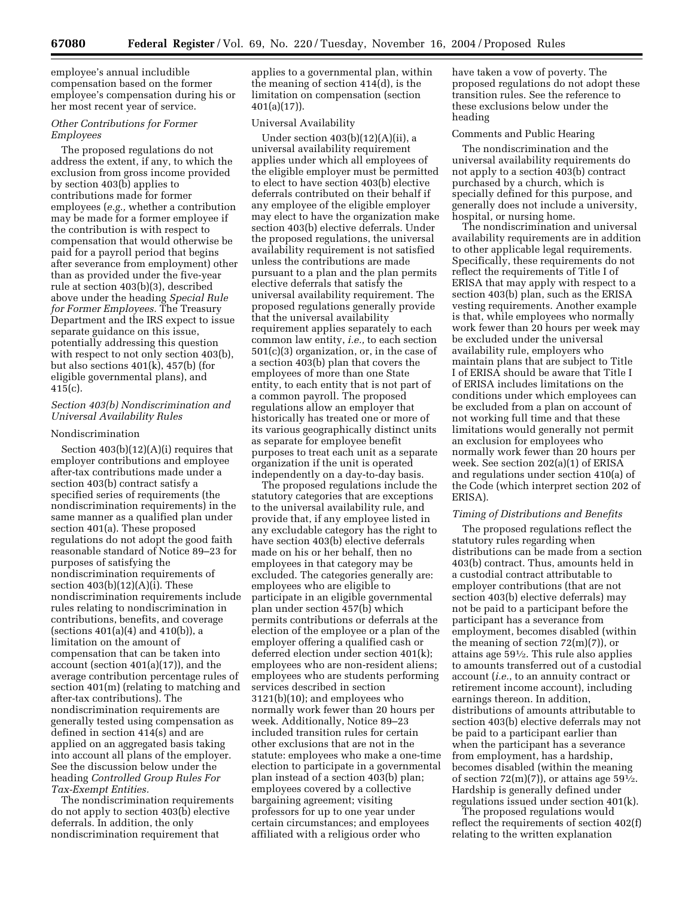employee's annual includible compensation based on the former employee's compensation during his or her most recent year of service.

### *Other Contributions for Former Employees*

The proposed regulations do not address the extent, if any, to which the exclusion from gross income provided by section 403(b) applies to contributions made for former employees (*e.g.,* whether a contribution may be made for a former employee if the contribution is with respect to compensation that would otherwise be paid for a payroll period that begins after severance from employment) other than as provided under the five-year rule at section 403(b)(3), described above under the heading *Special Rule for Former Employees.* The Treasury Department and the IRS expect to issue separate guidance on this issue, potentially addressing this question with respect to not only section 403(b), but also sections 401(k), 457(b) (for eligible governmental plans), and 415(c).

### *Section 403(b) Nondiscrimination and Universal Availability Rules*

#### Nondiscrimination

Section 403(b)(12)(A)(i) requires that employer contributions and employee after-tax contributions made under a section 403(b) contract satisfy a specified series of requirements (the nondiscrimination requirements) in the same manner as a qualified plan under section 401(a). These proposed regulations do not adopt the good faith reasonable standard of Notice 89–23 for purposes of satisfying the nondiscrimination requirements of section 403(b)(12)(A)(i). These nondiscrimination requirements include rules relating to nondiscrimination in contributions, benefits, and coverage (sections 401(a)(4) and 410(b)), a limitation on the amount of compensation that can be taken into account (section 401(a)(17)), and the average contribution percentage rules of section 401(m) (relating to matching and after-tax contributions). The nondiscrimination requirements are generally tested using compensation as defined in section 414(s) and are applied on an aggregated basis taking into account all plans of the employer. See the discussion below under the heading *Controlled Group Rules For Tax-Exempt Entities.*

The nondiscrimination requirements do not apply to section 403(b) elective deferrals. In addition, the only nondiscrimination requirement that applies to a governmental plan, within the meaning of section 414(d), is the limitation on compensation (section 401(a)(17)).

#### Universal Availability

Under section 403(b)(12)(A)(ii), a universal availability requirement applies under which all employees of the eligible employer must be permitted to elect to have section 403(b) elective deferrals contributed on their behalf if any employee of the eligible employer may elect to have the organization make section 403(b) elective deferrals. Under the proposed regulations, the universal availability requirement is not satisfied unless the contributions are made pursuant to a plan and the plan permits elective deferrals that satisfy the universal availability requirement. The proposed regulations generally provide that the universal availability requirement applies separately to each common law entity, *i.e.,* to each section 501(c)(3) organization, or, in the case of a section 403(b) plan that covers the employees of more than one State entity, to each entity that is not part of a common payroll. The proposed regulations allow an employer that historically has treated one or more of its various geographically distinct units as separate for employee benefit purposes to treat each unit as a separate organization if the unit is operated independently on a day-to-day basis.

The proposed regulations include the statutory categories that are exceptions to the universal availability rule, and provide that, if any employee listed in any excludable category has the right to have section 403(b) elective deferrals made on his or her behalf, then no employees in that category may be excluded. The categories generally are: employees who are eligible to participate in an eligible governmental plan under section 457(b) which permits contributions or deferrals at the election of the employee or a plan of the employer offering a qualified cash or deferred election under section 401(k); employees who are non-resident aliens; employees who are students performing services described in section 3121(b)(10); and employees who normally work fewer than 20 hours per week. Additionally, Notice 89–23 included transition rules for certain other exclusions that are not in the statute: employees who make a one-time election to participate in a governmental plan instead of a section 403(b) plan; employees covered by a collective bargaining agreement; visiting professors for up to one year under certain circumstances; and employees affiliated with a religious order who have taken a vow of poverty. The proposed regulations do not adopt these transition rules. See the reference to these exclusions below under the heading

#### Comments and Public Hearing

The nondiscrimination and the universal availability requirements do not apply to a section 403(b) contract purchased by a church, which is specially defined for this purpose, and generally does not include a university, hospital, or nursing home.

The nondiscrimination and universal availability requirements are in addition to other applicable legal requirements. Specifically, these requirements do not reflect the requirements of Title I of ERISA that may apply with respect to a section 403(b) plan, such as the ERISA vesting requirements. Another example is that, while employees who normally work fewer than 20 hours per week may be excluded under the universal availability rule, employers who maintain plans that are subject to Title I of ERISA should be aware that Title I of ERISA includes limitations on the conditions under which employees can be excluded from a plan on account of not working full time and that these limitations would generally not permit an exclusion for employees who normally work fewer than 20 hours per week. See section 202(a)(1) of ERISA and regulations under section 410(a) of the Code (which interpret section 202 of ERISA).

### *Timing of Distributions and Benefits*

The proposed regulations reflect the statutory rules regarding when distributions can be made from a section 403(b) contract. Thus, amounts held in a custodial contract attributable to employer contributions (that are not section 403(b) elective deferrals) may not be paid to a participant before the participant has a severance from employment, becomes disabled (within the meaning of 72(m)(7)), or attains age 59½. This rule also applies to amounts transferred out of a custodial account (*i.e.,* to an annuity contract or retirement income account), including earnings thereon. In addition, distributions of amounts attributable to section 403(b) elective deferrals may not be paid to a participant earlier than when the participant has a severance from employment, has a hardship, becomes disabled (within the meaning of section 72(m)(7)), or attains age 59½. Hardship is generally defined under regulations issued under section 401(k).

The proposed regulations would reflect the requirements of section 402(f) relating to the written explanation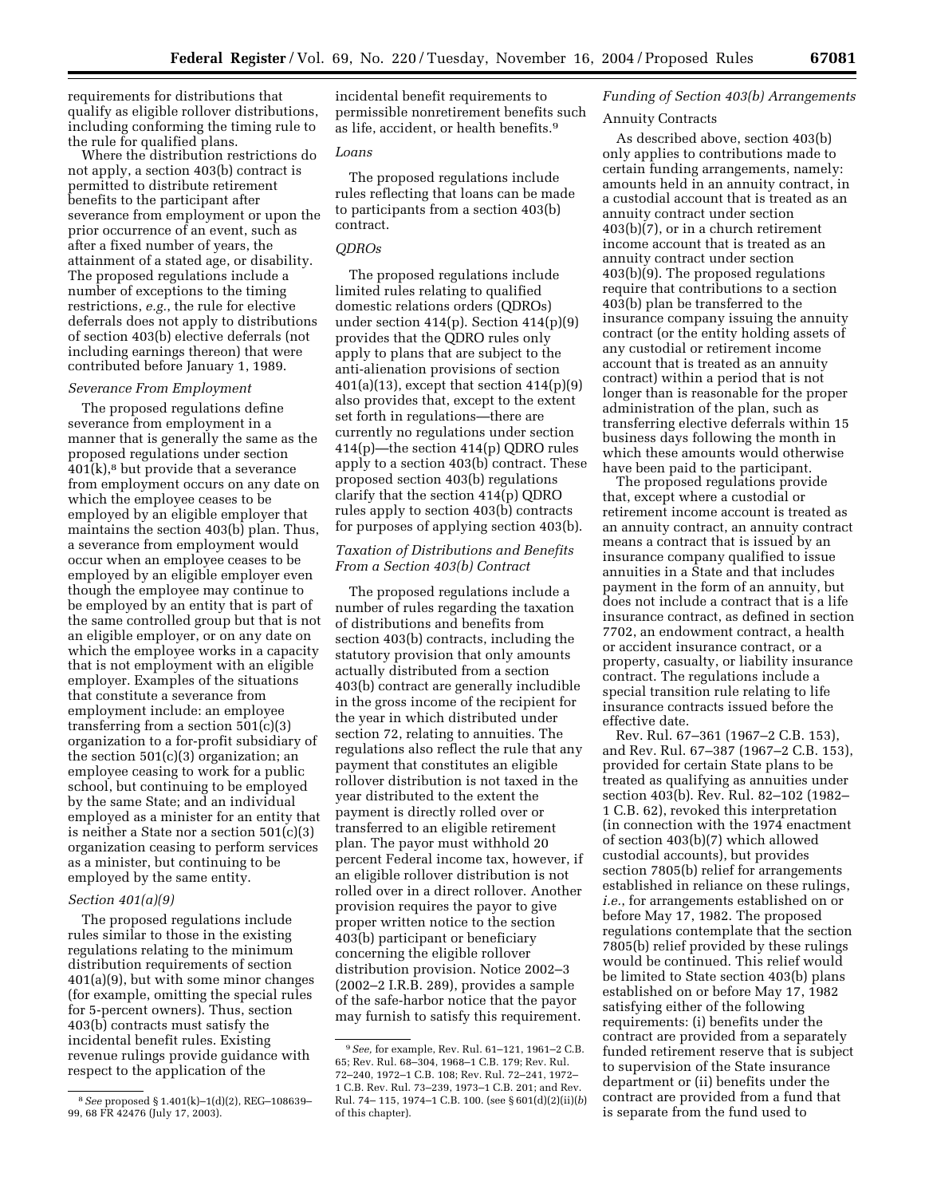requirements for distributions that qualify as eligible rollover distributions, including conforming the timing rule to the rule for qualified plans.

Where the distribution restrictions do not apply, a section 403(b) contract is permitted to distribute retirement benefits to the participant after severance from employment or upon the prior occurrence of an event, such as after a fixed number of years, the attainment of a stated age, or disability. The proposed regulations include a number of exceptions to the timing restrictions, *e.g.*, the rule for elective deferrals does not apply to distributions of section 403(b) elective deferrals (not including earnings thereon) that were contributed before January 1, 1989.

*Severance From Employment*

The proposed regulations define severance from employment in a manner that is generally the same as the proposed regulations under section 401(k),[8] but provide that a severance from employment occurs on any date on which the employee ceases to be employed by an eligible employer that maintains the section 403(b) plan. Thus, a severance from employment would occur when an employee ceases to be employed by an eligible employer even though the employee may continue to be employed by an entity that is part of the same controlled group but that is not an eligible employer, or on any date on which the employee works in a capacity that is not employment with an eligible employer. Examples of the situations that constitute a severance from employment include: an employee transferring from a section 501(c)(3) organization to a for-profit subsidiary of the section 501(c)(3) organization; an employee ceasing to work for a public school, but continuing to be employed by the same State; and an individual employed as a minister for an entity that is neither a State nor a section 501(c)(3) organization ceasing to perform services as a minister, but continuing to be employed by the same entity.

*Section 401(a)(9)*

The proposed regulations include rules similar to those in the existing regulations relating to the minimum distribution requirements of section 401(a)(9), but with some minor changes (for example, omitting the special rules for 5-percent owners). Thus, section 403(b) contracts must satisfy the incidental benefit rules. Existing revenue rulings provide guidance with respect to the application of the incidental benefit requirements to permissible nonretirement benefits such as life, accident, or health benefits.[9]

*Loans*

The proposed regulations include rules reflecting that loans can be made to participants from a section 403(b) contract.

*QDROs*

The proposed regulations include limited rules relating to qualified domestic relations orders (QDROs) under section 414(p). Section 414(p)(9) provides that the QDRO rules only apply to plans that are subject to the anti-alienation provisions of section 401(a)(13), except that section 414(p)(9) also provides that, except to the extent set forth in regulations—there are currently no regulations under section 414(p)—the section 414(p) QDRO rules apply to a section 403(b) contract. These proposed section 403(b) regulations clarify that the section 414(p) QDRO rules apply to section 403(b) contracts for purposes of applying section 403(b).

*Taxation of Distributions and Benefits From a Section 403(b) Contract*

The proposed regulations include a number of rules regarding the taxation of distributions and benefits from section 403(b) contracts, including the statutory provision that only amounts actually distributed from a section 403(b) contract are generally includible in the gross income of the recipient for the year in which distributed under section 72, relating to annuities. The regulations also reflect the rule that any payment that constitutes an eligible rollover distribution is not taxed in the year distributed to the extent the payment is directly rolled over or transferred to an eligible retirement plan. The payor must withhold 20 percent Federal income tax, however, if an eligible rollover distribution is not rolled over in a direct rollover. Another provision requires the payor to give proper written notice to the section 403(b) participant or beneficiary concerning the eligible rollover distribution provision. Notice 2002–3 (2002–2 I.R.B. 289), provides a sample of the safe-harbor notice that the payor may furnish to satisfy this requirement.

*Funding of Section 403(b) Arrangements*

Annuity Contracts

As described above, section 403(b) only applies to contributions made to certain funding arrangements, namely: amounts held in an annuity contract, in a custodial account that is treated as an annuity contract under section 403(b)(7), or in a church retirement income account that is treated as an annuity contract under section 403(b)(9). The proposed regulations require that contributions to a section 403(b) plan be transferred to the insurance company issuing the annuity contract (or the entity holding assets of any custodial or retirement income account that is treated as an annuity contract) within a period that is not longer than is reasonable for the proper administration of the plan, such as transferring elective deferrals within 15 business days following the month in which these amounts would otherwise have been paid to the participant.

The proposed regulations provide that, except where a custodial or retirement income account is treated as an annuity contract, an annuity contract means a contract that is issued by an insurance company qualified to issue annuities in a State and that includes payment in the form of an annuity, but does not include a contract that is a life insurance contract, as defined in section 7702, an endowment contract, a health or accident insurance contract, or a property, casualty, or liability insurance contract. The regulations include a special transition rule relating to life insurance contracts issued before the effective date.

Rev. Rul. 67–361 (1967–2 C.B. 153), and Rev. Rul. 67–387 (1967–2 C.B. 153), provided for certain State plans to be treated as qualifying as annuities under section 403(b). Rev. Rul. 82–102 (1982–1 C.B. 62), revoked this interpretation (in connection with the 1974 enactment of section 403(b)(7) which allowed custodial accounts), but provides section 7805(b) relief for arrangements established in reliance on these rulings, *i.e.*, for arrangements established on or before May 17, 1982. The proposed regulations contemplate that the section 7805(b) relief provided by these rulings would be continued. This relief would be limited to State section 403(b) plans established on or before May 17, 1982 satisfying either of the following requirements: (i) benefits under the contract are provided from a separately funded retirement reserve that is subject to supervision of the State insurance department or (ii) benefits under the contract are provided from a fund that is separate from the fund used to

---

[8] *See* proposed § 1.401(k)–1(d)(2), REG–108639–99, 68 FR 42476 (July 17, 2003).

[9] *See*, for example, Rev. Rul. 61–121, 1961–2 C.B. 65; Rev. Rul. 68–304, 1968–1 C.B. 179; Rev. Rul. 72–240, 1972–1 C.B. 108; Rev. Rul. 72–241, 1972–1 C.B. Rev. Rul. 73–239, 1973–1 C.B. 201; and Rev. Rul. 74– 115, 1974–1 C.B. 100. (see § 601(d)(2)(ii)(*b*) of this chapter).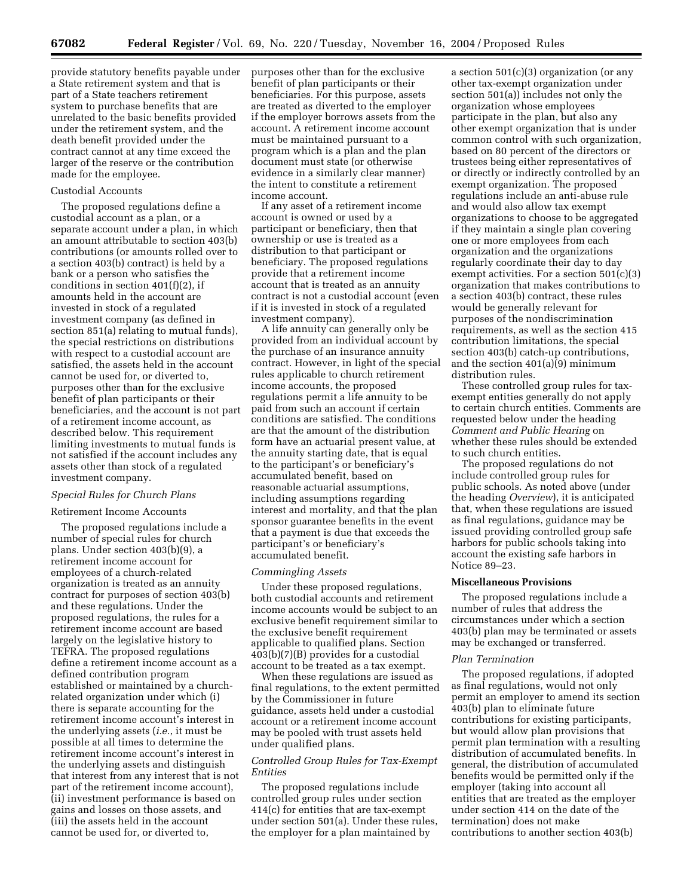provide statutory benefits payable under a State retirement system and that is part of a State teachers retirement system to purchase benefits that are unrelated to the basic benefits provided under the retirement system, and the death benefit provided under the contract cannot at any time exceed the larger of the reserve or the contribution made for the employee.

Custodial Accounts

The proposed regulations define a custodial account as a plan, or a separate account under a plan, in which an amount attributable to section 403(b) contributions (or amounts rolled over to a section 403(b) contract) is held by a bank or a person who satisfies the conditions in section 401(f)(2), if amounts held in the account are invested in stock of a regulated investment company (as defined in section 851(a) relating to mutual funds), the special restrictions on distributions with respect to a custodial account are satisfied, the assets held in the account cannot be used for, or diverted to, purposes other than for the exclusive benefit of plan participants or their beneficiaries, and the account is not part of a retirement income account, as described below. This requirement limiting investments to mutual funds is not satisfied if the account includes any assets other than stock of a regulated investment company.

### *Special Rules for Church Plans*

Retirement Income Accounts

The proposed regulations include a number of special rules for church plans. Under section 403(b)(9), a retirement income account for employees of a church-related organization is treated as an annuity contract for purposes of section 403(b) and these regulations. Under the proposed regulations, the rules for a retirement income account are based largely on the legislative history to TEFRA. The proposed regulations define a retirement income account as a defined contribution program established or maintained by a church-related organization under which (i) there is separate accounting for the retirement income account's interest in the underlying assets (*i.e.*, it must be possible at all times to determine the retirement income account's interest in the underlying assets and distinguish that interest from any interest that is not part of the retirement income account), (ii) investment performance is based on gains and losses on those assets, and (iii) the assets held in the account cannot be used for, or diverted to, purposes other than for the exclusive benefit of plan participants or their beneficiaries. For this purpose, assets are treated as diverted to the employer if the employer borrows assets from the account. A retirement income account must be maintained pursuant to a program which is a plan and the plan document must state (or otherwise evidence in a similarly clear manner) the intent to constitute a retirement income account.

If any asset of a retirement income account is owned or used by a participant or beneficiary, then that ownership or use is treated as a distribution to that participant or beneficiary. The proposed regulations provide that a retirement income account that is treated as an annuity contract is not a custodial account (even if it is invested in stock of a regulated investment company).

A life annuity can generally only be provided from an individual account by the purchase of an insurance annuity contract. However, in light of the special rules applicable to church retirement income accounts, the proposed regulations permit a life annuity to be paid from such an account if certain conditions are satisfied. The conditions are that the amount of the distribution form have an actuarial present value, at the annuity starting date, that is equal to the participant's or beneficiary's accumulated benefit, based on reasonable actuarial assumptions, including assumptions regarding interest and mortality, and that the plan sponsor guarantee benefits in the event that a payment is due that exceeds the participant's or beneficiary's accumulated benefit.

### *Commingling Assets*

Under these proposed regulations, both custodial accounts and retirement income accounts would be subject to an exclusive benefit requirement similar to the exclusive benefit requirement applicable to qualified plans. Section 403(b)(7)(B) provides for a custodial account to be treated as a tax exempt.

When these regulations are issued as final regulations, to the extent permitted by the Commissioner in future guidance, assets held under a custodial account or a retirement income account may be pooled with trust assets held under qualified plans.

### *Controlled Group Rules for Tax-Exempt Entities*

The proposed regulations include controlled group rules under section 414(c) for entities that are tax-exempt under section 501(a). Under these rules, the employer for a plan maintained by a section 501(c)(3) organization (or any other tax-exempt organization under section 501(a)) includes not only the organization whose employees participate in the plan, but also any other exempt organization that is under common control with such organization, based on 80 percent of the directors or trustees being either representatives of or directly or indirectly controlled by an exempt organization. The proposed regulations include an anti-abuse rule and would also allow tax exempt organizations to choose to be aggregated if they maintain a single plan covering one or more employees from each organization and the organizations regularly coordinate their day to day exempt activities. For a section 501(c)(3) organization that makes contributions to a section 403(b) contract, these rules would be generally relevant for purposes of the nondiscrimination requirements, as well as the section 415 contribution limitations, the special section 403(b) catch-up contributions, and the section 401(a)(9) minimum distribution rules.

These controlled group rules for tax-exempt entities generally do not apply to certain church entities. Comments are requested below under the heading *Comment and Public Hearing* on whether these rules should be extended to such church entities.

The proposed regulations do not include controlled group rules for public schools. As noted above (under the heading *Overview*), it is anticipated that, when these regulations are issued as final regulations, guidance may be issued providing controlled group safe harbors for public schools taking into account the existing safe harbors in Notice 89–23.

## **Miscellaneous Provisions**

The proposed regulations include a number of rules that address the circumstances under which a section 403(b) plan may be terminated or assets may be exchanged or transferred.

### *Plan Termination*

The proposed regulations, if adopted as final regulations, would not only permit an employer to amend its section 403(b) plan to eliminate future contributions for existing participants, but would allow plan provisions that permit plan termination with a resulting distribution of accumulated benefits. In general, the distribution of accumulated benefits would be permitted only if the employer (taking into account all entities that are treated as the employer under section 414 on the date of the termination) does not make contributions to another section 403(b)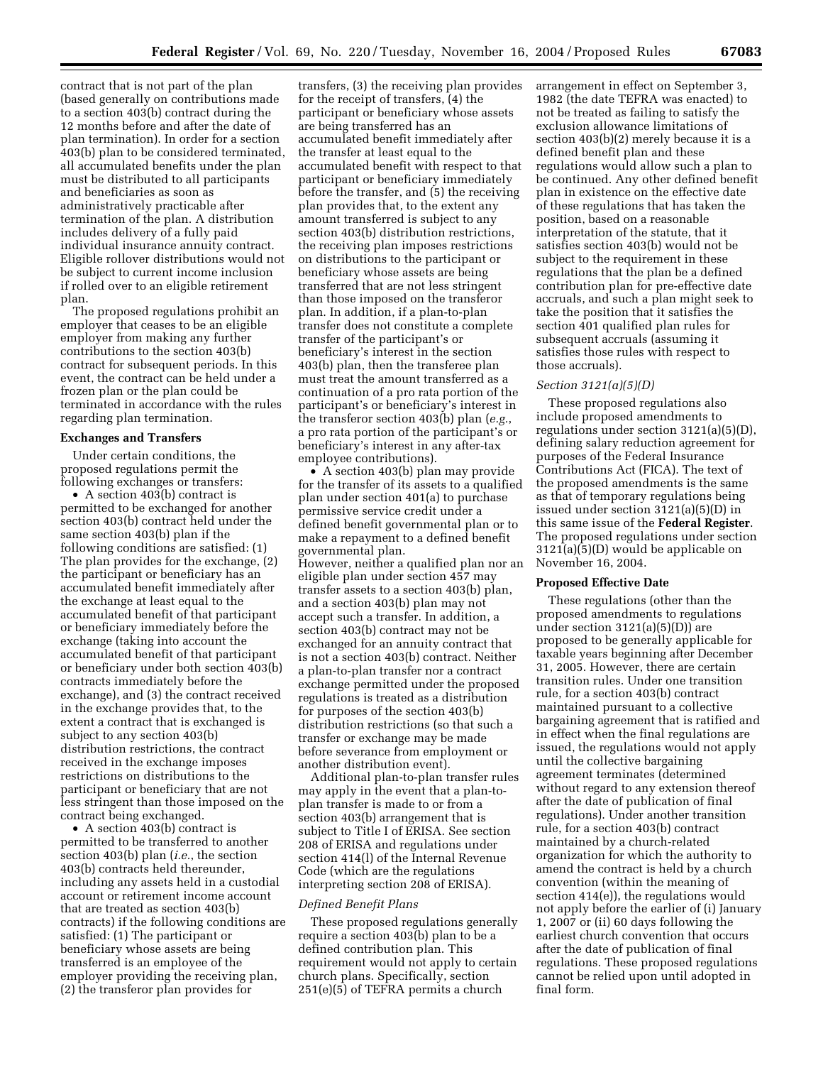contract that is not part of the plan (based generally on contributions made to a section 403(b) contract during the 12 months before and after the date of plan termination). In order for a section 403(b) plan to be considered terminated, all accumulated benefits under the plan must be distributed to all participants and beneficiaries as soon as administratively practicable after termination of the plan. A distribution includes delivery of a fully paid individual insurance annuity contract. Eligible rollover distributions would not be subject to current income inclusion if rolled over to an eligible retirement plan.

The proposed regulations prohibit an employer that ceases to be an eligible employer from making any further contributions to the section 403(b) contract for subsequent periods. In this event, the contract can be held under a frozen plan or the plan could be terminated in accordance with the rules regarding plan termination.

**Exchanges and Transfers**

Under certain conditions, the proposed regulations permit the following exchanges or transfers:

- A section 403(b) contract is permitted to be exchanged for another section 403(b) contract held under the same section 403(b) plan if the following conditions are satisfied: (1) The plan provides for the exchange, (2) the participant or beneficiary has an accumulated benefit immediately after the exchange at least equal to the accumulated benefit of that participant or beneficiary immediately before the exchange (taking into account the accumulated benefit of that participant or beneficiary under both section 403(b) contracts immediately before the exchange), and (3) the contract received in the exchange provides that, to the extent a contract that is exchanged is subject to any section 403(b) distribution restrictions, the contract received in the exchange imposes restrictions on distributions to the participant or beneficiary that are not less stringent than those imposed on the contract being exchanged.
- A section 403(b) contract is permitted to be transferred to another section 403(b) plan (*i.e.*, the section 403(b) contracts held thereunder, including any assets held in a custodial account or retirement income account that are treated as section 403(b) contracts) if the following conditions are satisfied: (1) The participant or beneficiary whose assets are being transferred is an employee of the employer providing the receiving plan, (2) the transferor plan provides for transfers, (3) the receiving plan provides for the receipt of transfers, (4) the participant or beneficiary whose assets are being transferred has an accumulated benefit immediately after the transfer at least equal to the accumulated benefit with respect to that participant or beneficiary immediately before the transfer, and (5) the receiving plan provides that, to the extent any amount transferred is subject to any section 403(b) distribution restrictions, the receiving plan imposes restrictions on distributions to the participant or beneficiary whose assets are being transferred that are not less stringent than those imposed on the transferor plan. In addition, if a plan-to-plan transfer does not constitute a complete transfer of the participant's or beneficiary's interest in the section 403(b) plan, then the transferee plan must treat the amount transferred as a continuation of a pro rata portion of the participant's or beneficiary's interest in the transferor section 403(b) plan (*e.g.*, a pro rata portion of the participant's or beneficiary's interest in any after-tax employee contributions).
- A section 403(b) plan may provide for the transfer of its assets to a qualified plan under section 401(a) to purchase permissive service credit under a defined benefit governmental plan or to make a repayment to a defined benefit governmental plan.

However, neither a qualified plan nor an eligible plan under section 457 may transfer assets to a section 403(b) plan, and a section 403(b) plan may not accept such a transfer. In addition, a section 403(b) contract may not be exchanged for an annuity contract that is not a section 403(b) contract. Neither a plan-to-plan transfer nor a contract exchange permitted under the proposed regulations is treated as a distribution for purposes of the section 403(b) distribution restrictions (so that such a transfer or exchange may be made before severance from employment or another distribution event).

Additional plan-to-plan transfer rules may apply in the event that a plan-to-plan transfer is made to or from a section 403(b) arrangement that is subject to Title I of ERISA. See section 208 of ERISA and regulations under section 414(l) of the Internal Revenue Code (which are the regulations interpreting section 208 of ERISA).

*Defined Benefit Plans*

These proposed regulations generally require a section 403(b) plan to be a defined contribution plan. This requirement would not apply to certain church plans. Specifically, section 251(e)(5) of TEFRA permits a church arrangement in effect on September 3, 1982 (the date TEFRA was enacted) to not be treated as failing to satisfy the exclusion allowance limitations of section 403(b)(2) merely because it is a defined benefit plan and these regulations would allow such a plan to be continued. Any other defined benefit plan in existence on the effective date of these regulations that has taken the position, based on a reasonable interpretation of the statute, that it satisfies section 403(b) would not be subject to the requirement in these regulations that the plan be a defined contribution plan for pre-effective date accruals, and such a plan might seek to take the position that it satisfies the section 401 qualified plan rules for subsequent accruals (assuming it satisfies those rules with respect to those accruals).

*Section 3121(a)(5)(D)*

These proposed regulations also include proposed amendments to regulations under section 3121(a)(5)(D), defining salary reduction agreement for purposes of the Federal Insurance Contributions Act (FICA). The text of the proposed amendments is the same as that of temporary regulations being issued under section 3121(a)(5)(D) in this same issue of the **Federal Register**. The proposed regulations under section 3121(a)(5)(D) would be applicable on November 16, 2004.

**Proposed Effective Date**

These regulations (other than the proposed amendments to regulations under section 3121(a)(5)(D)) are proposed to be generally applicable for taxable years beginning after December 31, 2005. However, there are certain transition rules. Under one transition rule, for a section 403(b) contract maintained pursuant to a collective bargaining agreement that is ratified and in effect when the final regulations are issued, the regulations would not apply until the collective bargaining agreement terminates (determined without regard to any extension thereof after the date of publication of final regulations). Under another transition rule, for a section 403(b) contract maintained by a church-related organization for which the authority to amend the contract is held by a church convention (within the meaning of section 414(e)), the regulations would not apply before the earlier of (i) January 1, 2007 or (ii) 60 days following the earliest church convention that occurs after the date of publication of final regulations. These proposed regulations cannot be relied upon until adopted in final form.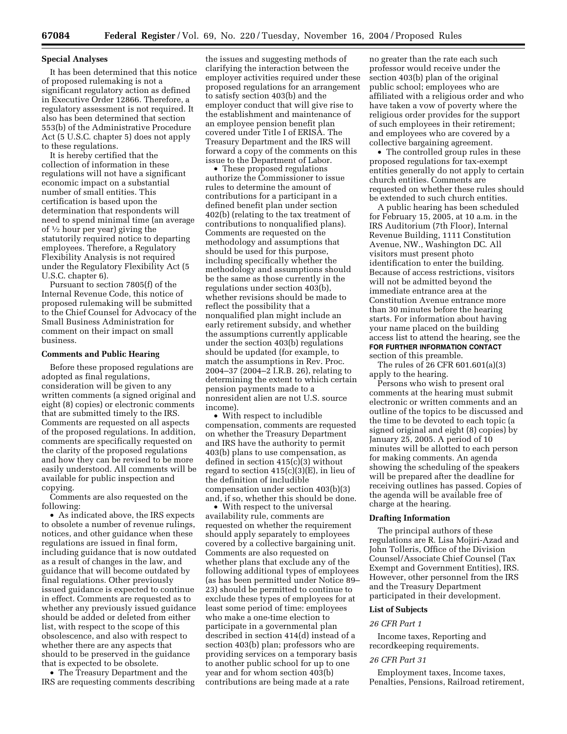## Special Analyses

It has been determined that this notice of proposed rulemaking is not a significant regulatory action as defined in Executive Order 12866. Therefore, a regulatory assessment is not required. It also has been determined that section 553(b) of the Administrative Procedure Act (5 U.S.C. chapter 5) does not apply to these regulations.

It is hereby certified that the collection of information in these regulations will not have a significant economic impact on a substantial number of small entities. This certification is based upon the determination that respondents will need to spend minimal time (an average of ½ hour per year) giving the statutorily required notice to departing employees. Therefore, a Regulatory Flexibility Analysis is not required under the Regulatory Flexibility Act (5 U.S.C. chapter 6).

Pursuant to section 7805(f) of the Internal Revenue Code, this notice of proposed rulemaking will be submitted to the Chief Counsel for Advocacy of the Small Business Administration for comment on their impact on small business.

## Comments and Public Hearing

Before these proposed regulations are adopted as final regulations, consideration will be given to any written comments (a signed original and eight (8) copies) or electronic comments that are submitted timely to the IRS. Comments are requested on all aspects of the proposed regulations. In addition, comments are specifically requested on the clarity of the proposed regulations and how they can be revised to be more easily understood. All comments will be available for public inspection and copying.

Comments are also requested on the following:

- As indicated above, the IRS expects to obsolete a number of revenue rulings, notices, and other guidance when these regulations are issued in final form, including guidance that is now outdated as a result of changes in the law, and guidance that will become outdated by final regulations. Other previously issued guidance is expected to continue in effect. Comments are requested as to whether any previously issued guidance should be added or deleted from either list, with respect to the scope of this obsolescence, and also with respect to whether there are any aspects that should to be preserved in the guidance that is expected to be obsolete.
- The Treasury Department and the IRS are requesting comments describing the issues and suggesting methods of clarifying the interaction between the employer activities required under these proposed regulations for an arrangement to satisfy section 403(b) and the employer conduct that will give rise to the establishment and maintenance of an employee pension benefit plan covered under Title I of ERISA. The Treasury Department and the IRS will forward a copy of the comments on this issue to the Department of Labor.
- These proposed regulations authorize the Commissioner to issue rules to determine the amount of contributions for a participant in a defined benefit plan under section 402(b) (relating to the tax treatment of contributions to nonqualified plans). Comments are requested on the methodology and assumptions that should be used for this purpose, including specifically whether the methodology and assumptions should be the same as those currently in the regulations under section 403(b), whether revisions should be made to reflect the possibility that a nonqualified plan might include an early retirement subsidy, and whether the assumptions currently applicable under the section 403(b) regulations should be updated (for example, to match the assumptions in Rev. Proc. 2004–37 (2004–2 I.R.B. 26), relating to determining the extent to which certain pension payments made to a nonresident alien are not U.S. source income).
- With respect to includible compensation, comments are requested on whether the Treasury Department and IRS have the authority to permit 403(b) plans to use compensation, as defined in section 415(c)(3) without regard to section 415(c)(3)(E), in lieu of the definition of includible compensation under section 403(b)(3) and, if so, whether this should be done.
- With respect to the universal availability rule, comments are requested on whether the requirement should apply separately to employees covered by a collective bargaining unit. Comments are also requested on whether plans that exclude any of the following additional types of employees (as has been permitted under Notice 89–23) should be permitted to continue to exclude these types of employees for at least some period of time: employees who make a one-time election to participate in a governmental plan described in section 414(d) instead of a section 403(b) plan; professors who are providing services on a temporary basis to another public school for up to one year and for whom section 403(b) contributions are being made at a rate no greater than the rate each such professor would receive under the section 403(b) plan of the original public school; employees who are affiliated with a religious order and who have taken a vow of poverty where the religious order provides for the support of such employees in their retirement; and employees who are covered by a collective bargaining agreement.
- The controlled group rules in these proposed regulations for tax-exempt entities generally do not apply to certain church entities. Comments are requested on whether these rules should be extended to such church entities.

A public hearing has been scheduled for February 15, 2005, at 10 a.m. in the IRS Auditorium (7th Floor), Internal Revenue Building, 1111 Constitution Avenue, NW., Washington DC. All visitors must present photo identification to enter the building. Because of access restrictions, visitors will not be admitted beyond the immediate entrance area at the Constitution Avenue entrance more than 30 minutes before the hearing starts. For information about having your name placed on the building access list to attend the hearing, see the **FOR FURTHER INFORMATION CONTACT** section of this preamble.

The rules of 26 CFR 601.601(a)(3) apply to the hearing.

Persons who wish to present oral comments at the hearing must submit electronic or written comments and an outline of the topics to be discussed and the time to be devoted to each topic (a signed original and eight (8) copies) by January 25, 2005. A period of 10 minutes will be allotted to each person for making comments. An agenda showing the scheduling of the speakers will be prepared after the deadline for receiving outlines has passed. Copies of the agenda will be available free of charge at the hearing.

## Drafting Information

The principal authors of these regulations are R. Lisa Mojiri-Azad and John Tolleris, Office of the Division Counsel/Associate Chief Counsel (Tax Exempt and Government Entities), IRS. However, other personnel from the IRS and the Treasury Department participated in their development.

## List of Subjects

### *26 CFR Part 1*

Income taxes, Reporting and recordkeeping requirements.

### *26 CFR Part 31*

Employment taxes, Income taxes, Penalties, Pensions, Railroad retirement,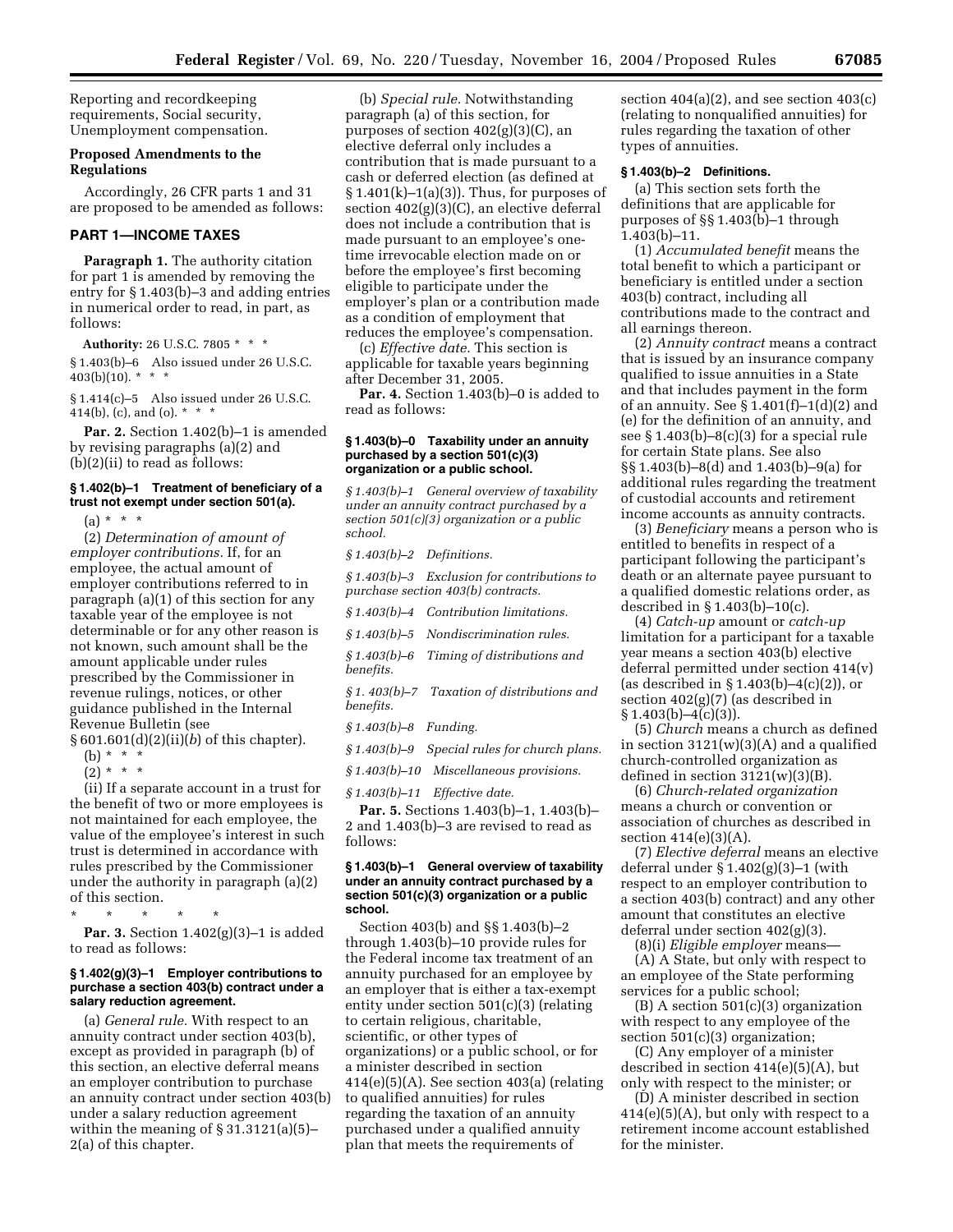Reporting and recordkeeping requirements, Social security, Unemployment compensation.

## Proposed Amendments to the Regulations

Accordingly, 26 CFR parts 1 and 31 are proposed to be amended as follows:

## PART 1—INCOME TAXES

**Paragraph 1.** The authority citation for part 1 is amended by removing the entry for § 1.403(b)–3 and adding entries in numerical order to read, in part, as follows:

**Authority:** 26 U.S.C. 7805 * * *

§ 1.403(b)–6 Also issued under 26 U.S.C. 403(b)(10). * * *

§ 1.414(c)–5 Also issued under 26 U.S.C. 414(b), (c), and (o). * * *

**Par. 2.** Section 1.402(b)–1 is amended by revising paragraphs (a)(2) and (b)(2)(ii) to read as follows:

### § 1.402(b)–1 Treatment of beneficiary of a trust not exempt under section 501(a).

(a) * * *

(2) *Determination of amount of employer contributions.* If, for an employee, the actual amount of employer contributions referred to in paragraph (a)(1) of this section for any taxable year of the employee is not determinable or for any other reason is not known, such amount shall be the amount applicable under rules prescribed by the Commissioner in revenue rulings, notices, or other guidance published in the Internal Revenue Bulletin (see § 601.601(d)(2)(ii)(*b*) of this chapter).

(b) * * *

(2) * * *

(ii) If a separate account in a trust for the benefit of two or more employees is not maintained for each employee, the value of the employee's interest in such trust is determined in accordance with rules prescribed by the Commissioner under the authority in paragraph (a)(2) of this section.

\* \* \* \* \*

**Par. 3.** Section 1.402(g)(3)–1 is added to read as follows:

### § 1.402(g)(3)–1 Employer contributions to purchase a section 403(b) contract under a salary reduction agreement.

(a) *General rule.* With respect to an annuity contract under section 403(b), except as provided in paragraph (b) of this section, an elective deferral means an employer contribution to purchase an annuity contract under section 403(b) under a salary reduction agreement within the meaning of § 31.3121(a)(5)–2(a) of this chapter.

(b) *Special rule.* Notwithstanding paragraph (a) of this section, for purposes of section 402(g)(3)(C), an elective deferral only includes a contribution that is made pursuant to a cash or deferred election (as defined at § 1.401(k)–1(a)(3)). Thus, for purposes of section 402(g)(3)(C), an elective deferral does not include a contribution that is made pursuant to an employee's one-time irrevocable election made on or before the employee's first becoming eligible to participate under the employer's plan or a contribution made as a condition of employment that reduces the employee's compensation.

(c) *Effective date.* This section is applicable for taxable years beginning after December 31, 2005.

**Par. 4.** Section 1.403(b)–0 is added to read as follows:

### § 1.403(b)–0 Taxability under an annuity purchased by a section 501(c)(3) organization or a public school.

*§ 1.403(b)–1 General overview of taxability under an annuity contract purchased by a section 501(c)(3) organization or a public school.*

*§ 1.403(b)–2 Definitions.*

*§ 1.403(b)–3 Exclusion for contributions to purchase section 403(b) contracts.*

*§ 1.403(b)–4 Contribution limitations.*

*§ 1.403(b)–5 Nondiscrimination rules.*

*§ 1.403(b)–6 Timing of distributions and benefits.*

*§ 1. 403(b)–7 Taxation of distributions and benefits.*

*§ 1.403(b)–8 Funding.*

*§ 1.403(b)–9 Special rules for church plans.*

*§ 1.403(b)–10 Miscellaneous provisions.*

*§ 1.403(b)–11 Effective date.*

**Par. 5.** Sections 1.403(b)–1, 1.403(b)–2 and 1.403(b)–3 are revised to read as follows:

### § 1.403(b)–1 General overview of taxability under an annuity contract purchased by a section 501(c)(3) organization or a public school.

Section 403(b) and §§ 1.403(b)–2 through 1.403(b)–10 provide rules for the Federal income tax treatment of an annuity purchased for an employee by an employer that is either a tax-exempt entity under section 501(c)(3) (relating to certain religious, charitable, scientific, or other types of organizations) or a public school, or for a minister described in section 414(e)(5)(A). See section 403(a) (relating to qualified annuities) for rules regarding the taxation of an annuity purchased under a qualified annuity plan that meets the requirements of section 404(a)(2), and see section 403(c) (relating to nonqualified annuities) for rules regarding the taxation of other types of annuities.

### § 1.403(b)–2 Definitions.

(a) This section sets forth the definitions that are applicable for purposes of §§ 1.403(b)–1 through 1.403(b)–11.

(1) *Accumulated benefit* means the total benefit to which a participant or beneficiary is entitled under a section 403(b) contract, including all contributions made to the contract and all earnings thereon.

(2) *Annuity contract* means a contract that is issued by an insurance company qualified to issue annuities in a State and that includes payment in the form of an annuity. See § 1.401(f)–1(d)(2) and (e) for the definition of an annuity, and see § 1.403(b)–8(c)(3) for a special rule for certain State plans. See also §§ 1.403(b)–8(d) and 1.403(b)–9(a) for additional rules regarding the treatment of custodial accounts and retirement income accounts as annuity contracts.

(3) *Beneficiary* means a person who is entitled to benefits in respect of a participant following the participant's death or an alternate payee pursuant to a qualified domestic relations order, as described in § 1.403(b)–10(c).

(4) *Catch-up* amount or *catch-up* limitation for a participant for a taxable year means a section 403(b) elective deferral permitted under section 414(v) (as described in § 1.403(b)–4(c)(2)), or section 402(g)(7) (as described in § 1.403(b)–4(c)(3)).

(5) *Church* means a church as defined in section 3121(w)(3)(A) and a qualified church-controlled organization as defined in section 3121(w)(3)(B).

(6) *Church-related organization* means a church or convention or association of churches as described in section 414(e)(3)(A).

(7) *Elective deferral* means an elective deferral under § 1.402(g)(3)–1 (with respect to an employer contribution to a section 403(b) contract) and any other amount that constitutes an elective deferral under section 402(g)(3).

(8)(i) *Eligible employer* means—

(A) A State, but only with respect to an employee of the State performing services for a public school;

(B) A section 501(c)(3) organization with respect to any employee of the section 501(c)(3) organization;

(C) Any employer of a minister described in section 414(e)(5)(A), but only with respect to the minister; or

(D) A minister described in section 414(e)(5)(A), but only with respect to a retirement income account established for the minister.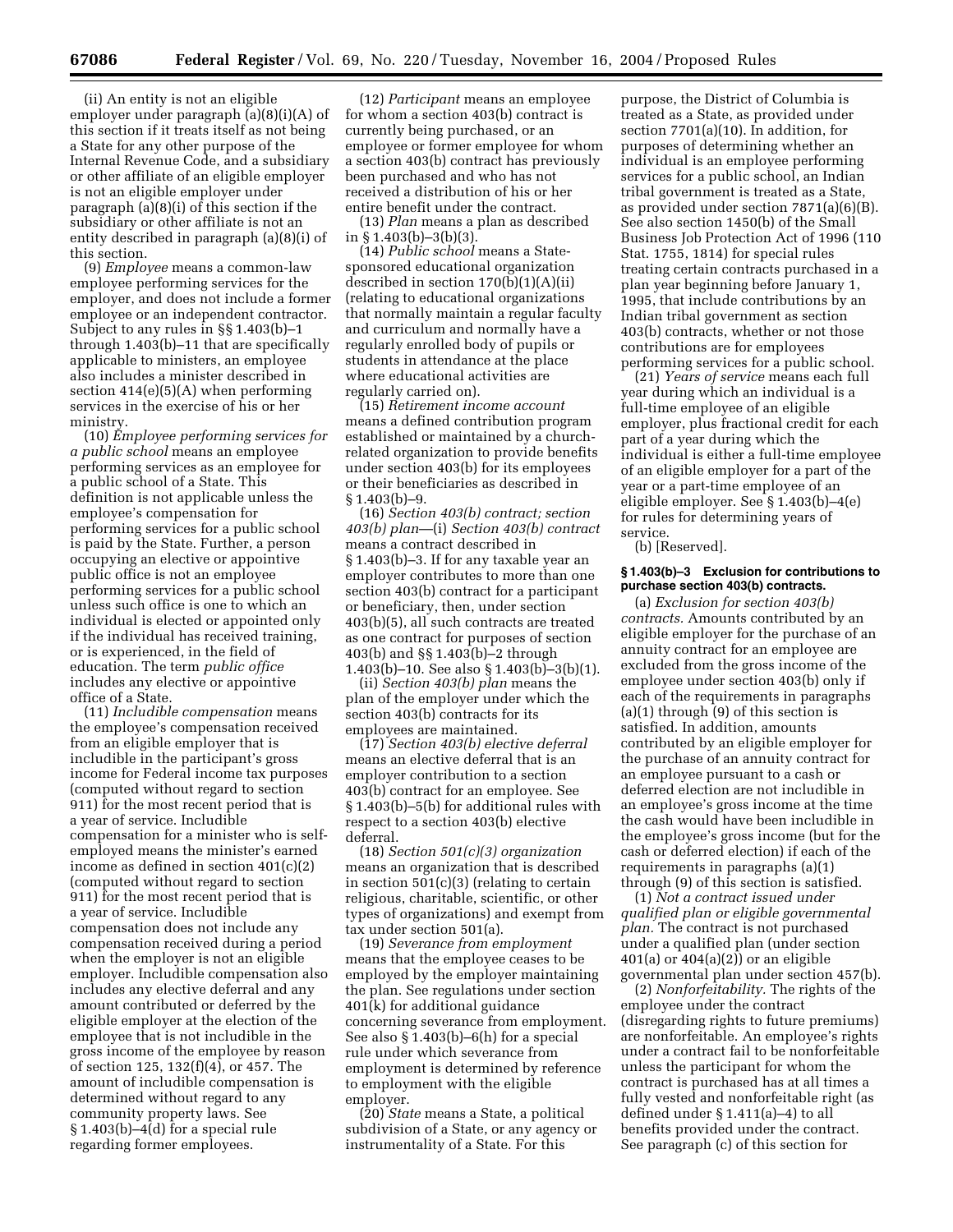(ii) An entity is not an eligible employer under paragraph (a)(8)(i)(A) of this section if it treats itself as not being a State for any other purpose of the Internal Revenue Code, and a subsidiary or other affiliate of an eligible employer is not an eligible employer under paragraph (a)(8)(i) of this section if the subsidiary or other affiliate is not an entity described in paragraph (a)(8)(i) of this section.

(9) *Employee* means a common-law employee performing services for the employer, and does not include a former employee or an independent contractor. Subject to any rules in §§ 1.403(b)–1 through 1.403(b)–11 that are specifically applicable to ministers, an employee also includes a minister described in section 414(e)(5)(A) when performing services in the exercise of his or her ministry.

(10) *Employee performing services for a public school* means an employee performing services as an employee for a public school of a State. This definition is not applicable unless the employee's compensation for performing services for a public school is paid by the State. Further, a person occupying an elective or appointive public office is not an employee performing services for a public school unless such office is one to which an individual is elected or appointed only if the individual has received training, or is experienced, in the field of education. The term *public office* includes any elective or appointive office of a State.

(11) *Includible compensation* means the employee's compensation received from an eligible employer that is includible in the participant's gross income for Federal income tax purposes (computed without regard to section 911) for the most recent period that is a year of service. Includible compensation for a minister who is self-employed means the minister's earned income as defined in section 401(c)(2) (computed without regard to section 911) for the most recent period that is a year of service. Includible compensation does not include any compensation received during a period when the employer is not an eligible employer. Includible compensation also includes any elective deferral and any amount contributed or deferred by the eligible employer at the election of the employee that is not includible in the gross income of the employee by reason of section 125, 132(f)(4), or 457. The amount of includible compensation is determined without regard to any community property laws. See § 1.403(b)–4(d) for a special rule regarding former employees.

(12) *Participant* means an employee for whom a section 403(b) contract is currently being purchased, or an employee or former employee for whom a section 403(b) contract has previously been purchased and who has not received a distribution of his or her entire benefit under the contract.

(13) *Plan* means a plan as described in § 1.403(b)–3(b)(3).

(14) *Public school* means a State-sponsored educational organization described in section 170(b)(1)(A)(ii) (relating to educational organizations that normally maintain a regular faculty and curriculum and normally have a regularly enrolled body of pupils or students in attendance at the place where educational activities are regularly carried on).

(15) *Retirement income account* means a defined contribution program established or maintained by a church-related organization to provide benefits under section 403(b) for its employees or their beneficiaries as described in § 1.403(b)–9.

(16) *Section 403(b) contract; section 403(b) plan*—(i) *Section 403(b) contract* means a contract described in § 1.403(b)–3. If for any taxable year an employer contributes to more than one section 403(b) contract for a participant or beneficiary, then, under section 403(b)(5), all such contracts are treated as one contract for purposes of section 403(b) and §§ 1.403(b)–2 through 1.403(b)–10. See also § 1.403(b)–3(b)(1).

(ii) *Section 403(b) plan* means the plan of the employer under which the section 403(b) contracts for its employees are maintained.

(17) *Section 403(b) elective deferral* means an elective deferral that is an employer contribution to a section 403(b) contract for an employee. See § 1.403(b)–5(b) for additional rules with respect to a section 403(b) elective deferral.

(18) *Section 501(c)(3) organization* means an organization that is described in section 501(c)(3) (relating to certain religious, charitable, scientific, or other types of organizations) and exempt from tax under section 501(a).

(19) *Severance from employment* means that the employee ceases to be employed by the employer maintaining the plan. See regulations under section 401(k) for additional guidance concerning severance from employment. See also § 1.403(b)–6(h) for a special rule under which severance from employment is determined by reference to employment with the eligible employer.

(20) *State* means a State, a political subdivision of a State, or any agency or instrumentality of a State. For this purpose, the District of Columbia is treated as a State, as provided under section 7701(a)(10). In addition, for purposes of determining whether an individual is an employee performing services for a public school, an Indian tribal government is treated as a State, as provided under section 7871(a)(6)(B). See also section 1450(b) of the Small Business Job Protection Act of 1996 (110 Stat. 1755, 1814) for special rules treating certain contracts purchased in a plan year beginning before January 1, 1995, that include contributions by an Indian tribal government as section 403(b) contracts, whether or not those contributions are for employees performing services for a public school.

(21) *Years of service* means each full year during which an individual is a full-time employee of an eligible employer, plus fractional credit for each part of a year during which the individual is either a full-time employee of an eligible employer for a part of the year or a part-time employee of an eligible employer. See § 1.403(b)–4(e) for rules for determining years of service.

(b) [Reserved].

**§ 1.403(b)–3 Exclusion for contributions to purchase section 403(b) contracts.**

(a) *Exclusion for section 403(b) contracts.* Amounts contributed by an eligible employer for the purchase of an annuity contract for an employee are excluded from the gross income of the employee under section 403(b) only if each of the requirements in paragraphs (a)(1) through (9) of this section is satisfied. In addition, amounts contributed by an eligible employer for the purchase of an annuity contract for an employee pursuant to a cash or deferred election are not includible in an employee's gross income at the time the cash would have been includible in the employee's gross income (but for the cash or deferred election) if each of the requirements in paragraphs (a)(1) through (9) of this section is satisfied.

(1) *Not a contract issued under qualified plan or eligible governmental plan.* The contract is not purchased under a qualified plan (under section 401(a) or 404(a)(2)) or an eligible governmental plan under section 457(b).

(2) *Nonforfeitability.* The rights of the employee under the contract (disregarding rights to future premiums) are nonforfeitable. An employee's rights under a contract fail to be nonforfeitable unless the participant for whom the contract is purchased has at all times a fully vested and nonforfeitable right (as defined under § 1.411(a)–4) to all benefits provided under the contract. See paragraph (c) of this section for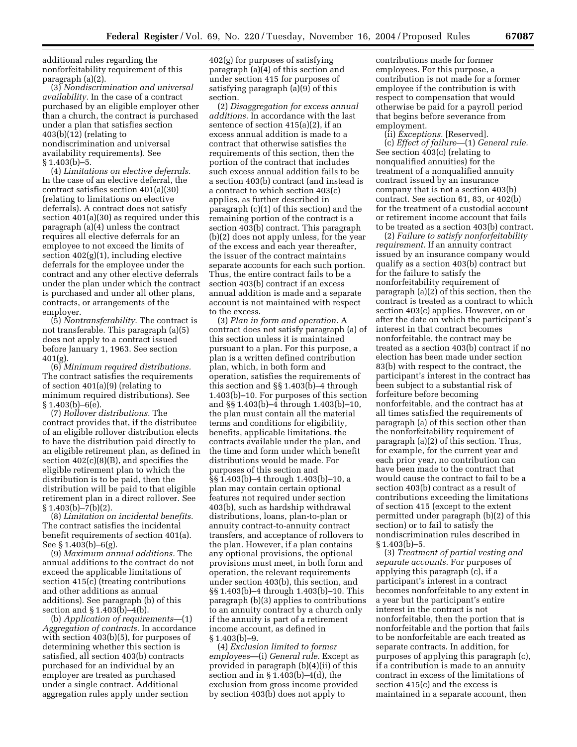additional rules regarding the nonforfeitability requirement of this paragraph (a)(2).

(3) *Nondiscrimination and universal availability.* In the case of a contract purchased by an eligible employer other than a church, the contract is purchased under a plan that satisfies section 403(b)(12) (relating to nondiscrimination and universal availability requirements). See § 1.403(b)–5.

(4) *Limitations on elective deferrals.* In the case of an elective deferral, the contract satisfies section 401(a)(30) (relating to limitations on elective deferrals). A contract does not satisfy section 401(a)(30) as required under this paragraph (a)(4) unless the contract requires all elective deferrals for an employee to not exceed the limits of section 402(g)(1), including elective deferrals for the employee under the contract and any other elective deferrals under the plan under which the contract is purchased and under all other plans, contracts, or arrangements of the employer.

(5) *Nontransferability.* The contract is not transferable. This paragraph (a)(5) does not apply to a contract issued before January 1, 1963. See section 401(g).

(6) *Minimum required distributions.* The contract satisfies the requirements of section 401(a)(9) (relating to minimum required distributions). See § 1.403(b)–6(e).

(7) *Rollover distributions.* The contract provides that, if the distributee of an eligible rollover distribution elects to have the distribution paid directly to an eligible retirement plan, as defined in section 402(c)(8)(B), and specifies the eligible retirement plan to which the distribution is to be paid, then the distribution will be paid to that eligible retirement plan in a direct rollover. See § 1.403(b)–7(b)(2).

(8) *Limitation on incidental benefits.* The contract satisfies the incidental benefit requirements of section 401(a). See § 1.403(b)–6(g).

(9) *Maximum annual additions.* The annual additions to the contract do not exceed the applicable limitations of section 415(c) (treating contributions and other additions as annual additions). See paragraph (b) of this section and § 1.403(b)–4(b).

(b) *Application of requirements*—(1) *Aggregation of contracts.* In accordance with section 403(b)(5), for purposes of determining whether this section is satisfied, all section 403(b) contracts purchased for an individual by an employer are treated as purchased under a single contract. Additional aggregation rules apply under section 402(g) for purposes of satisfying paragraph (a)(4) of this section and under section 415 for purposes of satisfying paragraph (a)(9) of this section.

(2) *Disaggregation for excess annual additions.* In accordance with the last sentence of section 415(a)(2), if an excess annual addition is made to a contract that otherwise satisfies the requirements of this section, then the portion of the contract that includes such excess annual addition fails to be a section 403(b) contract (and instead is a contract to which section 403(c) applies, as further described in paragraph (c)(1) of this section) and the remaining portion of the contract is a section 403(b) contract. This paragraph (b)(2) does not apply unless, for the year of the excess and each year thereafter, the issuer of the contract maintains separate accounts for each such portion. Thus, the entire contract fails to be a section 403(b) contract if an excess annual addition is made and a separate account is not maintained with respect to the excess.

(3) *Plan in form and operation.* A contract does not satisfy paragraph (a) of this section unless it is maintained pursuant to a plan. For this purpose, a plan is a written defined contribution plan, which, in both form and operation, satisfies the requirements of this section and §§ 1.403(b)–4 through 1.403(b)–10. For purposes of this section and §§ 1.403(b)–4 through 1.403(b)–10, the plan must contain all the material terms and conditions for eligibility, benefits, applicable limitations, the contracts available under the plan, and the time and form under which benefit distributions would be made. For purposes of this section and §§ 1.403(b)–4 through 1.403(b)–10, a plan may contain certain optional features not required under section 403(b), such as hardship withdrawal distributions, loans, plan-to-plan or annuity contract-to-annuity contract transfers, and acceptance of rollovers to the plan. However, if a plan contains any optional provisions, the optional provisions must meet, in both form and operation, the relevant requirements under section 403(b), this section, and §§ 1.403(b)–4 through 1.403(b)–10. This paragraph (b)(3) applies to contributions to an annuity contract by a church only if the annuity is part of a retirement income account, as defined in § 1.403(b)–9.

(4) *Exclusion limited to former employees*—(i) *General rule.* Except as provided in paragraph (b)(4)(ii) of this section and in § 1.403(b)–4(d), the exclusion from gross income provided by section 403(b) does not apply to contributions made for former employees. For this purpose, a contribution is not made for a former employee if the contribution is with respect to compensation that would otherwise be paid for a payroll period that begins before severance from employment.

(ii) *Exceptions.* [Reserved].

(c) *Effect of failure*—(1) *General rule.* See section 403(c) (relating to nonqualified annuities) for the treatment of a nonqualified annuity contract issued by an insurance company that is not a section 403(b) contract. See section 61, 83, or 402(b) for the treatment of a custodial account or retirement income account that fails to be treated as a section 403(b) contract.

(2) *Failure to satisfy nonforfeitability requirement.* If an annuity contract issued by an insurance company would qualify as a section 403(b) contract but for the failure to satisfy the nonforfeitability requirement of paragraph (a)(2) of this section, then the contract is treated as a contract to which section 403(c) applies. However, on or after the date on which the participant's interest in that contract becomes nonforfeitable, the contract may be treated as a section 403(b) contract if no election has been made under section 83(b) with respect to the contract, the participant's interest in the contract has been subject to a substantial risk of forfeiture before becoming nonforfeitable, and the contract has at all times satisfied the requirements of paragraph (a) of this section other than the nonforfeitability requirement of paragraph (a)(2) of this section. Thus, for example, for the current year and each prior year, no contribution can have been made to the contract that would cause the contract to fail to be a section 403(b) contract as a result of contributions exceeding the limitations of section 415 (except to the extent permitted under paragraph (b)(2) of this section) or to fail to satisfy the nondiscrimination rules described in § 1.403(b)–5.

(3) *Treatment of partial vesting and separate accounts.* For purposes of applying this paragraph (c), if a participant's interest in a contract becomes nonforfeitable to any extent in a year but the participant's entire interest in the contract is not nonforfeitable, then the portion that is nonforfeitable and the portion that fails to be nonforfeitable are each treated as separate contracts. In addition, for purposes of applying this paragraph (c), if a contribution is made to an annuity contract in excess of the limitations of section 415(c) and the excess is maintained in a separate account, then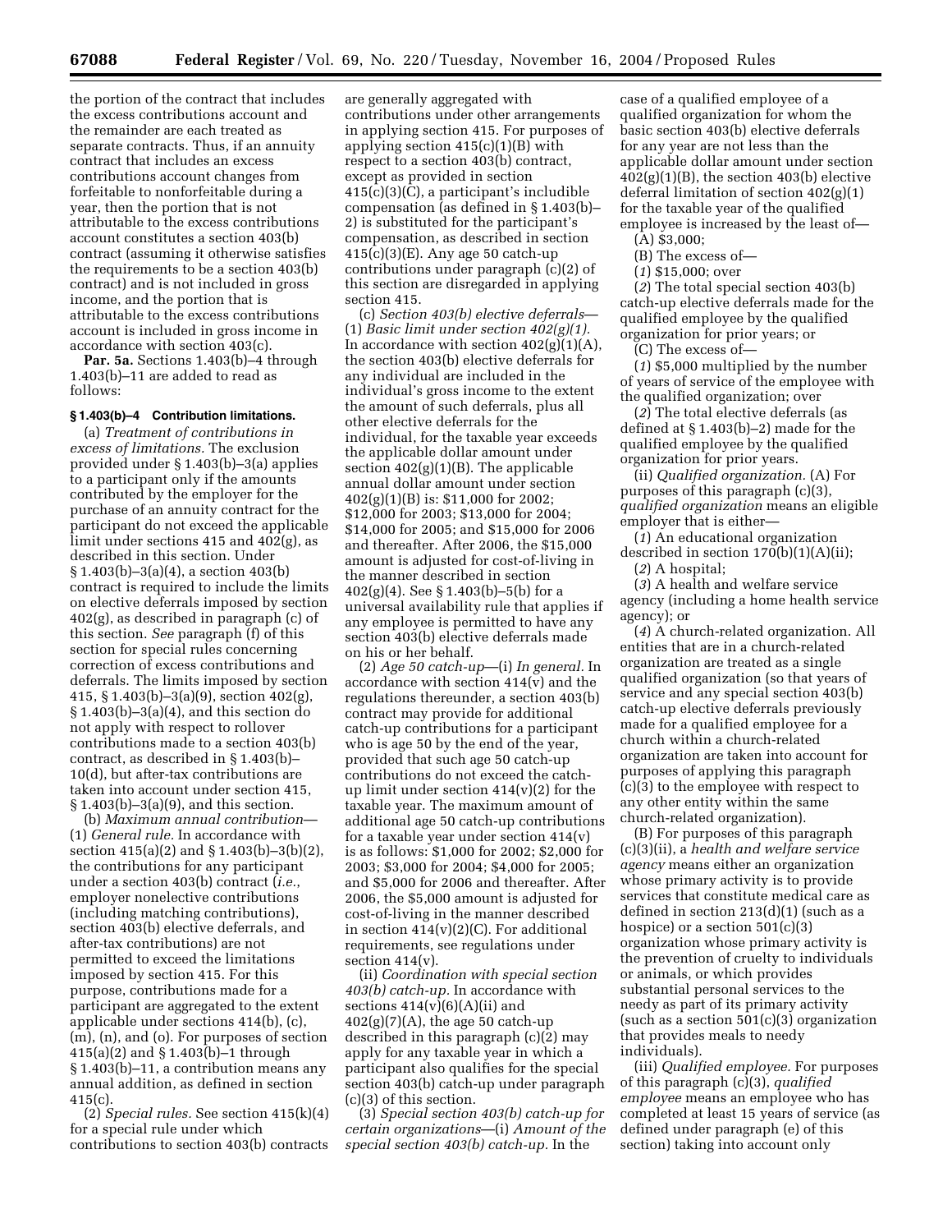the portion of the contract that includes the excess contributions account and the remainder are each treated as separate contracts. Thus, if an annuity contract that includes an excess contributions account changes from forfeitable to nonforfeitable during a year, then the portion that is not attributable to the excess contributions account constitutes a section 403(b) contract (assuming it otherwise satisfies the requirements to be a section 403(b) contract) and is not included in gross income, and the portion that is attributable to the excess contributions account is included in gross income in accordance with section 403(c).

**Par. 5a.** Sections 1.403(b)–4 through 1.403(b)–11 are added to read as follows:

**§ 1.403(b)–4 Contribution limitations.**

(a) *Treatment of contributions in excess of limitations.* The exclusion provided under § 1.403(b)–3(a) applies to a participant only if the amounts contributed by the employer for the purchase of an annuity contract for the participant do not exceed the applicable limit under sections 415 and 402(g), as described in this section. Under § 1.403(b)–3(a)(4), a section 403(b) contract is required to include the limits on elective deferrals imposed by section 402(g), as described in paragraph (c) of this section. *See* paragraph (f) of this section for special rules concerning correction of excess contributions and deferrals. The limits imposed by section 415, § 1.403(b)–3(a)(9), section 402(g), § 1.403(b)–3(a)(4), and this section do not apply with respect to rollover contributions made to a section 403(b) contract, as described in § 1.403(b)–10(d), but after-tax contributions are taken into account under section 415, § 1.403(b)–3(a)(9), and this section.

(b) *Maximum annual contribution*—(1) *General rule.* In accordance with section 415(a)(2) and § 1.403(b)–3(b)(2), the contributions for any participant under a section 403(b) contract (*i.e.*, employer nonelective contributions (including matching contributions), section 403(b) elective deferrals, and after-tax contributions) are not permitted to exceed the limitations imposed by section 415. For this purpose, contributions made for a participant are aggregated to the extent applicable under sections 414(b), (c), (m), (n), and (o). For purposes of section 415(a)(2) and § 1.403(b)–1 through § 1.403(b)–11, a contribution means any annual addition, as defined in section 415(c).

(2) *Special rules.* See section 415(k)(4) for a special rule under which contributions to section 403(b) contracts are generally aggregated with contributions under other arrangements in applying section 415. For purposes of applying section 415(c)(1)(B) with respect to a section 403(b) contract, except as provided in section 415(c)(3)(C), a participant's includible compensation (as defined in § 1.403(b)–2) is substituted for the participant's compensation, as described in section 415(c)(3)(E). Any age 50 catch-up contributions under paragraph (c)(2) of this section are disregarded in applying section 415.

(c) *Section 403(b) elective deferrals*—(1) *Basic limit under section 402(g)(1).* In accordance with section 402(g)(1)(A), the section 403(b) elective deferrals for any individual are included in the individual's gross income to the extent the amount of such deferrals, plus all other elective deferrals for the individual, for the taxable year exceeds the applicable dollar amount under section 402(g)(1)(B). The applicable annual dollar amount under section 402(g)(1)(B) is: $11,000 for 2002; $12,000 for 2003; $13,000 for 2004; $14,000 for 2005; and $15,000 for 2006 and thereafter. After 2006, the $15,000 amount is adjusted for cost-of-living in the manner described in section 402(g)(4). See § 1.403(b)–5(b) for a universal availability rule that applies if any employee is permitted to have any section 403(b) elective deferrals made on his or her behalf.

(2) *Age 50 catch-up*—(i) *In general.* In accordance with section 414(v) and the regulations thereunder, a section 403(b) contract may provide for additional catch-up contributions for a participant who is age 50 by the end of the year, provided that such age 50 catch-up contributions do not exceed the catch-up limit under section 414(v)(2) for the taxable year. The maximum amount of additional age 50 catch-up contributions for a taxable year under section 414(v) is as follows: $1,000 for 2002; $2,000 for 2003; $3,000 for 2004; $4,000 for 2005; and $5,000 for 2006 and thereafter. After 2006, the $5,000 amount is adjusted for cost-of-living in the manner described in section 414(v)(2)(C). For additional requirements, see regulations under section 414(v).

(ii) *Coordination with special section 403(b) catch-up.* In accordance with sections 414(v)(6)(A)(ii) and 402(g)(7)(A), the age 50 catch-up described in this paragraph (c)(2) may apply for any taxable year in which a participant also qualifies for the special section 403(b) catch-up under paragraph (c)(3) of this section.

(3) *Special section 403(b) catch-up for certain organizations*—(i) *Amount of the special section 403(b) catch-up.* In the case of a qualified employee of a qualified organization for whom the basic section 403(b) elective deferrals for any year are not less than the applicable dollar amount under section 402(g)(1)(B), the section 403(b) elective deferral limitation of section 402(g)(1) for the taxable year of the qualified employee is increased by the least of—

(A) $3,000;

(B) The excess of—

(*1*) $15,000; over

(*2*) The total special section 403(b) catch-up elective deferrals made for the qualified employee by the qualified organization for prior years; or

(C) The excess of—

(*1*) $5,000 multiplied by the number of years of service of the employee with the qualified organization; over

(*2*) The total elective deferrals (as defined at § 1.403(b)–2) made for the qualified employee by the qualified organization for prior years.

(ii) *Qualified organization.* (A) For purposes of this paragraph (c)(3), *qualified organization* means an eligible employer that is either—

(*1*) An educational organization described in section 170(b)(1)(A)(ii);

(*2*) A hospital;

(*3*) A health and welfare service agency (including a home health service agency); or

(*4*) A church-related organization. All entities that are in a church-related organization are treated as a single qualified organization (so that years of service and any special section 403(b) catch-up elective deferrals previously made for a qualified employee for a church within a church-related organization are taken into account for purposes of applying this paragraph (c)(3) to the employee with respect to any other entity within the same church-related organization).

(B) For purposes of this paragraph (c)(3)(ii), a *health and welfare service agency* means either an organization whose primary activity is to provide services that constitute medical care as defined in section 213(d)(1) (such as a hospice) or a section 501(c)(3) organization whose primary activity is the prevention of cruelty to individuals or animals, or which provides substantial personal services to the needy as part of its primary activity (such as a section 501(c)(3) organization that provides meals to needy individuals).

(iii) *Qualified employee.* For purposes of this paragraph (c)(3), *qualified employee* means an employee who has completed at least 15 years of service (as defined under paragraph (e) of this section) taking into account only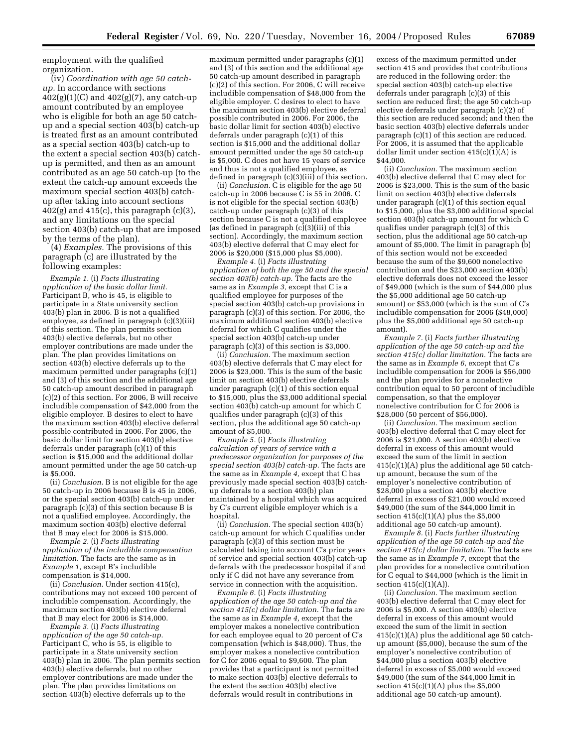employment with the qualified organization.

(iv) *Coordination with age 50 catch-up.* In accordance with sections 402(g)(1)(C) and 402(g)(7), any catch-up amount contributed by an employee who is eligible for both an age 50 catch-up and a special section 403(b) catch-up is treated first as an amount contributed as a special section 403(b) catch-up to the extent a special section 403(b) catch-up is permitted, and then as an amount contributed as an age 50 catch-up (to the extent the catch-up amount exceeds the maximum special section 403(b) catch-up after taking into account sections 402(g) and 415(c), this paragraph (c)(3), and any limitations on the special section 403(b) catch-up that are imposed by the terms of the plan).

(4) *Examples.* The provisions of this paragraph (c) are illustrated by the following examples:

*Example 1.* (i) *Facts illustrating application of the basic dollar limit.* Participant B, who is 45, is eligible to participate in a State university section 403(b) plan in 2006. B is not a qualified employee, as defined in paragraph (c)(3)(iii) of this section. The plan permits section 403(b) elective deferrals, but no other employer contributions are made under the plan. The plan provides limitations on section 403(b) elective deferrals up to the maximum permitted under paragraphs (c)(1) and (3) of this section and the additional age 50 catch-up amount described in paragraph (c)(2) of this section. For 2006, B will receive includible compensation of $42,000 from the eligible employer. B desires to elect to have the maximum section 403(b) elective deferral possible contributed in 2006. For 2006, the basic dollar limit for section 403(b) elective deferrals under paragraph (c)(1) of this section is $15,000 and the additional dollar amount permitted under the age 50 catch-up is $5,000.

(ii) *Conclusion.* B is not eligible for the age 50 catch-up in 2006 because B is 45 in 2006, or the special section 403(b) catch-up under paragraph (c)(3) of this section because B is not a qualified employee. Accordingly, the maximum section 403(b) elective deferral that B may elect for 2006 is $15,000.

*Example 2.* (i) *Facts illustrating application of the includible compensation limitation.* The facts are the same as in *Example 1,* except B's includible compensation is $14,000.

(ii) *Conclusion.* Under section 415(c), contributions may not exceed 100 percent of includible compensation. Accordingly, the maximum section 403(b) elective deferral that B may elect for 2006 is $14,000.

*Example 3.* (i) *Facts illustrating application of the age 50 catch-up.* Participant C, who is 55, is eligible to participate in a State university section 403(b) plan in 2006. The plan permits section 403(b) elective deferrals, but no other employer contributions are made under the plan. The plan provides limitations on section 403(b) elective deferrals up to the maximum permitted under paragraphs (c)(1) and (3) of this section and the additional age 50 catch-up amount described in paragraph (c)(2) of this section. For 2006, C will receive includible compensation of $48,000 from the eligible employer. C desires to elect to have the maximum section 403(b) elective deferral possible contributed in 2006. For 2006, the basic dollar limit for section 403(b) elective deferrals under paragraph (c)(1) of this section is $15,000 and the additional dollar amount permitted under the age 50 catch-up is $5,000. C does not have 15 years of service and thus is not a qualified employee, as defined in paragraph (c)(3)(iii) of this section.

(ii) *Conclusion.* C is eligible for the age 50 catch-up in 2006 because C is 55 in 2006. C is not eligible for the special section 403(b) catch-up under paragraph (c)(3) of this section because C is not a qualified employee (as defined in paragraph (c)(3)(iii) of this section). Accordingly, the maximum section 403(b) elective deferral that C may elect for 2006 is $20,000 ($15,000 plus $5,000).

*Example 4.* (i) *Facts illustrating application of both the age 50 and the special section 403(b) catch-up.* The facts are the same as in *Example 3,* except that C is a qualified employee for purposes of the special section 403(b) catch-up provisions in paragraph (c)(3) of this section. For 2006, the maximum additional section 403(b) elective deferral for which C qualifies under the special section 403(b) catch-up under paragraph (c)(3) of this section is $3,000.

(ii) *Conclusion.* The maximum section 403(b) elective deferrals that C may elect for 2006 is $23,000. This is the sum of the basic limit on section 403(b) elective deferrals under paragraph (c)(1) of this section equal to $15,000, plus the $3,000 additional special section 403(b) catch-up amount for which C qualifies under paragraph (c)(3) of this section, plus the additional age 50 catch-up amount of $5,000.

*Example 5.* (i) *Facts illustrating calculation of years of service with a predecessor organization for purposes of the special section 403(b) catch-up.* The facts are the same as in *Example 4,* except that C has previously made special section 403(b) catch-up deferrals to a section 403(b) plan maintained by a hospital which was acquired by C's current eligible employer which is a hospital.

(ii) *Conclusion.* The special section 403(b) catch-up amount for which C qualifies under paragraph (c)(3) of this section must be calculated taking into account C's prior years of service and special section 403(b) catch-up deferrals with the predecessor hospital if and only if C did not have any severance from service in connection with the acquisition.

*Example 6.* (i) *Facts illustrating application of the age 50 catch-up and the section 415(c) dollar limitation.* The facts are the same as in *Example 4,* except that the employer makes a nonelective contribution for each employee equal to 20 percent of C's compensation (which is $48,000). Thus, the employer makes a nonelective contribution for C for 2006 equal to $9,600. The plan provides that a participant is not permitted to make section 403(b) elective deferrals to the extent the section 403(b) elective deferrals would result in contributions in excess of the maximum permitted under section 415 and provides that contributions are reduced in the following order: the special section 403(b) catch-up elective deferrals under paragraph (c)(3) of this section are reduced first; the age 50 catch-up elective deferrals under paragraph (c)(2) of this section are reduced second; and then the basic section 403(b) elective deferrals under paragraph (c)(1) of this section are reduced. For 2006, it is assumed that the applicable dollar limit under section 415(c)(1)(A) is $44,000.

(ii) *Conclusion.* The maximum section 403(b) elective deferral that C may elect for 2006 is $23,000. This is the sum of the basic limit on section 403(b) elective deferrals under paragraph (c)(1) of this section equal to $15,000, plus the $3,000 additional special section 403(b) catch-up amount for which C qualifies under paragraph (c)(3) of this section, plus the additional age 50 catch-up amount of $5,000. The limit in paragraph (b) of this section would not be exceeded because the sum of the $9,600 nonelective contribution and the $23,000 section 403(b) elective deferrals does not exceed the lesser of $49,000 (which is the sum of $44,000 plus the $5,000 additional age 50 catch-up amount) or $53,000 (which is the sum of C's includible compensation for 2006 ($48,000) plus the $5,000 additional age 50 catch-up amount).

*Example 7.* (i) *Facts further illustrating application of the age 50 catch-up and the section 415(c) dollar limitation.* The facts are the same as in *Example 6,* except that C's includible compensation for 2006 is $56,000 and the plan provides for a nonelective contribution equal to 50 percent of includible compensation, so that the employer nonelective contribution for C for 2006 is $28,000 (50 percent of $56,000).

(ii) *Conclusion.* The maximum section 403(b) elective deferral that C may elect for 2006 is $21,000. A section 403(b) elective deferral in excess of this amount would exceed the sum of the limit in section 415(c)(1)(A) plus the additional age 50 catch-up amount, because the sum of the employer's nonelective contribution of $28,000 plus a section 403(b) elective deferral in excess of $21,000 would exceed $49,000 (the sum of the $44,000 limit in section 415(c)(1)(A) plus the $5,000 additional age 50 catch-up amount).

*Example 8.* (i) *Facts further illustrating application of the age 50 catch-up and the section 415(c) dollar limitation.* The facts are the same as in *Example 7,* except that the plan provides for a nonelective contribution for C equal to $44,000 (which is the limit in section 415(c)(1)(A)).

(ii) *Conclusion.* The maximum section 403(b) elective deferral that C may elect for 2006 is $5,000. A section 403(b) elective deferral in excess of this amount would exceed the sum of the limit in section 415(c)(1)(A) plus the additional age 50 catch-up amount ($5,000), because the sum of the employer's nonelective contribution of $44,000 plus a section 403(b) elective deferral in excess of $5,000 would exceed $49,000 (the sum of the $44,000 limit in section 415(c)(1)(A) plus the $5,000 additional age 50 catch-up amount).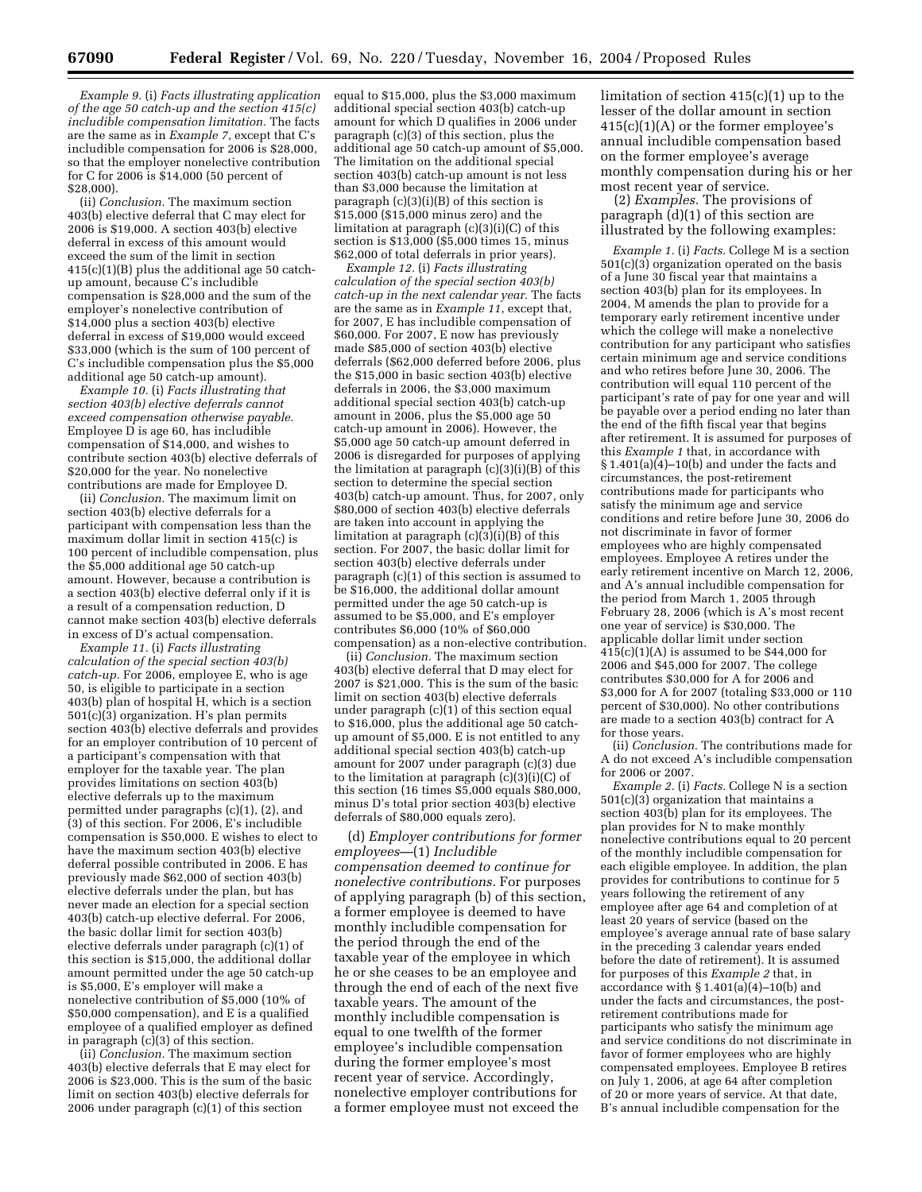*Example 9.* (i) *Facts illustrating application of the age 50 catch-up and the section 415(c) includible compensation limitation.* The facts are the same as in *Example 7*, except that C's includible compensation for 2006 is $28,000, so that the employer nonelective contribution for C for 2006 is $14,000 (50 percent of $28,000).

(ii) *Conclusion.* The maximum section 403(b) elective deferral that C may elect for 2006 is $19,000. A section 403(b) elective deferral in excess of this amount would exceed the sum of the limit in section 415(c)(1)(B) plus the additional age 50 catch-up amount, because C's includible compensation is $28,000 and the sum of the employer's nonelective contribution of $14,000 plus a section 403(b) elective deferral in excess of $19,000 would exceed $33,000 (which is the sum of 100 percent of C's includible compensation plus the $5,000 additional age 50 catch-up amount).

*Example 10.* (i) *Facts illustrating that section 403(b) elective deferrals cannot exceed compensation otherwise payable.* Employee D is age 60, has includible compensation of $14,000, and wishes to contribute section 403(b) elective deferrals of $20,000 for the year. No nonelective contributions are made for Employee D.

(ii) *Conclusion.* The maximum limit on section 403(b) elective deferrals for a participant with compensation less than the maximum dollar limit in section 415(c) is 100 percent of includible compensation, plus the $5,000 additional age 50 catch-up amount. However, because a contribution is a section 403(b) elective deferral only if it is a result of a compensation reduction, D cannot make section 403(b) elective deferrals in excess of D's actual compensation.

*Example 11.* (i) *Facts illustrating calculation of the special section 403(b) catch-up.* For 2006, employee E, who is age 50, is eligible to participate in a section 403(b) plan of hospital H, which is a section 501(c)(3) organization. H's plan permits section 403(b) elective deferrals and provides for an employer contribution of 10 percent of a participant's compensation with that employer for the taxable year. The plan provides limitations on section 403(b) elective deferrals up to the maximum permitted under paragraphs (c)(1), (2), and (3) of this section. For 2006, E's includible compensation is $50,000. E wishes to elect to have the maximum section 403(b) elective deferral possible contributed in 2006. E has previously made $62,000 of section 403(b) elective deferrals under the plan, but has never made an election for a special section 403(b) catch-up elective deferral. For 2006, the basic dollar limit for section 403(b) elective deferrals under paragraph (c)(1) of this section is $15,000, the additional dollar amount permitted under the age 50 catch-up is $5,000, E's employer will make a nonelective contribution of $5,000 (10% of $50,000 compensation), and E is a qualified employee of a qualified employer as defined in paragraph (c)(3) of this section.

(ii) *Conclusion.* The maximum section 403(b) elective deferrals that E may elect for 2006 is $23,000. This is the sum of the basic limit on section 403(b) elective deferrals for 2006 under paragraph (c)(1) of this section equal to $15,000, plus the $3,000 maximum additional special section 403(b) catch-up amount for which D qualifies in 2006 under paragraph (c)(3) of this section, plus the additional age 50 catch-up amount of $5,000. The limitation on the additional special section 403(b) catch-up amount is not less than $3,000 because the limitation at paragraph (c)(3)(i)(B) of this section is $15,000 ($15,000 minus zero) and the limitation at paragraph (c)(3)(i)(C) of this section is $13,000 ($5,000 times 15, minus $62,000 of total deferrals in prior years).

*Example 12.* (i) *Facts illustrating calculation of the special section 403(b) catch-up in the next calendar year.* The facts are the same as in *Example 11*, except that, for 2007, E has includible compensation of $60,000. For 2007, E now has previously made $85,000 of section 403(b) elective deferrals ($62,000 deferred before 2006, plus the $15,000 in basic section 403(b) elective deferrals in 2006, the $3,000 maximum additional special section 403(b) catch-up amount in 2006, plus the $5,000 age 50 catch-up amount in 2006). However, the $5,000 age 50 catch-up amount deferred in 2006 is disregarded for purposes of applying the limitation at paragraph (c)(3)(i)(B) of this section to determine the special section 403(b) catch-up amount. Thus, for 2007, only $80,000 of section 403(b) elective deferrals are taken into account in applying the limitation at paragraph (c)(3)(i)(B) of this section. For 2007, the basic dollar limit for section 403(b) elective deferrals under paragraph (c)(1) of this section is assumed to be $16,000, the additional dollar amount permitted under the age 50 catch-up is assumed to be $5,000, and E's employer contributes $6,000 (10% of $60,000 compensation) as a non-elective contribution.

(ii) *Conclusion.* The maximum section 403(b) elective deferral that D may elect for 2007 is $21,000. This is the sum of the basic limit on section 403(b) elective deferrals under paragraph (c)(1) of this section equal to $16,000, plus the additional age 50 catch-up amount of $5,000. E is not entitled to any additional special section 403(b) catch-up amount for 2007 under paragraph (c)(3) due to the limitation at paragraph (c)(3)(i)(C) of this section (16 times $5,000 equals $80,000, minus D's total prior section 403(b) elective deferrals of $80,000 equals zero).

(d) *Employer contributions for former employees*—(1) *Includible compensation deemed to continue for nonelective contributions.* For purposes of applying paragraph (b) of this section, a former employee is deemed to have monthly includible compensation for the period through the end of the taxable year of the employee in which he or she ceases to be an employee and through the end of each of the next five taxable years. The amount of the monthly includible compensation is equal to one twelfth of the former employee's includible compensation during the former employee's most recent year of service. Accordingly, nonelective employer contributions for a former employee must not exceed the limitation of section 415(c)(1) up to the lesser of the dollar amount in section 415(c)(1)(A) or the former employee's annual includible compensation based on the former employee's average monthly compensation during his or her most recent year of service.

(2) *Examples.* The provisions of paragraph (d)(1) of this section are illustrated by the following examples:

*Example 1.* (i) *Facts.* College M is a section 501(c)(3) organization operated on the basis of a June 30 fiscal year that maintains a section 403(b) plan for its employees. In 2004, M amends the plan to provide for a temporary early retirement incentive under which the college will make a nonelective contribution for any participant who satisfies certain minimum age and service conditions and who retires before June 30, 2006. The contribution will equal 110 percent of the participant's rate of pay for one year and will be payable over a period ending no later than the end of the fifth fiscal year that begins after retirement. It is assumed for purposes of this *Example 1* that, in accordance with § 1.401(a)(4)–10(b) and under the facts and circumstances, the post-retirement contributions made for participants who satisfy the minimum age and service conditions and retire before June 30, 2006 do not discriminate in favor of former employees who are highly compensated employees. Employee A retires under the early retirement incentive on March 12, 2006, and A's annual includible compensation for the period from March 1, 2005 through February 28, 2006 (which is A's most recent one year of service) is $30,000. The applicable dollar limit under section 415(c)(1)(A) is assumed to be $44,000 for 2006 and $45,000 for 2007. The college contributes $30,000 for A for 2006 and $3,000 for A for 2007 (totaling $33,000 or 110 percent of $30,000). No other contributions are made to a section 403(b) contract for A for those years.

(ii) *Conclusion.* The contributions made for A do not exceed A's includible compensation for 2006 or 2007.

*Example 2.* (i) *Facts.* College N is a section 501(c)(3) organization that maintains a section 403(b) plan for its employees. The plan provides for N to make monthly nonelective contributions equal to 20 percent of the monthly includible compensation for each eligible employee. In addition, the plan provides for contributions to continue for 5 years following the retirement of any employee after age 64 and completion of at least 20 years of service (based on the employee's average annual rate of base salary in the preceding 3 calendar years ended before the date of retirement). It is assumed for purposes of this *Example 2* that, in accordance with § 1.401(a)(4)–10(b) and under the facts and circumstances, the post-retirement contributions made for participants who satisfy the minimum age and service conditions do not discriminate in favor of former employees who are highly compensated employees. Employee B retires on July 1, 2006, at age 64 after completion of 20 or more years of service. At that date, B's annual includible compensation for the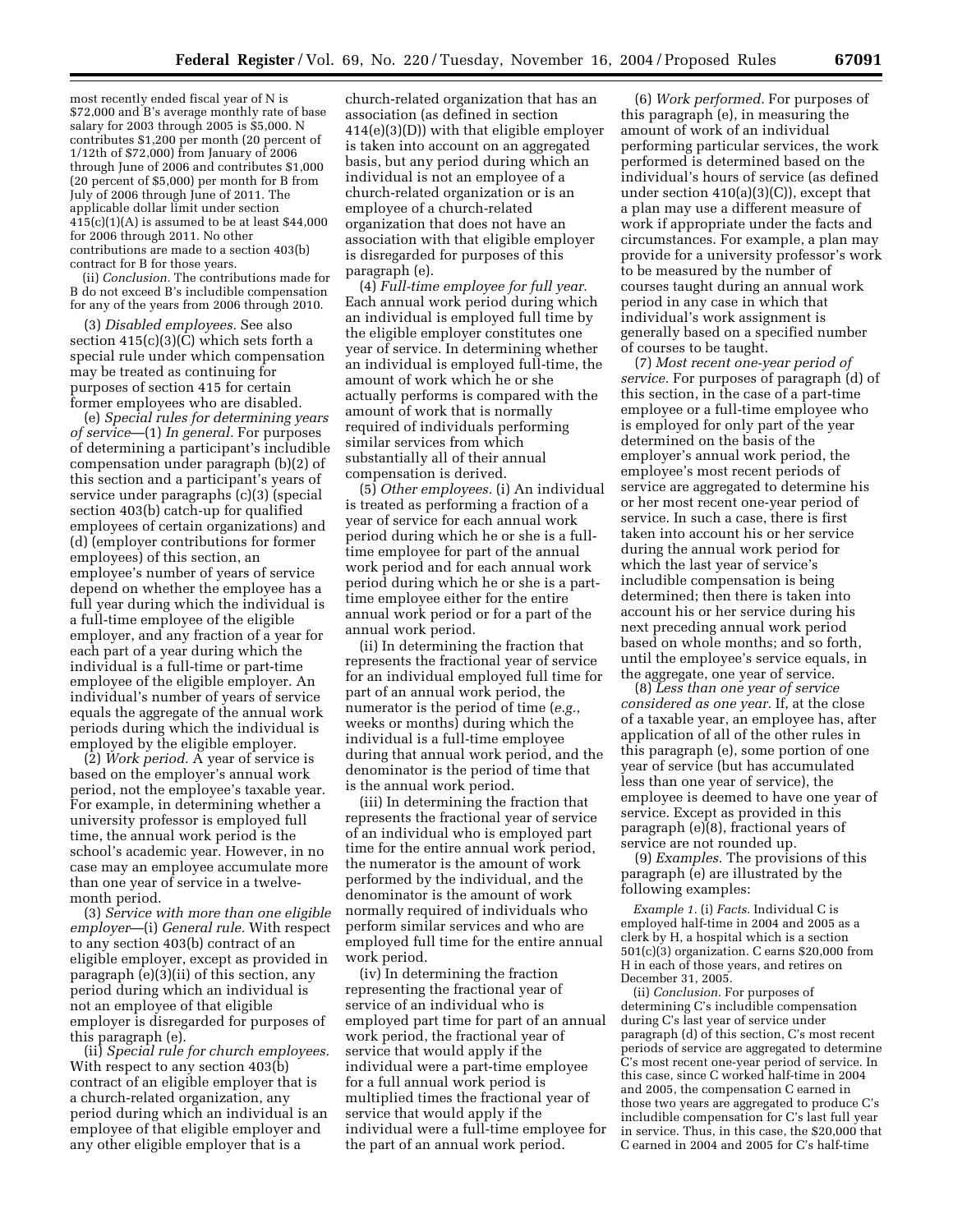most recently ended fiscal year of N is $72,000 and B's average monthly rate of base salary for 2003 through 2005 is $5,000. N contributes $1,200 per month (20 percent of 1/12th of $72,000) from January of 2006 through June of 2006 and contributes $1,000 (20 percent of $5,000) per month for B from July of 2006 through June of 2011. The applicable dollar limit under section 415(c)(1)(A) is assumed to be at least $44,000 for 2006 through 2011. No other contributions are made to a section 403(b) contract for B for those years.

(ii) *Conclusion.* The contributions made for B do not exceed B's includible compensation for any of the years from 2006 through 2010.

(3) *Disabled employees.* See also section 415(c)(3)(C) which sets forth a special rule under which compensation may be treated as continuing for purposes of section 415 for certain former employees who are disabled.

(e) *Special rules for determining years of service*—(1) *In general.* For purposes of determining a participant's includible compensation under paragraph (b)(2) of this section and a participant's years of service under paragraphs (c)(3) (special section 403(b) catch-up for qualified employees of certain organizations) and (d) (employer contributions for former employees) of this section, an employee's number of years of service depend on whether the employee has a full year during which the individual is a full-time employee of the eligible employer, and any fraction of a year for each part of a year during which the individual is a full-time or part-time employee of the eligible employer. An individual's number of years of service equals the aggregate of the annual work periods during which the individual is employed by the eligible employer.

(2) *Work period.* A year of service is based on the employer's annual work period, not the employee's taxable year. For example, in determining whether a university professor is employed full time, the annual work period is the school's academic year. However, in no case may an employee accumulate more than one year of service in a twelve-month period.

(3) *Service with more than one eligible employer*—(i) *General rule.* With respect to any section 403(b) contract of an eligible employer, except as provided in paragraph (e)(3)(ii) of this section, any period during which an individual is not an employee of that eligible employer is disregarded for purposes of this paragraph (e).

(ii) *Special rule for church employees.* With respect to any section 403(b) contract of an eligible employer that is a church-related organization, any period during which an individual is an employee of that eligible employer and any other eligible employer that is a church-related organization that has an association (as defined in section 414(e)(3)(D)) with that eligible employer is taken into account on an aggregated basis, but any period during which an individual is not an employee of a church-related organization or is an employee of a church-related organization that does not have an association with that eligible employer is disregarded for purposes of this paragraph (e).

(4) *Full-time employee for full year.* Each annual work period during which an individual is employed full time by the eligible employer constitutes one year of service. In determining whether an individual is employed full-time, the amount of work which he or she actually performs is compared with the amount of work that is normally required of individuals performing similar services from which substantially all of their annual compensation is derived.

(5) *Other employees.* (i) An individual is treated as performing a fraction of a year of service for each annual work period during which he or she is a full-time employee for part of the annual work period and for each annual work period during which he or she is a part-time employee either for the entire annual work period or for a part of the annual work period.

(ii) In determining the fraction that represents the fractional year of service for an individual employed full time for part of an annual work period, the numerator is the period of time (*e.g.*, weeks or months) during which the individual is a full-time employee during that annual work period, and the denominator is the period of time that is the annual work period.

(iii) In determining the fraction that represents the fractional year of service of an individual who is employed part time for the entire annual work period, the numerator is the amount of work performed by the individual, and the denominator is the amount of work normally required of individuals who perform similar services and who are employed full time for the entire annual work period.

(iv) In determining the fraction representing the fractional year of service of an individual who is employed part time for part of an annual work period, the fractional year of service that would apply if the individual were a part-time employee for a full annual work period is multiplied times the fractional year of service that would apply if the individual were a full-time employee for the part of an annual work period.

(6) *Work performed.* For purposes of this paragraph (e), in measuring the amount of work of an individual performing particular services, the work performed is determined based on the individual's hours of service (as defined under section 410(a)(3)(C)), except that a plan may use a different measure of work if appropriate under the facts and circumstances. For example, a plan may provide for a university professor's work to be measured by the number of courses taught during an annual work period in any case in which that individual's work assignment is generally based on a specified number of courses to be taught.

(7) *Most recent one-year period of service.* For purposes of paragraph (d) of this section, in the case of a part-time employee or a full-time employee who is employed for only part of the year determined on the basis of the employer's annual work period, the employee's most recent periods of service are aggregated to determine his or her most recent one-year period of service. In such a case, there is first taken into account his or her service during the annual work period for which the last year of service's includible compensation is being determined; then there is taken into account his or her service during his next preceding annual work period based on whole months; and so forth, until the employee's service equals, in the aggregate, one year of service.

(8) *Less than one year of service considered as one year.* If, at the close of a taxable year, an employee has, after application of all of the other rules in this paragraph (e), some portion of one year of service (but has accumulated less than one year of service), the employee is deemed to have one year of service. Except as provided in this paragraph (e)(8), fractional years of service are not rounded up.

(9) *Examples.* The provisions of this paragraph (e) are illustrated by the following examples:

*Example 1.* (i) *Facts.* Individual C is employed half-time in 2004 and 2005 as a clerk by H, a hospital which is a section 501(c)(3) organization. C earns $20,000 from H in each of those years, and retires on December 31, 2005.

(ii) *Conclusion.* For purposes of determining C's includible compensation during C's last year of service under paragraph (d) of this section, C's most recent periods of service are aggregated to determine C's most recent one-year period of service. In this case, since C worked half-time in 2004 and 2005, the compensation C earned in those two years are aggregated to produce C's includible compensation for C's last full year in service. Thus, in this case, the $20,000 that C earned in 2004 and 2005 for C's half-time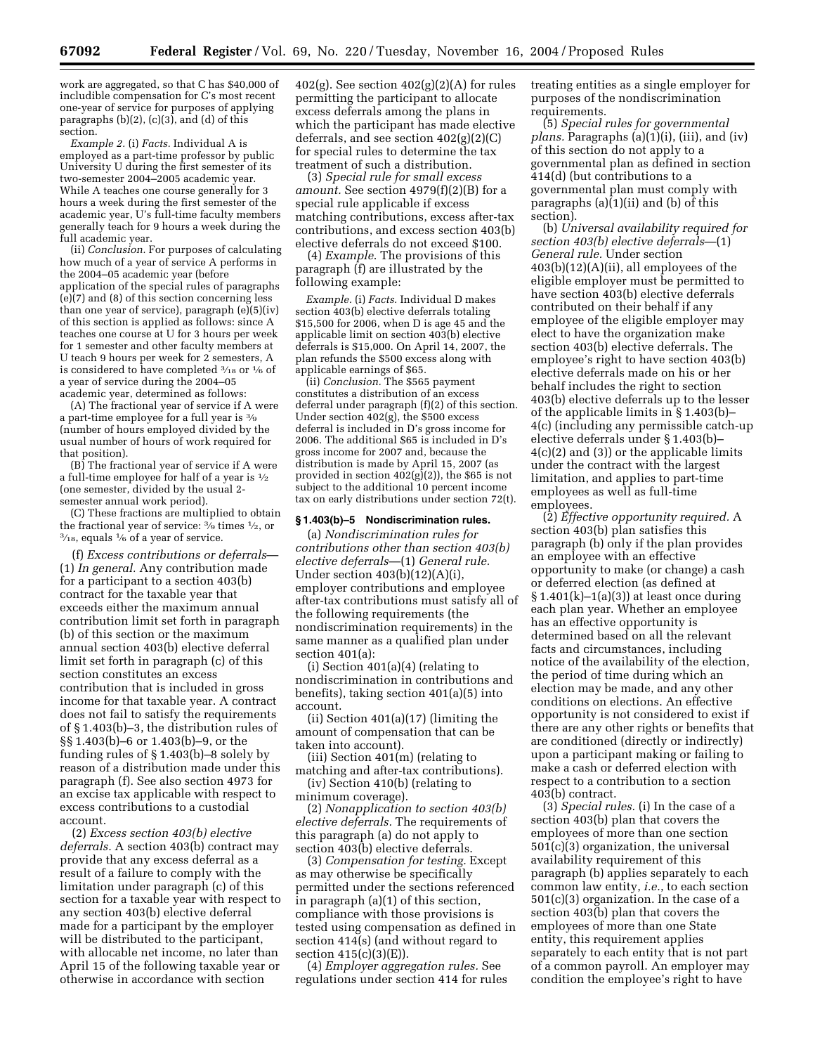work are aggregated, so that C has $40,000 of includible compensation for C's most recent one-year of service for purposes of applying paragraphs (b)(2), (c)(3), and (d) of this section.

*Example 2.* (i) *Facts.* Individual A is employed as a part-time professor by public University U during the first semester of its two-semester 2004–2005 academic year. While A teaches one course generally for 3 hours a week during the first semester of the academic year, U's full-time faculty members generally teach for 9 hours a week during the full academic year.

(ii) *Conclusion.* For purposes of calculating how much of a year of service A performs in the 2004–05 academic year (before application of the special rules of paragraphs (e)(7) and (8) of this section concerning less than one year of service), paragraph (e)(5)(iv) of this section is applied as follows: since A teaches one course at U for 3 hours per week for 1 semester and other faculty members at U teach 9 hours per week for 2 semesters, A is considered to have completed $3/18$ or $1/6$ of a year of service during the 2004–05 academic year, determined as follows:

(A) The fractional year of service if A were a part-time employee for a full year is $3/9$ (number of hours employed divided by the usual number of hours of work required for that position).

(B) The fractional year of service if A were a full-time employee for half of a year is $1/2$ (one semester, divided by the usual 2-semester annual work period).

(C) These fractions are multiplied to obtain the fractional year of service: $3/9$ times $1/2$, or $3/18$, equals $1/6$ of a year of service.

(f) *Excess contributions or deferrals*—(1) *In general.* Any contribution made for a participant to a section 403(b) contract for the taxable year that exceeds either the maximum annual contribution limit set forth in paragraph (b) of this section or the maximum annual section 403(b) elective deferral limit set forth in paragraph (c) of this section constitutes an excess contribution that is included in gross income for that taxable year. A contract does not fail to satisfy the requirements of § 1.403(b)–3, the distribution rules of §§ 1.403(b)–6 or 1.403(b)–9, or the funding rules of § 1.403(b)–8 solely by reason of a distribution made under this paragraph (f). See also section 4973 for an excise tax applicable with respect to excess contributions to a custodial account.

(2) *Excess section 403(b) elective deferrals.* A section 403(b) contract may provide that any excess deferral as a result of a failure to comply with the limitation under paragraph (c) of this section for a taxable year with respect to any section 403(b) elective deferral made for a participant by the employer will be distributed to the participant, with allocable net income, no later than April 15 of the following taxable year or otherwise in accordance with section 402(g). See section 402(g)(2)(A) for rules permitting the participant to allocate excess deferrals among the plans in which the participant has made elective deferrals, and see section 402(g)(2)(C) for special rules to determine the tax treatment of such a distribution.

(3) *Special rule for small excess amount.* See section 4979(f)(2)(B) for a special rule applicable if excess matching contributions, excess after-tax contributions, and excess section 403(b) elective deferrals do not exceed $100.

(4) *Example.* The provisions of this paragraph (f) are illustrated by the following example:

*Example.* (i) *Facts.* Individual D makes section 403(b) elective deferrals totaling $15,500 for 2006, when D is age 45 and the applicable limit on section 403(b) elective deferrals is $15,000. On April 14, 2007, the plan refunds the $500 excess along with applicable earnings of $65.

(ii) *Conclusion.* The $565 payment constitutes a distribution of an excess deferral under paragraph (f)(2) of this section. Under section 402(g), the $500 excess deferral is included in D's gross income for 2006. The additional $65 is included in D's gross income for 2007 and, because the distribution is made by April 15, 2007 (as provided in section 402(g)(2)), the $65 is not subject to the additional 10 percent income tax on early distributions under section 72(t).

### § 1.403(b)–5 Nondiscrimination rules.

(a) *Nondiscrimination rules for contributions other than section 403(b) elective deferrals*—(1) *General rule.* Under section 403(b)(12)(A)(i), employer contributions and employee after-tax contributions must satisfy all of the following requirements (the nondiscrimination requirements) in the same manner as a qualified plan under section 401(a):

(i) Section 401(a)(4) (relating to nondiscrimination in contributions and benefits), taking section 401(a)(5) into account.

(ii) Section 401(a)(17) (limiting the amount of compensation that can be taken into account).

(iii) Section 401(m) (relating to matching and after-tax contributions).

(iv) Section 410(b) (relating to minimum coverage).

(2) *Nonapplication to section 403(b) elective deferrals.* The requirements of this paragraph (a) do not apply to section 403(b) elective deferrals.

(3) *Compensation for testing.* Except as may otherwise be specifically permitted under the sections referenced in paragraph (a)(1) of this section, compliance with those provisions is tested using compensation as defined in section 414(s) (and without regard to section 415(c)(3)(E)).

(4) *Employer aggregation rules.* See regulations under section 414 for rules treating entities as a single employer for purposes of the nondiscrimination requirements.

(5) *Special rules for governmental plans.* Paragraphs (a)(1)(i), (iii), and (iv) of this section do not apply to a governmental plan as defined in section 414(d) (but contributions to a governmental plan must comply with paragraphs (a)(1)(ii) and (b) of this section).

(b) *Universal availability required for section 403(b) elective deferrals*—(1) *General rule.* Under section 403(b)(12)(A)(ii), all employees of the eligible employer must be permitted to have section 403(b) elective deferrals contributed on their behalf if any employee of the eligible employer may elect to have the organization make section 403(b) elective deferrals. The employee's right to have section 403(b) elective deferrals made on his or her behalf includes the right to section 403(b) elective deferrals up to the lesser of the applicable limits in § 1.403(b)–4(c) (including any permissible catch-up elective deferrals under § 1.403(b)–4(c)(2) and (3)) or the applicable limits under the contract with the largest limitation, and applies to part-time employees as well as full-time employees.

(2) *Effective opportunity required.* A section 403(b) plan satisfies this paragraph (b) only if the plan provides an employee with an effective opportunity to make (or change) a cash or deferred election (as defined at § 1.401(k)–1(a)(3)) at least once during each plan year. Whether an employee has an effective opportunity is determined based on all the relevant facts and circumstances, including notice of the availability of the election, the period of time during which an election may be made, and any other conditions on elections. An effective opportunity is not considered to exist if there are any other rights or benefits that are conditioned (directly or indirectly) upon a participant making or failing to make a cash or deferred election with respect to a contribution to a section 403(b) contract.

(3) *Special rules.* (i) In the case of a section 403(b) plan that covers the employees of more than one section 501(c)(3) organization, the universal availability requirement of this paragraph (b) applies separately to each common law entity, *i.e.*, to each section 501(c)(3) organization. In the case of a section 403(b) plan that covers the employees of more than one State entity, this requirement applies separately to each entity that is not part of a common payroll. An employer may condition the employee's right to have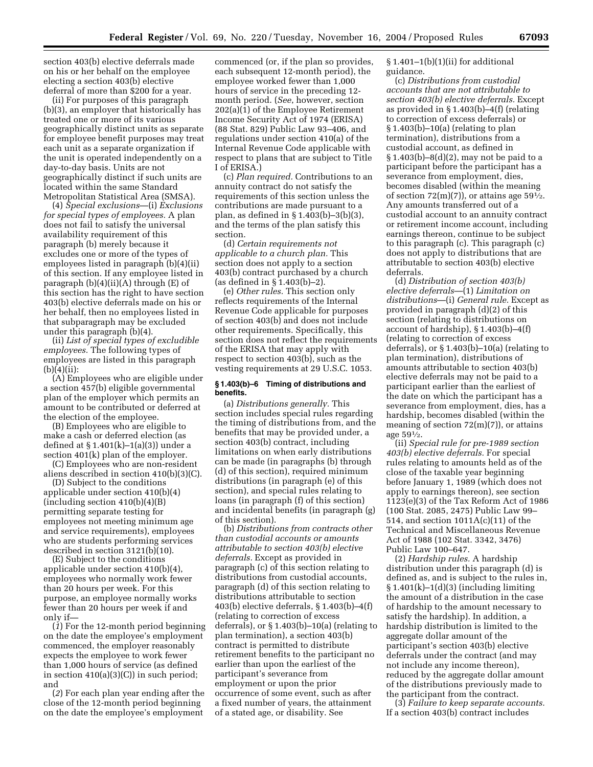section 403(b) elective deferrals made on his or her behalf on the employee electing a section 403(b) elective deferral of more than $200 for a year.

(ii) For purposes of this paragraph (b)(3), an employer that historically has treated one or more of its various geographically distinct units as separate for employee benefit purposes may treat each unit as a separate organization if the unit is operated independently on a day-to-day basis. Units are not geographically distinct if such units are located within the same Standard Metropolitan Statistical Area (SMSA).

(4) *Special exclusions*—(i) *Exclusions for special types of employees.* A plan does not fail to satisfy the universal availability requirement of this paragraph (b) merely because it excludes one or more of the types of employees listed in paragraph (b)(4)(ii) of this section. If any employee listed in paragraph (b)(4)(ii)(A) through (E) of this section has the right to have section 403(b) elective deferrals made on his or her behalf, then no employees listed in that subparagraph may be excluded under this paragraph (b)(4).

(ii) *List of special types of excludible employees.* The following types of employees are listed in this paragraph (b)(4)(ii):

(A) Employees who are eligible under a section 457(b) eligible governmental plan of the employer which permits an amount to be contributed or deferred at the election of the employee.

(B) Employees who are eligible to make a cash or deferred election (as defined at § 1.401(k)–1(a)(3)) under a section 401(k) plan of the employer.

(C) Employees who are non-resident aliens described in section 410(b)(3)(C).

(D) Subject to the conditions applicable under section 410(b)(4) (including section 410(b)(4)(B) permitting separate testing for employees not meeting minimum age and service requirements), employees who are students performing services described in section 3121(b)(10).

(E) Subject to the conditions applicable under section 410(b)(4), employees who normally work fewer than 20 hours per week. For this purpose, an employee normally works fewer than 20 hours per week if and only if—

(*1*) For the 12-month period beginning on the date the employee's employment commenced, the employer reasonably expects the employee to work fewer than 1,000 hours of service (as defined in section 410(a)(3)(C)) in such period; and

(*2*) For each plan year ending after the close of the 12-month period beginning on the date the employee's employment commenced (or, if the plan so provides, each subsequent 12-month period), the employee worked fewer than 1,000 hours of service in the preceding 12-month period. (*See*, however, section 202(a)(1) of the Employee Retirement Income Security Act of 1974 (ERISA) (88 Stat. 829) Public Law 93–406, and regulations under section 410(a) of the Internal Revenue Code applicable with respect to plans that are subject to Title I of ERISA.)

(c) *Plan required.* Contributions to an annuity contract do not satisfy the requirements of this section unless the contributions are made pursuant to a plan, as defined in § 1.403(b)–3(b)(3), and the terms of the plan satisfy this section.

(d) *Certain requirements not applicable to a church plan.* This section does not apply to a section 403(b) contract purchased by a church (as defined in § 1.403(b)–2).

(e) *Other rules.* This section only reflects requirements of the Internal Revenue Code applicable for purposes of section 403(b) and does not include other requirements. Specifically, this section does not reflect the requirements of the ERISA that may apply with respect to section 403(b), such as the vesting requirements at 29 U.S.C. 1053.

**§ 1.403(b)–6 Timing of distributions and benefits.**

(a) *Distributions generally.* This section includes special rules regarding the timing of distributions from, and the benefits that may be provided under, a section 403(b) contract, including limitations on when early distributions can be made (in paragraphs (b) through (d) of this section), required minimum distributions (in paragraph (e) of this section), and special rules relating to loans (in paragraph (f) of this section) and incidental benefits (in paragraph (g) of this section).

(b) *Distributions from contracts other than custodial accounts or amounts attributable to section 403(b) elective deferrals.* Except as provided in paragraph (c) of this section relating to distributions from custodial accounts, paragraph (d) of this section relating to distributions attributable to section 403(b) elective deferrals, § 1.403(b)–4(f) (relating to correction of excess deferrals), or § 1.403(b)–10(a) (relating to plan termination), a section 403(b) contract is permitted to distribute retirement benefits to the participant no earlier than upon the earliest of the participant's severance from employment or upon the prior occurrence of some event, such as after a fixed number of years, the attainment of a stated age, or disability. See § 1.401–1(b)(1)(ii) for additional guidance.

(c) *Distributions from custodial accounts that are not attributable to section 403(b) elective deferrals.* Except as provided in § 1.403(b)–4(f) (relating to correction of excess deferrals) or § 1.403(b)–10(a) (relating to plan termination), distributions from a custodial account, as defined in § 1.403(b)–8(d)(2), may not be paid to a participant before the participant has a severance from employment, dies, becomes disabled (within the meaning of section 72(m)(7)), or attains age 59½. Any amounts transferred out of a custodial account to an annuity contract or retirement income account, including earnings thereon, continue to be subject to this paragraph (c). This paragraph (c) does not apply to distributions that are attributable to section 403(b) elective deferrals.

(d) *Distribution of section 403(b) elective deferrals*—(1) *Limitation on distributions*—(i) *General rule.* Except as provided in paragraph (d)(2) of this section (relating to distributions on account of hardship), § 1.403(b)–4(f) (relating to correction of excess deferrals), or § 1.403(b)–10(a) (relating to plan termination), distributions of amounts attributable to section 403(b) elective deferrals may not be paid to a participant earlier than the earliest of the date on which the participant has a severance from employment, dies, has a hardship, becomes disabled (within the meaning of section 72(m)(7)), or attains age 59½.

(ii) *Special rule for pre-1989 section 403(b) elective deferrals.* For special rules relating to amounts held as of the close of the taxable year beginning before January 1, 1989 (which does not apply to earnings thereon), see section 1123(e)(3) of the Tax Reform Act of 1986 (100 Stat. 2085, 2475) Public Law 99–514, and section 1011A(c)(11) of the Technical and Miscellaneous Revenue Act of 1988 (102 Stat. 3342, 3476) Public Law 100–647.

(2) *Hardship rules.* A hardship distribution under this paragraph (d) is defined as, and is subject to the rules in, § 1.401(k)–1(d)(3) (including limiting the amount of a distribution in the case of hardship to the amount necessary to satisfy the hardship). In addition, a hardship distribution is limited to the aggregate dollar amount of the participant's section 403(b) elective deferrals under the contract (and may not include any income thereon), reduced by the aggregate dollar amount of the distributions previously made to the participant from the contract.

(3) *Failure to keep separate accounts.* If a section 403(b) contract includes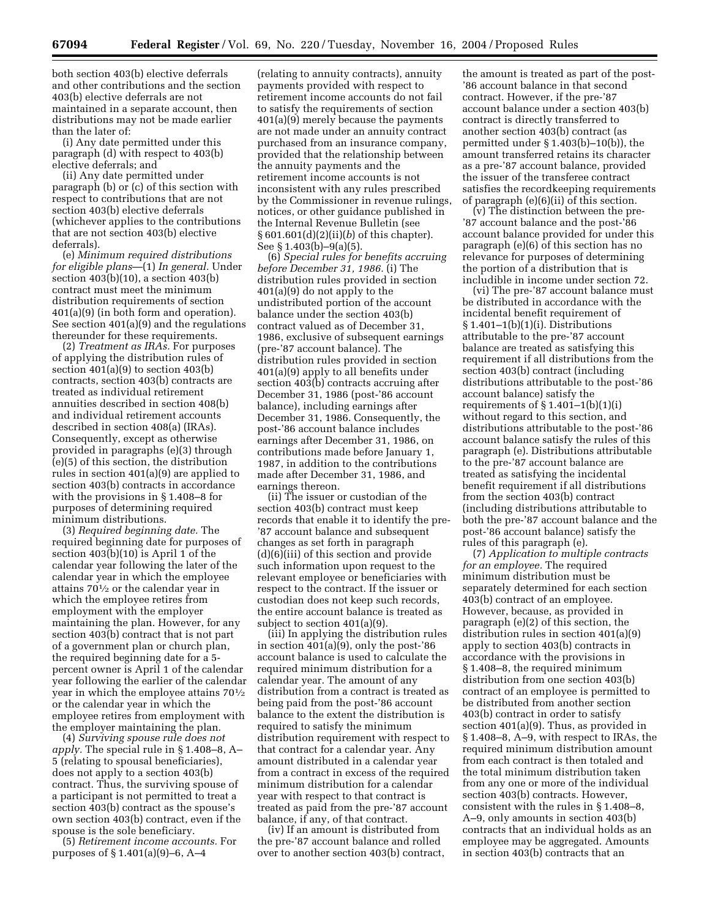both section 403(b) elective deferrals and other contributions and the section 403(b) elective deferrals are not maintained in a separate account, then distributions may not be made earlier than the later of:

(i) Any date permitted under this paragraph (d) with respect to 403(b) elective deferrals; and

(ii) Any date permitted under paragraph (b) or (c) of this section with respect to contributions that are not section 403(b) elective deferrals (whichever applies to the contributions that are not section 403(b) elective deferrals).

(e) *Minimum required distributions for eligible plans*—(1) *In general.* Under section 403(b)(10), a section 403(b) contract must meet the minimum distribution requirements of section 401(a)(9) (in both form and operation). See section 401(a)(9) and the regulations thereunder for these requirements.

(2) *Treatment as IRAs.* For purposes of applying the distribution rules of section 401(a)(9) to section 403(b) contracts, section 403(b) contracts are treated as individual retirement annuities described in section 408(b) and individual retirement accounts described in section 408(a) (IRAs). Consequently, except as otherwise provided in paragraphs (e)(3) through (e)(5) of this section, the distribution rules in section 401(a)(9) are applied to section 403(b) contracts in accordance with the provisions in § 1.408–8 for purposes of determining required minimum distributions.

(3) *Required beginning date.* The required beginning date for purposes of section 403(b)(10) is April 1 of the calendar year following the later of the calendar year in which the employee attains 70½ or the calendar year in which the employee retires from employment with the employer maintaining the plan. However, for any section 403(b) contract that is not part of a government plan or church plan, the required beginning date for a 5-percent owner is April 1 of the calendar year following the earlier of the calendar year in which the employee attains 70½ or the calendar year in which the employee retires from employment with the employer maintaining the plan.

(4) *Surviving spouse rule does not apply.* The special rule in § 1.408–8, A–5 (relating to spousal beneficiaries), does not apply to a section 403(b) contract. Thus, the surviving spouse of a participant is not permitted to treat a section 403(b) contract as the spouse's own section 403(b) contract, even if the spouse is the sole beneficiary.

(5) *Retirement income accounts.* For purposes of § 1.401(a)(9)–6, A–4 (relating to annuity contracts), annuity payments provided with respect to retirement income accounts do not fail to satisfy the requirements of section 401(a)(9) merely because the payments are not made under an annuity contract purchased from an insurance company, provided that the relationship between the annuity payments and the retirement income accounts is not inconsistent with any rules prescribed by the Commissioner in revenue rulings, notices, or other guidance published in the Internal Revenue Bulletin (see § 601.601(d)(2)(ii)(*b*) of this chapter). See § 1.403(b)–9(a)(5).

(6) *Special rules for benefits accruing before December 31, 1986.* (i) The distribution rules provided in section 401(a)(9) do not apply to the undistributed portion of the account balance under the section 403(b) contract valued as of December 31, 1986, exclusive of subsequent earnings (pre-'87 account balance). The distribution rules provided in section 401(a)(9) apply to all benefits under section 403(b) contracts accruing after December 31, 1986 (post-'86 account balance), including earnings after December 31, 1986. Consequently, the post-'86 account balance includes earnings after December 31, 1986, on contributions made before January 1, 1987, in addition to the contributions made after December 31, 1986, and earnings thereon.

(ii) The issuer or custodian of the section 403(b) contract must keep records that enable it to identify the pre-'87 account balance and subsequent changes as set forth in paragraph (d)(6)(iii) of this section and provide such information upon request to the relevant employee or beneficiaries with respect to the contract. If the issuer or custodian does not keep such records, the entire account balance is treated as subject to section 401(a)(9).

(iii) In applying the distribution rules in section 401(a)(9), only the post-'86 account balance is used to calculate the required minimum distribution for a calendar year. The amount of any distribution from a contract is treated as being paid from the post-'86 account balance to the extent the distribution is required to satisfy the minimum distribution requirement with respect to that contract for a calendar year. Any amount distributed in a calendar year from a contract in excess of the required minimum distribution for a calendar year with respect to that contract is treated as paid from the pre-'87 account balance, if any, of that contract.

(iv) If an amount is distributed from the pre-'87 account balance and rolled over to another section 403(b) contract, the amount is treated as part of the post-'86 account balance in that second contract. However, if the pre-'87 account balance under a section 403(b) contract is directly transferred to another section 403(b) contract (as permitted under § 1.403(b)–10(b)), the amount transferred retains its character as a pre-'87 account balance, provided the issuer of the transferee contract satisfies the recordkeeping requirements of paragraph (e)(6)(ii) of this section.

(v) The distinction between the pre-'87 account balance and the post-'86 account balance provided for under this paragraph (e)(6) of this section has no relevance for purposes of determining the portion of a distribution that is includible in income under section 72.

(vi) The pre-'87 account balance must be distributed in accordance with the incidental benefit requirement of § 1.401–1(b)(1)(i). Distributions attributable to the pre-'87 account balance are treated as satisfying this requirement if all distributions from the section 403(b) contract (including distributions attributable to the post-'86 account balance) satisfy the requirements of § 1.401–1(b)(1)(i) without regard to this section, and distributions attributable to the post-'86 account balance satisfy the rules of this paragraph (e). Distributions attributable to the pre-'87 account balance are treated as satisfying the incidental benefit requirement if all distributions from the section 403(b) contract (including distributions attributable to both the pre-'87 account balance and the post-'86 account balance) satisfy the rules of this paragraph (e).

(7) *Application to multiple contracts for an employee.* The required minimum distribution must be separately determined for each section 403(b) contract of an employee. However, because, as provided in paragraph (e)(2) of this section, the distribution rules in section 401(a)(9) apply to section 403(b) contracts in accordance with the provisions in § 1.408–8, the required minimum distribution from one section 403(b) contract of an employee is permitted to be distributed from another section 403(b) contract in order to satisfy section 401(a)(9). Thus, as provided in § 1.408–8, A–9, with respect to IRAs, the required minimum distribution amount from each contract is then totaled and the total minimum distribution taken from any one or more of the individual section 403(b) contracts. However, consistent with the rules in § 1.408–8, A–9, only amounts in section 403(b) contracts that an individual holds as an employee may be aggregated. Amounts in section 403(b) contracts that an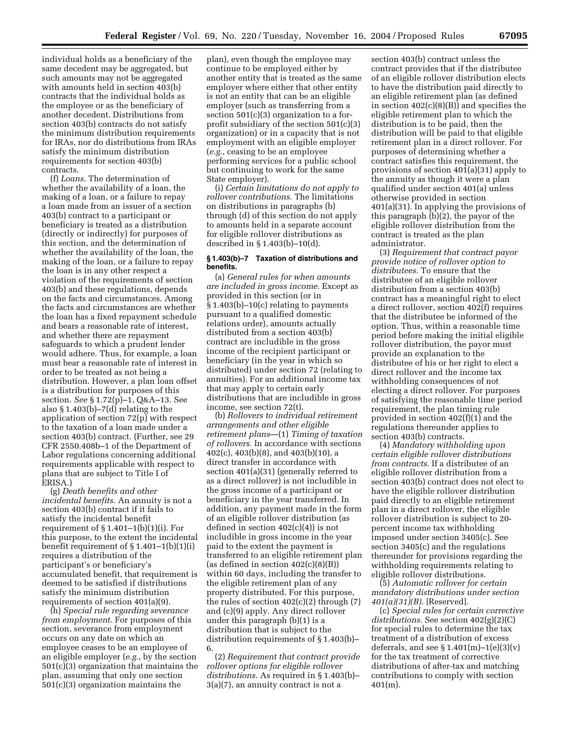individual holds as a beneficiary of the same decedent may be aggregated, but such amounts may not be aggregated with amounts held in section 403(b) contracts that the individual holds as the employee or as the beneficiary of another decedent. Distributions from section 403(b) contracts do not satisfy the minimum distribution requirements for IRAs, nor do distributions from IRAs satisfy the minimum distribution requirements for section 403(b) contracts.

(f) *Loans.* The determination of whether the availability of a loan, the making of a loan, or a failure to repay a loan made from an issuer of a section 403(b) contract to a participant or beneficiary is treated as a distribution (directly or indirectly) for purposes of this section, and the determination of whether the availability of the loan, the making of the loan, or a failure to repay the loan is in any other respect a violation of the requirements of section 403(b) and these regulations, depends on the facts and circumstances. Among the facts and circumstances are whether the loan has a fixed repayment schedule and bears a reasonable rate of interest, and whether there are repayment safeguards to which a prudent lender would adhere. Thus, for example, a loan must bear a reasonable rate of interest in order to be treated as not being a distribution. However, a plan loan offset is a distribution for purposes of this section. *See* § 1.72(p)–1, Q&A–13. See also § 1.403(b)–7(d) relating to the application of section 72(p) with respect to the taxation of a loan made under a section 403(b) contract. (Further, see 29 CFR 2550.408b–1 of the Department of Labor regulations concerning additional requirements applicable with respect to plans that are subject to Title I of ERISA.)

(g) *Death benefits and other incidental benefits.* An annuity is not a section 403(b) contract if it fails to satisfy the incidental benefit requirement of § 1.401–1(b)(1)(i). For this purpose, to the extent the incidental benefit requirement of § 1.401–1(b)(1)(i) requires a distribution of the participant's or beneficiary's accumulated benefit, that requirement is deemed to be satisfied if distributions satisfy the minimum distribution requirements of section 401(a)(9).

(h) *Special rule regarding severance from employment.* For purposes of this section, severance from employment occurs on any date on which an employee ceases to be an employee of an eligible employer (*e.g.*, by the section 501(c)(3) organization that maintains the plan, assuming that only one section 501(c)(3) organization maintains the plan), even though the employee may continue to be employed either by another entity that is treated as the same employer where either that other entity is not an entity that can be an eligible employer (such as transferring from a section 501(c)(3) organization to a for-profit subsidiary of the section 501(c)(3) organization) or in a capacity that is not employment with an eligible employer (*e.g.*, ceasing to be an employee performing services for a public school but continuing to work for the same State employer).

(i) *Certain limitations do not apply to rollover contributions.* The limitations on distributions in paragraphs (b) through (d) of this section do not apply to amounts held in a separate account for eligible rollover distributions as described in § 1.403(b)–10(d).

**§ 1.403(b)–7 Taxation of distributions and benefits.**

(a) *General rules for when amounts are included in gross income.* Except as provided in this section (or in § 1.403(b)–10(c) relating to payments pursuant to a qualified domestic relations order), amounts actually distributed from a section 403(b) contract are includible in the gross income of the recipient participant or beneficiary (in the year in which so distributed) under section 72 (relating to annuities). For an additional income tax that may apply to certain early distributions that are includible in gross income, see section 72(t).

(b) *Rollovers to individual retirement arrangements and other eligible retirement plans*—(1) *Timing of taxation of rollovers.* In accordance with sections 402(c), 403(b)(8), and 403(b)(10), a direct transfer in accordance with section 401(a)(31) (generally referred to as a direct rollover) is not includible in the gross income of a participant or beneficiary in the year transferred. In addition, any payment made in the form of an eligible rollover distribution (as defined in section 402(c)(4)) is not includible in gross income in the year paid to the extent the payment is transferred to an eligible retirement plan (as defined in section 402(c)(8)(B)) within 60 days, including the transfer to the eligible retirement plan of any property distributed. For this purpose, the rules of section 402(c)(2) through (7) and (c)(9) apply. Any direct rollover under this paragraph (b)(1) is a distribution that is subject to the distribution requirements of § 1.403(b)–6.

(2) *Requirement that contract provide rollover options for eligible rollover distributions.* As required in § 1.403(b)–3(a)(7), an annuity contract is not a section 403(b) contract unless the contract provides that if the distributee of an eligible rollover distribution elects to have the distribution paid directly to an eligible retirement plan (as defined in section 402(c)(8)(B)) and specifies the eligible retirement plan to which the distribution is to be paid, then the distribution will be paid to that eligible retirement plan in a direct rollover. For purposes of determining whether a contract satisfies this requirement, the provisions of section 401(a)(31) apply to the annuity as though it were a plan qualified under section 401(a) unless otherwise provided in section 401(a)(31). In applying the provisions of this paragraph (b)(2), the payor of the eligible rollover distribution from the contract is treated as the plan administrator.

(3) *Requirement that contract payor provide notice of rollover option to distributees.* To ensure that the distributee of an eligible rollover distribution from a section 403(b) contract has a meaningful right to elect a direct rollover, section 402(f) requires that the distributee be informed of the option. Thus, within a reasonable time period before making the initial eligible rollover distribution, the payor must provide an explanation to the distributee of his or her right to elect a direct rollover and the income tax withholding consequences of not electing a direct rollover. For purposes of satisfying the reasonable time period requirement, the plan timing rule provided in section 402(f)(1) and the regulations thereunder applies to section 403(b) contracts.

(4) *Mandatory withholding upon certain eligible rollover distributions from contracts.* If a distributee of an eligible rollover distribution from a section 403(b) contract does not elect to have the eligible rollover distribution paid directly to an eligible retirement plan in a direct rollover, the eligible rollover distribution is subject to 20-percent income tax withholding imposed under section 3405(c). See section 3405(c) and the regulations thereunder for provisions regarding the withholding requirements relating to eligible rollover distributions.

(5) *Automatic rollover for certain mandatory distributions under section 401(a)(31)(B).* [Reserved].

(c) *Special rules for certain corrective distributions.* See section 402(g)(2)(C) for special rules to determine the tax treatment of a distribution of excess deferrals, and see § 1.401(m)–1(e)(3)(v) for the tax treatment of corrective distributions of after-tax and matching contributions to comply with section 401(m).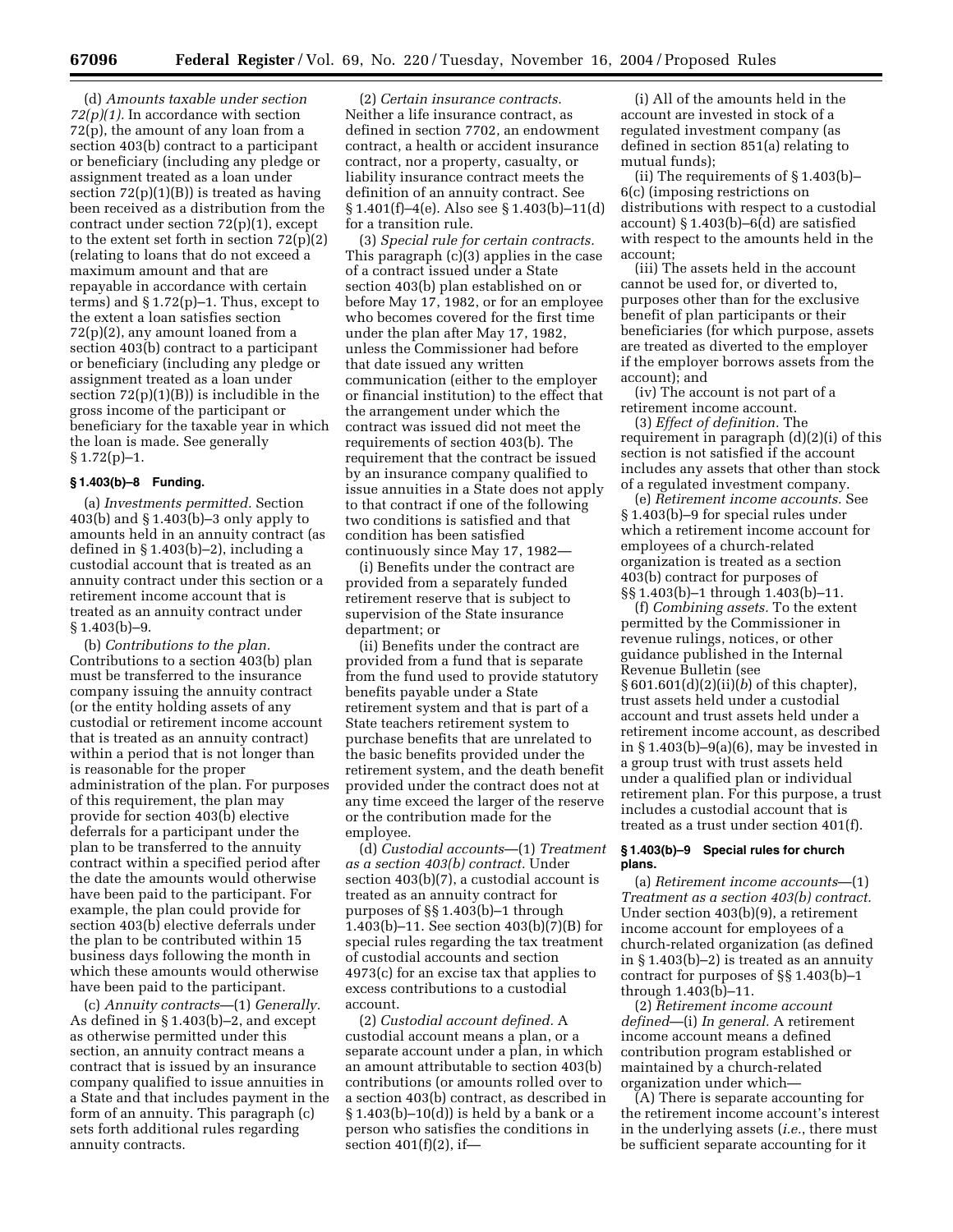(d) *Amounts taxable under section 72(p)(1).* In accordance with section 72(p), the amount of any loan from a section 403(b) contract to a participant or beneficiary (including any pledge or assignment treated as a loan under section 72(p)(1)(B)) is treated as having been received as a distribution from the contract under section 72(p)(1), except to the extent set forth in section 72(p)(2) (relating to loans that do not exceed a maximum amount and that are repayable in accordance with certain terms) and § 1.72(p)–1. Thus, except to the extent a loan satisfies section 72(p)(2), any amount loaned from a section 403(b) contract to a participant or beneficiary (including any pledge or assignment treated as a loan under section 72(p)(1)(B)) is includible in the gross income of the participant or beneficiary for the taxable year in which the loan is made. See generally § 1.72(p)–1.

**§ 1.403(b)–8 Funding.**

(a) *Investments permitted.* Section 403(b) and § 1.403(b)–3 only apply to amounts held in an annuity contract (as defined in § 1.403(b)–2), including a custodial account that is treated as an annuity contract under this section or a retirement income account that is treated as an annuity contract under § 1.403(b)–9.

(b) *Contributions to the plan.* Contributions to a section 403(b) plan must be transferred to the insurance company issuing the annuity contract (or the entity holding assets of any custodial or retirement income account that is treated as an annuity contract) within a period that is not longer than is reasonable for the proper administration of the plan. For purposes of this requirement, the plan may provide for section 403(b) elective deferrals for a participant under the plan to be transferred to the annuity contract within a specified period after the date the amounts would otherwise have been paid to the participant. For example, the plan could provide for section 403(b) elective deferrals under the plan to be contributed within 15 business days following the month in which these amounts would otherwise have been paid to the participant.

(c) *Annuity contracts*—(1) *Generally.* As defined in § 1.403(b)–2, and except as otherwise permitted under this section, an annuity contract means a contract that is issued by an insurance company qualified to issue annuities in a State and that includes payment in the form of an annuity. This paragraph (c) sets forth additional rules regarding annuity contracts.

(2) *Certain insurance contracts.* Neither a life insurance contract, as defined in section 7702, an endowment contract, a health or accident insurance contract, nor a property, casualty, or liability insurance contract meets the definition of an annuity contract. See § 1.401(f)–4(e). Also see § 1.403(b)–11(d) for a transition rule.

(3) *Special rule for certain contracts.* This paragraph (c)(3) applies in the case of a contract issued under a State section 403(b) plan established on or before May 17, 1982, or for an employee who becomes covered for the first time under the plan after May 17, 1982, unless the Commissioner had before that date issued any written communication (either to the employer or financial institution) to the effect that the arrangement under which the contract was issued did not meet the requirements of section 403(b). The requirement that the contract be issued by an insurance company qualified to issue annuities in a State does not apply to that contract if one of the following two conditions is satisfied and that condition has been satisfied continuously since May 17, 1982—

(i) Benefits under the contract are provided from a separately funded retirement reserve that is subject to supervision of the State insurance department; or

(ii) Benefits under the contract are provided from a fund that is separate from the fund used to provide statutory benefits payable under a State retirement system and that is part of a State teachers retirement system to purchase benefits that are unrelated to the basic benefits provided under the retirement system, and the death benefit provided under the contract does not at any time exceed the larger of the reserve or the contribution made for the employee.

(d) *Custodial accounts*—(1) *Treatment as a section 403(b) contract.* Under section 403(b)(7), a custodial account is treated as an annuity contract for purposes of §§ 1.403(b)–1 through 1.403(b)–11. See section 403(b)(7)(B) for special rules regarding the tax treatment of custodial accounts and section 4973(c) for an excise tax that applies to excess contributions to a custodial account.

(2) *Custodial account defined.* A custodial account means a plan, or a separate account under a plan, in which an amount attributable to section 403(b) contributions (or amounts rolled over to a section 403(b) contract, as described in § 1.403(b)–10(d)) is held by a bank or a person who satisfies the conditions in section 401(f)(2), if—

(i) All of the amounts held in the account are invested in stock of a regulated investment company (as defined in section 851(a) relating to mutual funds);

(ii) The requirements of § 1.403(b)–6(c) (imposing restrictions on distributions with respect to a custodial account) § 1.403(b)–6(d) are satisfied with respect to the amounts held in the account;

(iii) The assets held in the account cannot be used for, or diverted to, purposes other than for the exclusive benefit of plan participants or their beneficiaries (for which purpose, assets are treated as diverted to the employer if the employer borrows assets from the account); and

(iv) The account is not part of a retirement income account.

(3) *Effect of definition.* The requirement in paragraph (d)(2)(i) of this section is not satisfied if the account includes any assets that other than stock of a regulated investment company.

(e) *Retirement income accounts.* See § 1.403(b)–9 for special rules under which a retirement income account for employees of a church-related organization is treated as a section 403(b) contract for purposes of §§ 1.403(b)–1 through 1.403(b)–11.

(f) *Combining assets.* To the extent permitted by the Commissioner in revenue rulings, notices, or other guidance published in the Internal Revenue Bulletin (see § 601.601(d)(2)(ii)(*b*) of this chapter), trust assets held under a custodial account and trust assets held under a retirement income account, as described in § 1.403(b)–9(a)(6), may be invested in a group trust with trust assets held under a qualified plan or individual retirement plan. For this purpose, a trust includes a custodial account that is treated as a trust under section 401(f).

**§ 1.403(b)–9 Special rules for church plans.**

(a) *Retirement income accounts*—(1) *Treatment as a section 403(b) contract.* Under section 403(b)(9), a retirement income account for employees of a church-related organization (as defined in § 1.403(b)–2) is treated as an annuity contract for purposes of §§ 1.403(b)–1 through 1.403(b)–11.

(2) *Retirement income account defined*—(i) *In general.* A retirement income account means a defined contribution program established or maintained by a church-related organization under which—

(A) There is separate accounting for the retirement income account's interest in the underlying assets (*i.e.*, there must be sufficient separate accounting for it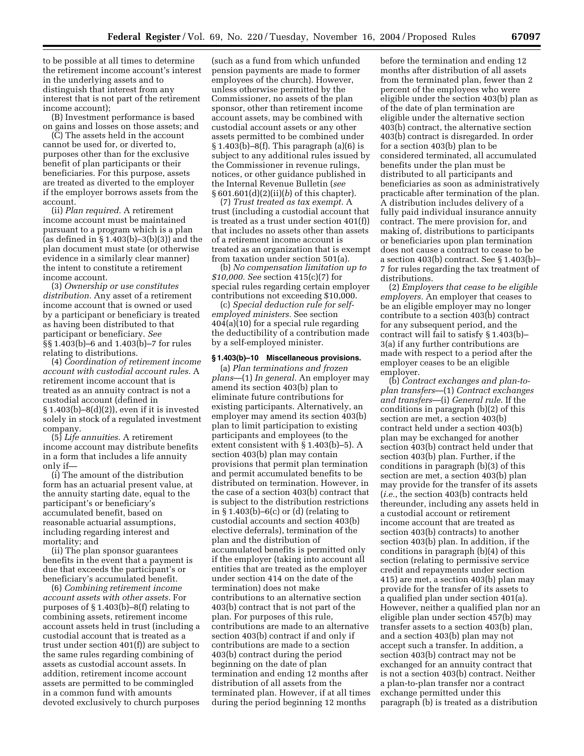to be possible at all times to determine the retirement income account's interest in the underlying assets and to distinguish that interest from any interest that is not part of the retirement income account);

(B) Investment performance is based on gains and losses on those assets; and

(C) The assets held in the account cannot be used for, or diverted to, purposes other than for the exclusive benefit of plan participants or their beneficiaries. For this purpose, assets are treated as diverted to the employer if the employer borrows assets from the account.

(ii) *Plan required.* A retirement income account must be maintained pursuant to a program which is a plan (as defined in § 1.403(b)–3(b)(3)) and the plan document must state (or otherwise evidence in a similarly clear manner) the intent to constitute a retirement income account.

(3) *Ownership or use constitutes distribution.* Any asset of a retirement income account that is owned or used by a participant or beneficiary is treated as having been distributed to that participant or beneficiary. *See* §§ 1.403(b)–6 and 1.403(b)–7 for rules relating to distributions.

(4) *Coordination of retirement income account with custodial account rules.* A retirement income account that is treated as an annuity contract is not a custodial account (defined in § 1.403(b)–8(d)(2)), even if it is invested solely in stock of a regulated investment company.

(5) *Life annuities.* A retirement income account may distribute benefits in a form that includes a life annuity only if—

(i) The amount of the distribution form has an actuarial present value, at the annuity starting date, equal to the participant's or beneficiary's accumulated benefit, based on reasonable actuarial assumptions, including regarding interest and mortality; and

(ii) The plan sponsor guarantees benefits in the event that a payment is due that exceeds the participant's or beneficiary's accumulated benefit.

(6) *Combining retirement income account assets with other assets.* For purposes of § 1.403(b)–8(f) relating to combining assets, retirement income account assets held in trust (including a custodial account that is treated as a trust under section 401(f)) are subject to the same rules regarding combining of assets as custodial account assets. In addition, retirement income account assets are permitted to be commingled in a common fund with amounts devoted exclusively to church purposes (such as a fund from which unfunded pension payments are made to former employees of the church). However, unless otherwise permitted by the Commissioner, no assets of the plan sponsor, other than retirement income account assets, may be combined with custodial account assets or any other assets permitted to be combined under § 1.403(b)–8(f). This paragraph (a)(6) is subject to any additional rules issued by the Commissioner in revenue rulings, notices, or other guidance published in the Internal Revenue Bulletin (*see* § 601.601(d)(2)(ii)(*b*) of this chapter).

(7) *Trust treated as tax exempt.* A trust (including a custodial account that is treated as a trust under section 401(f)) that includes no assets other than assets of a retirement income account is treated as an organization that is exempt from taxation under section 501(a).

(b) *No compensation limitation up to $10,000. See* section 415(c)(7) for special rules regarding certain employer contributions not exceeding $10,000.

(c) *Special deduction rule for self-employed ministers.* See section 404(a)(10) for a special rule regarding the deductibility of a contribution made by a self-employed minister.

### § 1.403(b)–10 Miscellaneous provisions.

(a) *Plan terminations and frozen plans*—(1) *In general.* An employer may amend its section 403(b) plan to eliminate future contributions for existing participants. Alternatively, an employer may amend its section 403(b) plan to limit participation to existing participants and employees (to the extent consistent with § 1.403(b)–5). A section 403(b) plan may contain provisions that permit plan termination and permit accumulated benefits to be distributed on termination. However, in the case of a section 403(b) contract that is subject to the distribution restrictions in § 1.403(b)–6(c) or (d) (relating to custodial accounts and section 403(b) elective deferrals), termination of the plan and the distribution of accumulated benefits is permitted only if the employer (taking into account all entities that are treated as the employer under section 414 on the date of the termination) does not make contributions to an alternative section 403(b) contract that is not part of the plan. For purposes of this rule, contributions are made to an alternative section 403(b) contract if and only if contributions are made to a section 403(b) contract during the period beginning on the date of plan termination and ending 12 months after distribution of all assets from the terminated plan. However, if at all times during the period beginning 12 months before the termination and ending 12 months after distribution of all assets from the terminated plan, fewer than 2 percent of the employees who were eligible under the section 403(b) plan as of the date of plan termination are eligible under the alternative section 403(b) contract, the alternative section 403(b) contract is disregarded. In order for a section 403(b) plan to be considered terminated, all accumulated benefits under the plan must be distributed to all participants and beneficiaries as soon as administratively practicable after termination of the plan. A distribution includes delivery of a fully paid individual insurance annuity contract. The mere provision for, and making of, distributions to participants or beneficiaries upon plan termination does not cause a contract to cease to be a section 403(b) contract. See § 1.403(b)–7 for rules regarding the tax treatment of distributions.

(2) *Employers that cease to be eligible employers.* An employer that ceases to be an eligible employer may no longer contribute to a section 403(b) contract for any subsequent period, and the contract will fail to satisfy § 1.403(b)–3(a) if any further contributions are made with respect to a period after the employer ceases to be an eligible employer.

(b) *Contract exchanges and plan-to-plan transfers*—(1) *Contract exchanges and transfers*—(i) *General rule.* If the conditions in paragraph (b)(2) of this section are met, a section 403(b) contract held under a section 403(b) plan may be exchanged for another section 403(b) contract held under that section 403(b) plan. Further, if the conditions in paragraph (b)(3) of this section are met, a section 403(b) plan may provide for the transfer of its assets (*i.e.*, the section 403(b) contracts held thereunder, including any assets held in a custodial account or retirement income account that are treated as section 403(b) contracts) to another section 403(b) plan. In addition, if the conditions in paragraph (b)(4) of this section (relating to permissive service credit and repayments under section 415) are met, a section 403(b) plan may provide for the transfer of its assets to a qualified plan under section 401(a). However, neither a qualified plan nor an eligible plan under section 457(b) may transfer assets to a section 403(b) plan, and a section 403(b) plan may not accept such a transfer. In addition, a section 403(b) contract may not be exchanged for an annuity contract that is not a section 403(b) contract. Neither a plan-to-plan transfer nor a contract exchange permitted under this paragraph (b) is treated as a distribution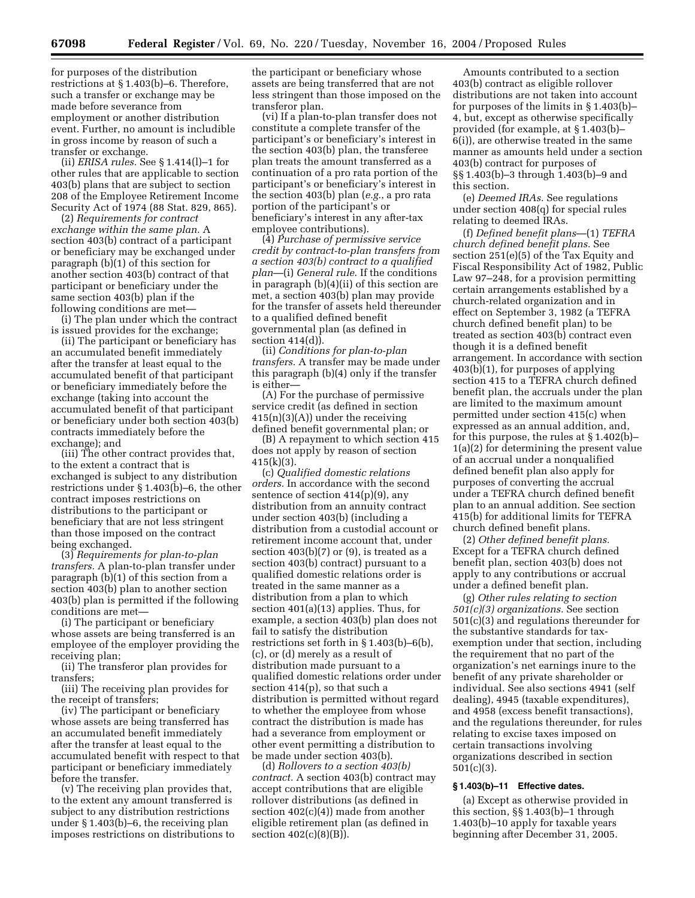for purposes of the distribution restrictions at § 1.403(b)–6. Therefore, such a transfer or exchange may be made before severance from employment or another distribution event. Further, no amount is includible in gross income by reason of such a transfer or exchange.

(ii) *ERISA rules.* See § 1.414(l)–1 for other rules that are applicable to section 403(b) plans that are subject to section 208 of the Employee Retirement Income Security Act of 1974 (88 Stat. 829, 865).

(2) *Requirements for contract exchange within the same plan.* A section 403(b) contract of a participant or beneficiary may be exchanged under paragraph (b)(1) of this section for another section 403(b) contract of that participant or beneficiary under the same section 403(b) plan if the following conditions are met—

(i) The plan under which the contract is issued provides for the exchange;

(ii) The participant or beneficiary has an accumulated benefit immediately after the transfer at least equal to the accumulated benefit of that participant or beneficiary immediately before the exchange (taking into account the accumulated benefit of that participant or beneficiary under both section 403(b) contracts immediately before the exchange); and

(iii) The other contract provides that, to the extent a contract that is exchanged is subject to any distribution restrictions under § 1.403(b)–6, the other contract imposes restrictions on distributions to the participant or beneficiary that are not less stringent than those imposed on the contract being exchanged.

(3) *Requirements for plan-to-plan transfers.* A plan-to-plan transfer under paragraph (b)(1) of this section from a section 403(b) plan to another section 403(b) plan is permitted if the following conditions are met—

(i) The participant or beneficiary whose assets are being transferred is an employee of the employer providing the receiving plan;

(ii) The transferor plan provides for transfers;

(iii) The receiving plan provides for the receipt of transfers;

(iv) The participant or beneficiary whose assets are being transferred has an accumulated benefit immediately after the transfer at least equal to the accumulated benefit with respect to that participant or beneficiary immediately before the transfer.

(v) The receiving plan provides that, to the extent any amount transferred is subject to any distribution restrictions under § 1.403(b)–6, the receiving plan imposes restrictions on distributions to the participant or beneficiary whose assets are being transferred that are not less stringent than those imposed on the transferor plan.

(vi) If a plan-to-plan transfer does not constitute a complete transfer of the participant's or beneficiary's interest in the section 403(b) plan, the transferee plan treats the amount transferred as a continuation of a pro rata portion of the participant's or beneficiary's interest in the section 403(b) plan (*e.g.*, a pro rata portion of the participant's or beneficiary's interest in any after-tax employee contributions).

(4) *Purchase of permissive service credit by contract-to-plan transfers from a section 403(b) contract to a qualified plan*—(i) *General rule.* If the conditions in paragraph (b)(4)(ii) of this section are met, a section 403(b) plan may provide for the transfer of assets held thereunder to a qualified defined benefit governmental plan (as defined in section 414(d)).

(ii) *Conditions for plan-to-plan transfers.* A transfer may be made under this paragraph (b)(4) only if the transfer is either—

(A) For the purchase of permissive service credit (as defined in section 415(n)(3)(A)) under the receiving defined benefit governmental plan; or

(B) A repayment to which section 415 does not apply by reason of section 415(k)(3).

(c) *Qualified domestic relations orders.* In accordance with the second sentence of section 414(p)(9), any distribution from an annuity contract under section 403(b) (including a distribution from a custodial account or retirement income account that, under section 403(b)(7) or (9), is treated as a section 403(b) contract) pursuant to a qualified domestic relations order is treated in the same manner as a distribution from a plan to which section 401(a)(13) applies. Thus, for example, a section 403(b) plan does not fail to satisfy the distribution restrictions set forth in § 1.403(b)–6(b), (c), or (d) merely as a result of distribution made pursuant to a qualified domestic relations order under section 414(p), so that such a distribution is permitted without regard to whether the employee from whose contract the distribution is made has had a severance from employment or other event permitting a distribution to be made under section 403(b).

(d) *Rollovers to a section 403(b) contract.* A section 403(b) contract may accept contributions that are eligible rollover distributions (as defined in section 402(c)(4)) made from another eligible retirement plan (as defined in section 402(c)(8)(B)).

Amounts contributed to a section 403(b) contract as eligible rollover distributions are not taken into account for purposes of the limits in § 1.403(b)–4, but, except as otherwise specifically provided (for example, at § 1.403(b)–6(i)), are otherwise treated in the same manner as amounts held under a section 403(b) contract for purposes of §§ 1.403(b)–3 through 1.403(b)–9 and this section.

(e) *Deemed IRAs.* See regulations under section 408(q) for special rules relating to deemed IRAs.

(f) *Defined benefit plans*—(1) *TEFRA church defined benefit plans.* See section 251(e)(5) of the Tax Equity and Fiscal Responsibility Act of 1982, Public Law 97–248, for a provision permitting certain arrangements established by a church-related organization and in effect on September 3, 1982 (a TEFRA church defined benefit plan) to be treated as section 403(b) contract even though it is a defined benefit arrangement. In accordance with section 403(b)(1), for purposes of applying section 415 to a TEFRA church defined benefit plan, the accruals under the plan are limited to the maximum amount permitted under section 415(c) when expressed as an annual addition, and, for this purpose, the rules at § 1.402(b)–1(a)(2) for determining the present value of an accrual under a nonqualified defined benefit plan also apply for purposes of converting the accrual under a TEFRA church defined benefit plan to an annual addition. See section 415(b) for additional limits for TEFRA church defined benefit plans.

(2) *Other defined benefit plans.* Except for a TEFRA church defined benefit plan, section 403(b) does not apply to any contributions or accrual under a defined benefit plan.

(g) *Other rules relating to section 501(c)(3) organizations.* See section 501(c)(3) and regulations thereunder for the substantive standards for tax-exemption under that section, including the requirement that no part of the organization's net earnings inure to the benefit of any private shareholder or individual. See also sections 4941 (self dealing), 4945 (taxable expenditures), and 4958 (excess benefit transactions), and the regulations thereunder, for rules relating to excise taxes imposed on certain transactions involving organizations described in section 501(c)(3).

**§ 1.403(b)–11 Effective dates.**

(a) Except as otherwise provided in this section, §§ 1.403(b)–1 through 1.403(b)–10 apply for taxable years beginning after December 31, 2005.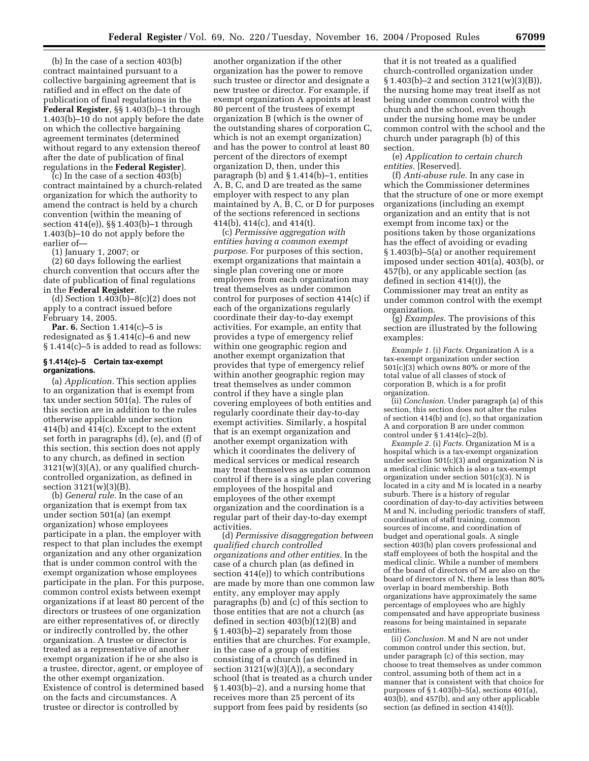(b) In the case of a section 403(b) contract maintained pursuant to a collective bargaining agreement that is ratified and in effect on the date of publication of final regulations in the **Federal Register**, §§ 1.403(b)–1 through 1.403(b)–10 do not apply before the date on which the collective bargaining agreement terminates (determined without regard to any extension thereof after the date of publication of final regulations in the **Federal Register**).

(c) In the case of a section 403(b) contract maintained by a church-related organization for which the authority to amend the contract is held by a church convention (within the meaning of section 414(e)), §§ 1.403(b)–1 through 1.403(b)–10 do not apply before the earlier of—

(1) January 1, 2007; or

(2) 60 days following the earliest church convention that occurs after the date of publication of final regulations in the **Federal Register**.

(d) Section 1.403(b)–8(c)(2) does not apply to a contract issued before February 14, 2005.

**Par. 6.** Section 1.414(c)–5 is redesignated as § 1.414(c)–6 and new § 1.414(c)–5 is added to read as follows:

#### § 1.414(c)–5 Certain tax-exempt organizations.

(a) *Application.* This section applies to an organization that is exempt from tax under section 501(a). The rules of this section are in addition to the rules otherwise applicable under section 414(b) and 414(c). Except to the extent set forth in paragraphs (d), (e), and (f) of this section, this section does not apply to any church, as defined in section 3121(w)(3)(A), or any qualified church-controlled organization, as defined in section 3121(w)(3)(B).

(b) *General rule.* In the case of an organization that is exempt from tax under section 501(a) (an exempt organization) whose employees participate in a plan, the employer with respect to that plan includes the exempt organization and any other organization that is under common control with the exempt organization whose employees participate in the plan. For this purpose, common control exists between exempt organizations if at least 80 percent of the directors or trustees of one organization are either representatives of, or directly or indirectly controlled by, the other organization. A trustee or director is treated as a representative of another exempt organization if he or she also is a trustee, director, agent, or employee of the other exempt organization. Existence of control is determined based on the facts and circumstances. A trustee or director is controlled by another organization if the other organization has the power to remove such trustee or director and designate a new trustee or director. For example, if exempt organization A appoints at least 80 percent of the trustees of exempt organization B (which is the owner of the outstanding shares of corporation C, which is not an exempt organization) and has the power to control at least 80 percent of the directors of exempt organization D, then, under this paragraph (b) and § 1.414(b)–1, entities A, B, C, and D are treated as the same employer with respect to any plan maintained by A, B, C, or D for purposes of the sections referenced in sections 414(b), 414(c), and 414(t).

(c) *Permissive aggregation with entities having a common exempt purpose.* For purposes of this section, exempt organizations that maintain a single plan covering one or more employees from each organization may treat themselves as under common control for purposes of section 414(c) if each of the organizations regularly coordinate their day-to-day exempt activities. For example, an entity that provides a type of emergency relief within one geographic region and another exempt organization that provides that type of emergency relief within another geographic region may treat themselves as under common control if they have a single plan covering employees of both entities and regularly coordinate their day-to-day exempt activities. Similarly, a hospital that is an exempt organization and another exempt organization with which it coordinates the delivery of medical services or medical research may treat themselves as under common control if there is a single plan covering employees of the hospital and employees of the other exempt organization and the coordination is a regular part of their day-to-day exempt activities.

(d) *Permissive disaggregation between qualified church controlled organizations and other entities.* In the case of a church plan (as defined in section 414(e)) to which contributions are made by more than one common law entity, any employer may apply paragraphs (b) and (c) of this section to those entities that are not a church (as defined in section 403(b)(12)(B) and § 1.403(b)–2) separately from those entities that are churches. For example, in the case of a group of entities consisting of a church (as defined in section 3121(w)(3)(A)), a secondary school (that is treated as a church under § 1.403(b)–2), and a nursing home that receives more than 25 percent of its support from fees paid by residents (so that it is not treated as a qualified church-controlled organization under § 1.403(b)–2 and section 3121(w)(3)(B)), the nursing home may treat itself as not being under common control with the church and the school, even though under the nursing home may be under common control with the school and the church under paragraph (b) of this section.

(e) *Application to certain church entities.* [Reserved].

(f) *Anti-abuse rule.* In any case in which the Commissioner determines that the structure of one or more exempt organizations (including an exempt organization and an entity that is not exempt from income tax) or the positions taken by those organizations has the effect of avoiding or evading § 1.403(b)–5(a) or another requirement imposed under section 401(a), 403(b), or 457(b), or any applicable section (as defined in section 414(t)), the Commissioner may treat an entity as under common control with the exempt organization.

(g) *Examples.* The provisions of this section are illustrated by the following examples:

*Example 1.* (i) *Facts.* Organization A is a tax-exempt organization under section 501(c)(3) which owns 80% or more of the total value of all classes of stock of corporation B, which is a for profit organization.

(ii) *Conclusion.* Under paragraph (a) of this section, this section does not alter the rules of section 414(b) and (c), so that organization A and corporation B are under common control under § 1.414(c)–2(b).

*Example 2.* (i) *Facts.* Organization M is a hospital which is a tax-exempt organization under section 501(c)(3) and organization N is a medical clinic which is also a tax-exempt organization under section 501(c)(3). N is located in a city and M is located in a nearby suburb. There is a history of regular coordination of day-to-day activities between M and N, including periodic transfers of staff, coordination of staff training, common sources of income, and coordination of budget and operational goals. A single section 403(b) plan covers professional and staff employees of both the hospital and the medical clinic. While a number of members of the board of directors of M are also on the board of directors of N, there is less than 80% overlap in board membership. Both organizations have approximately the same percentage of employees who are highly compensated and have appropriate business reasons for being maintained in separate entities.

(ii) *Conclusion.* M and N are not under common control under this section, but, under paragraph (c) of this section, may choose to treat themselves as under common control, assuming both of them act in a manner that is consistent with that choice for purposes of § 1.403(b)–5(a), sections 401(a), 403(b), and 457(b), and any other applicable section (as defined in section 414(t)).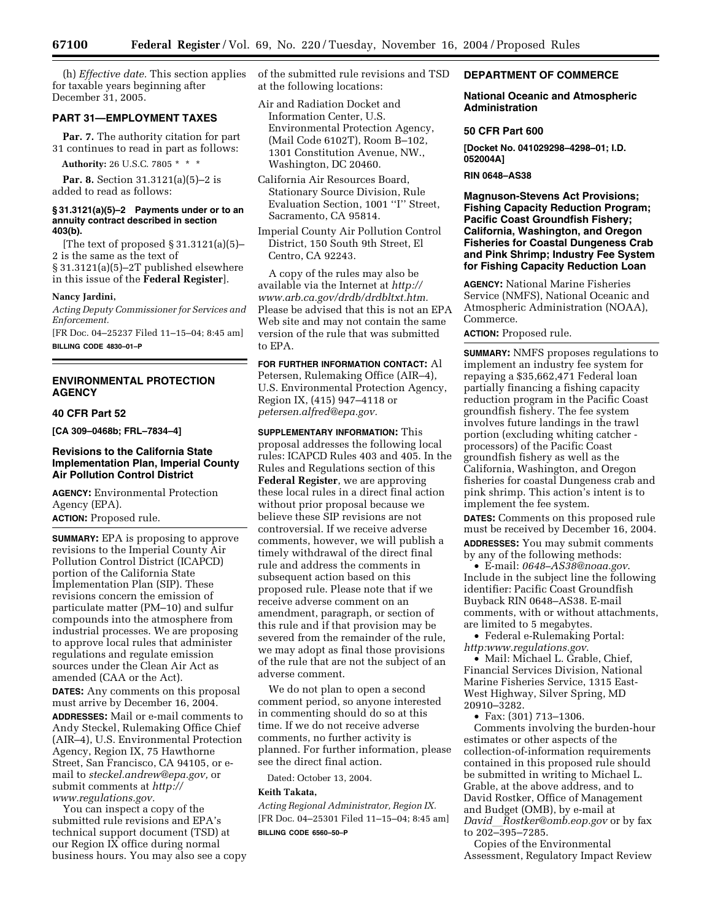(h) *Effective date.* This section applies for taxable years beginning after December 31, 2005.

## PART 31—EMPLOYMENT TAXES

**Par. 7.** The authority citation for part 31 continues to read in part as follows:

**Authority:** 26 U.S.C. 7805 * * *

**Par. 8.** Section 31.3121(a)(5)–2 is added to read as follows:

### § 31.3121(a)(5)–2 Payments under or to an annuity contract described in section 403(b).

[The text of proposed § 31.3121(a)(5)–2 is the same as the text of § 31.3121(a)(5)–2T published elsewhere in this issue of the **Federal Register**].

**Nancy Jardini,**

*Acting Deputy Commissioner for Services and Enforcement.*

[FR Doc. 04–25237 Filed 11–15–04; 8:45 am]

**BILLING CODE 4830–01–P**

---

## ENVIRONMENTAL PROTECTION AGENCY

### 40 CFR Part 52

**[CA 309–0468b; FRL–7834–4]**

### Revisions to the California State Implementation Plan, Imperial County Air Pollution Control District

**AGENCY:** Environmental Protection Agency (EPA).

**ACTION:** Proposed rule.

**SUMMARY:** EPA is proposing to approve revisions to the Imperial County Air Pollution Control District (ICAPCD) portion of the California State Implementation Plan (SIP). These revisions concern the emission of particulate matter (PM–10) and sulfur compounds into the atmosphere from industrial processes. We are proposing to approve local rules that administer regulations and regulate emission sources under the Clean Air Act as amended (CAA or the Act).

**DATES:** Any comments on this proposal must arrive by December 16, 2004.

**ADDRESSES:** Mail or e-mail comments to Andy Steckel, Rulemaking Office Chief (AIR–4), U.S. Environmental Protection Agency, Region IX, 75 Hawthorne Street, San Francisco, CA 94105, or e-mail to *steckel.andrew@epa.gov,* or submit comments at *http://www.regulations.gov.*

You can inspect a copy of the submitted rule revisions and EPA's technical support document (TSD) at our Region IX office during normal business hours. You may also see a copy of the submitted rule revisions and TSD at the following locations:

Air and Radiation Docket and Information Center, U.S. Environmental Protection Agency, (Mail Code 6102T), Room B–102, 1301 Constitution Avenue, NW., Washington, DC 20460.

California Air Resources Board, Stationary Source Division, Rule Evaluation Section, 1001 ''I'' Street, Sacramento, CA 95814.

Imperial County Air Pollution Control District, 150 South 9th Street, El Centro, CA 92243.

A copy of the rules may also be available via the Internet at *http://www.arb.ca.gov/drdb/drdbltxt.htm.* Please be advised that this is not an EPA Web site and may not contain the same version of the rule that was submitted to EPA.

**FOR FURTHER INFORMATION CONTACT:** Al Petersen, Rulemaking Office (AIR–4), U.S. Environmental Protection Agency, Region IX, (415) 947–4118 or *petersen.alfred@epa.gov.*

**SUPPLEMENTARY INFORMATION:** This proposal addresses the following local rules: ICAPCD Rules 403 and 405. In the Rules and Regulations section of this **Federal Register**, we are approving these local rules in a direct final action without prior proposal because we believe these SIP revisions are not controversial. If we receive adverse comments, however, we will publish a timely withdrawal of the direct final rule and address the comments in subsequent action based on this proposed rule. Please note that if we receive adverse comment on an amendment, paragraph, or section of this rule and if that provision may be severed from the remainder of the rule, we may adopt as final those provisions of the rule that are not the subject of an adverse comment.

We do not plan to open a second comment period, so anyone interested in commenting should do so at this time. If we do not receive adverse comments, no further activity is planned. For further information, please see the direct final action.

Dated: October 13, 2004.

**Keith Takata,**

*Acting Regional Administrator, Region IX.*

[FR Doc. 04–25301 Filed 11–15–04; 8:45 am]

**BILLING CODE 6560–50–P**

---

## DEPARTMENT OF COMMERCE

### National Oceanic and Atmospheric Administration

### 50 CFR Part 600

**[Docket No. 041029298–4298–01; I.D. 052004A]**

**RIN 0648–AS38**

### Magnuson-Stevens Act Provisions; Fishing Capacity Reduction Program; Pacific Coast Groundfish Fishery; California, Washington, and Oregon Fisheries for Coastal Dungeness Crab and Pink Shrimp; Industry Fee System for Fishing Capacity Reduction Loan

**AGENCY:** National Marine Fisheries Service (NMFS), National Oceanic and Atmospheric Administration (NOAA), Commerce.

**ACTION:** Proposed rule.

**SUMMARY:** NMFS proposes regulations to implement an industry fee system for repaying a $35,662,471 Federal loan partially financing a fishing capacity reduction program in the Pacific Coast groundfish fishery. The fee system involves future landings in the trawl portion (excluding whiting catcher - processors) of the Pacific Coast groundfish fishery as well as the California, Washington, and Oregon fisheries for coastal Dungeness crab and pink shrimp. This action's intent is to implement the fee system.

**DATES:** Comments on this proposed rule must be received by December 16, 2004.

**ADDRESSES:** You may submit comments by any of the following methods:

- E-mail: *0648–AS38@noaa.gov*. Include in the subject line the following identifier: Pacific Coast Groundfish Buyback RIN 0648–AS38. E-mail comments, with or without attachments, are limited to 5 megabytes.
- Federal e-Rulemaking Portal: *http:www.regulations.gov*.
- Mail: Michael L. Grable, Chief, Financial Services Division, National Marine Fisheries Service, 1315 East-West Highway, Silver Spring, MD 20910–3282.
- Fax: (301) 713–1306.

Comments involving the burden-hour estimates or other aspects of the collection-of-information requirements contained in this proposed rule should be submitted in writing to Michael L. Grable, at the above address, and to David Rostker, Office of Management and Budget (OMB), by e-mail at *David_Rostker@omb.eop.gov* or by fax to 202–395–7285.

Copies of the Environmental Assessment, Regulatory Impact Review